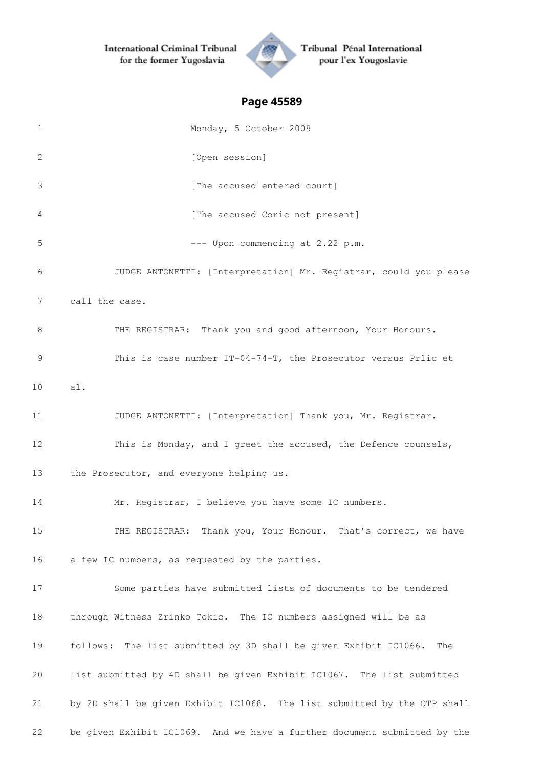International Criminal Tribunal for the former Yugoslavia — Tribunal Pénal International pour l'ex Yougoslavie

## Page 45589

1 Monday, 5 October 2009

2 [Open session]

3 [The accused entered court]

4 [The accused Coric not present]

5 --- Upon commencing at 2.22 p.m.

6 JUDGE ANTONETTI: [Interpretation] Mr. Registrar, could you please

7 call the case.

8 THE REGISTRAR: Thank you and good afternoon, Your Honours.

9 This is case number IT-04-74-T, the Prosecutor versus Prlic et

10 al.

11 JUDGE ANTONETTI: [Interpretation] Thank you, Mr. Registrar.

12 This is Monday, and I greet the accused, the Defence counsels,

13 the Prosecutor, and everyone helping us.

14 Mr. Registrar, I believe you have some IC numbers.

15 THE REGISTRAR: Thank you, Your Honour. That's correct, we have

16 a few IC numbers, as requested by the parties.

17 Some parties have submitted lists of documents to be tendered

18 through Witness Zrinko Tokic. The IC numbers assigned will be as

19 follows: The list submitted by 3D shall be given Exhibit IC1066. The

20 list submitted by 4D shall be given Exhibit IC1067. The list submitted

21 by 2D shall be given Exhibit IC1068. The list submitted by the OTP shall

22 be given Exhibit IC1069. And we have a further document submitted by the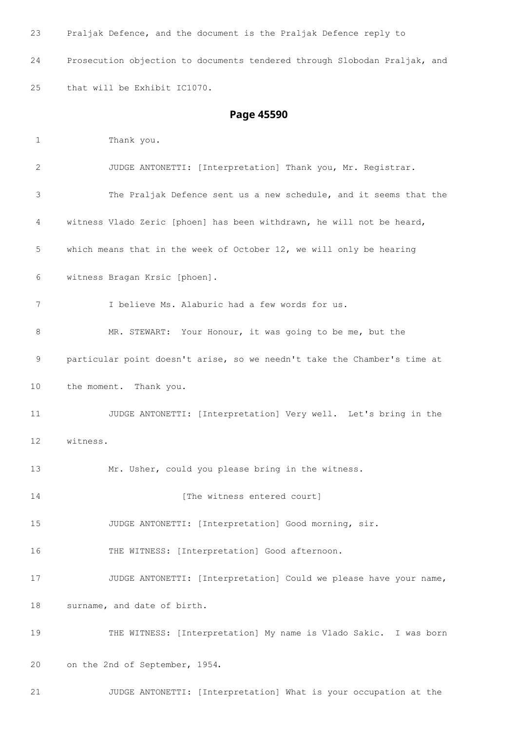23 Praljak Defence, and the document is the Praljak Defence reply to

24 Prosecution objection to documents tendered through Slobodan Praljak, and

25 that will be Exhibit IC1070.

## Page 45590

1 Thank you.

2 JUDGE ANTONETTI: [Interpretation] Thank you, Mr. Registrar.

3 The Praljak Defence sent us a new schedule, and it seems that the

4 witness Vlado Zeric [phoen] has been withdrawn, he will not be heard,

5 which means that in the week of October 12, we will only be hearing

6 witness Bragan Krsic [phoen].

7 I believe Ms. Alaburic had a few words for us.

8 MR. STEWART: Your Honour, it was going to be me, but the

9 particular point doesn't arise, so we needn't take the Chamber's time at

10 the moment. Thank you.

11 JUDGE ANTONETTI: [Interpretation] Very well. Let's bring in the

12 witness.

13 Mr. Usher, could you please bring in the witness.

14 [The witness entered court]

15 JUDGE ANTONETTI: [Interpretation] Good morning, sir.

16 THE WITNESS: [Interpretation] Good afternoon.

17 JUDGE ANTONETTI: [Interpretation] Could we please have your name,

18 surname, and date of birth.

19 THE WITNESS: [Interpretation] My name is Vlado Sakic. I was born

20 on the 2nd of September, 1954.

21 JUDGE ANTONETTI: [Interpretation] What is your occupation at the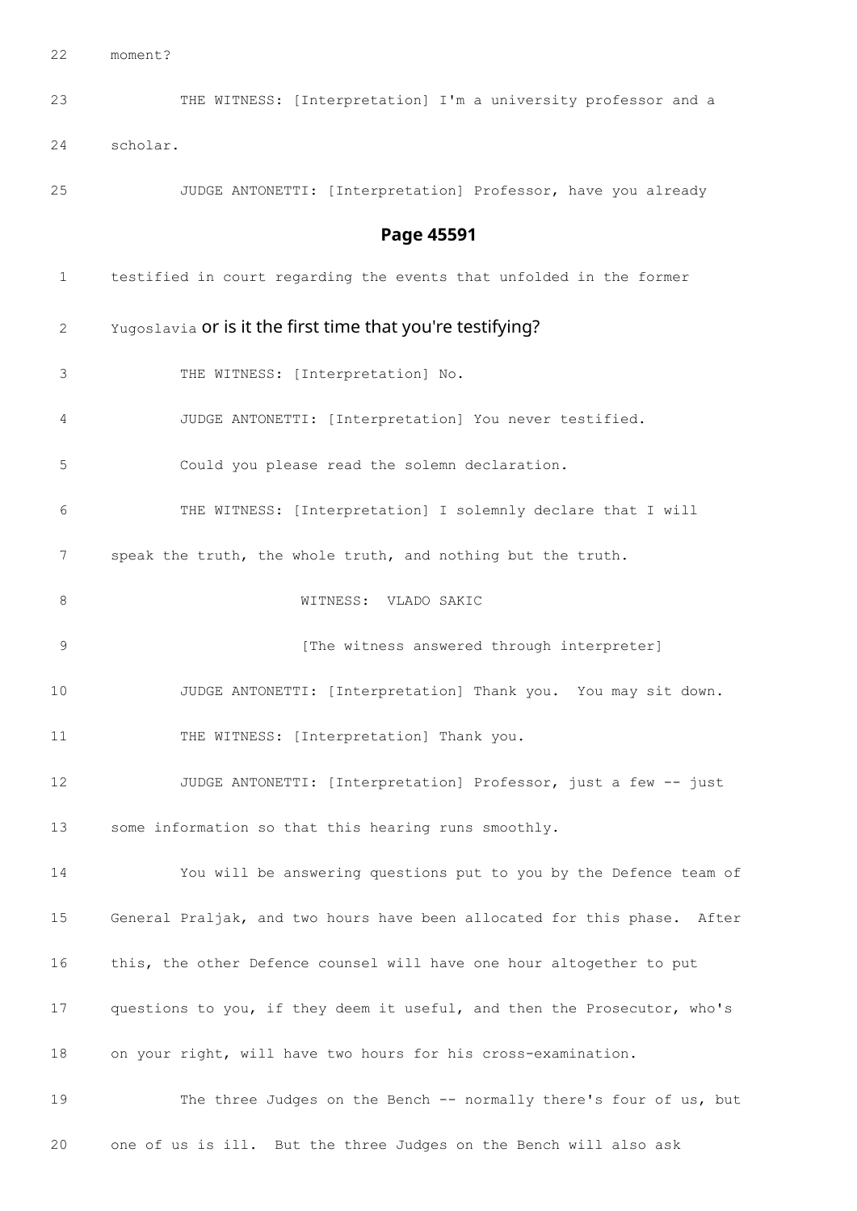22 moment?

23 THE WITNESS: [Interpretation] I'm a university professor and a

24 scholar.

25 JUDGE ANTONETTI: [Interpretation] Professor, have you already

## Page 45591

1 testified in court regarding the events that unfolded in the former

2 Yugoslavia or is it the first time that you're testifying?

3 THE WITNESS: [Interpretation] No.

4 JUDGE ANTONETTI: [Interpretation] You never testified.

5 Could you please read the solemn declaration.

6 THE WITNESS: [Interpretation] I solemnly declare that I will

7 speak the truth, the whole truth, and nothing but the truth.

8 WITNESS: VLADO SAKIC

9 [The witness answered through interpreter]

10 JUDGE ANTONETTI: [Interpretation] Thank you. You may sit down.

11 THE WITNESS: [Interpretation] Thank you.

12 JUDGE ANTONETTI: [Interpretation] Professor, just a few -- just

13 some information so that this hearing runs smoothly.

14 You will be answering questions put to you by the Defence team of

15 General Praljak, and two hours have been allocated for this phase. After

16 this, the other Defence counsel will have one hour altogether to put

17 questions to you, if they deem it useful, and then the Prosecutor, who's

18 on your right, will have two hours for his cross-examination.

19 The three Judges on the Bench -- normally there's four of us, but

20 one of us is ill. But the three Judges on the Bench will also ask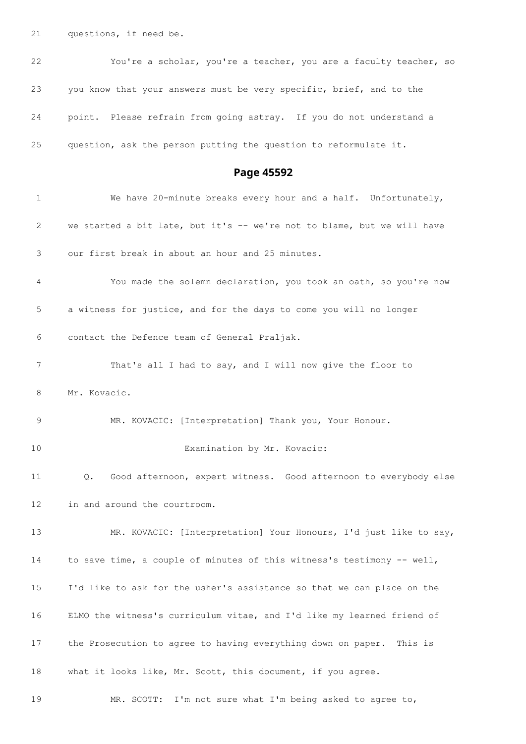21 questions, if need be.

22 You're a scholar, you're a teacher, you are a faculty teacher, so

23 you know that your answers must be very specific, brief, and to the

24 point. Please refrain from going astray. If you do not understand a

25 question, ask the person putting the question to reformulate it.

## Page 45592

1 We have 20-minute breaks every hour and a half. Unfortunately,

2 we started a bit late, but it's -- we're not to blame, but we will have

3 our first break in about an hour and 25 minutes.

4 You made the solemn declaration, you took an oath, so you're now

5 a witness for justice, and for the days to come you will no longer

6 contact the Defence team of General Praljak.

7 That's all I had to say, and I will now give the floor to

8 Mr. Kovacic.

9 MR. KOVACIC: [Interpretation] Thank you, Your Honour.

10 Examination by Mr. Kovacic:

11 Q. Good afternoon, expert witness. Good afternoon to everybody else

12 in and around the courtroom.

13 MR. KOVACIC: [Interpretation] Your Honours, I'd just like to say,

14 to save time, a couple of minutes of this witness's testimony -- well,

15 I'd like to ask for the usher's assistance so that we can place on the

16 ELMO the witness's curriculum vitae, and I'd like my learned friend of

17 the Prosecution to agree to having everything down on paper. This is

18 what it looks like, Mr. Scott, this document, if you agree.

19 MR. SCOTT: I'm not sure what I'm being asked to agree to,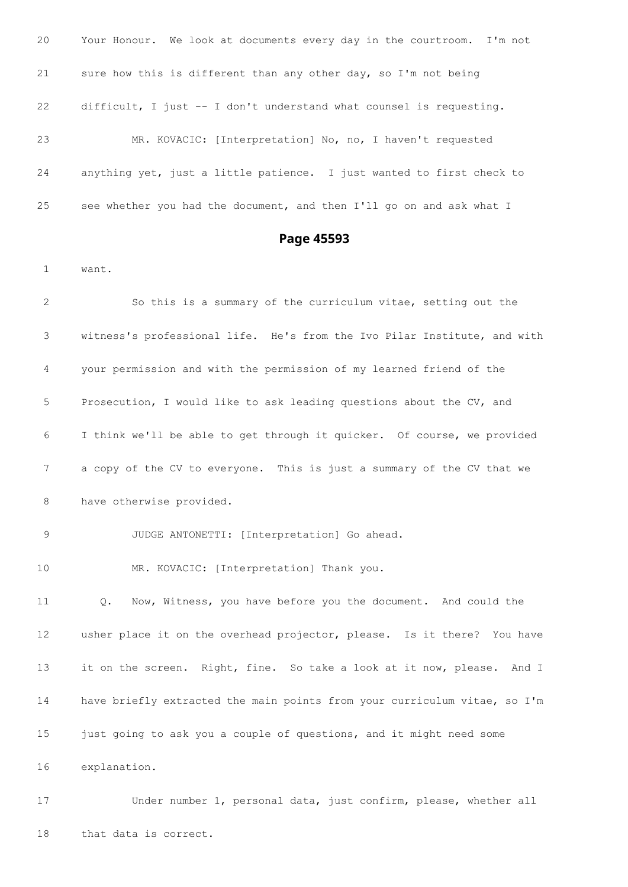20 Your Honour. We look at documents every day in the courtroom. I'm not

21 sure how this is different than any other day, so I'm not being

22 difficult, I just -- I don't understand what counsel is requesting.

23 MR. KOVACIC: [Interpretation] No, no, I haven't requested

24 anything yet, just a little patience. I just wanted to first check to

25 see whether you had the document, and then I'll go on and ask what I

## Page 45593

1 want.

2 So this is a summary of the curriculum vitae, setting out the

3 witness's professional life. He's from the Ivo Pilar Institute, and with

4 your permission and with the permission of my learned friend of the

5 Prosecution, I would like to ask leading questions about the CV, and

6 I think we'll be able to get through it quicker. Of course, we provided

7 a copy of the CV to everyone. This is just a summary of the CV that we

8 have otherwise provided.

9 JUDGE ANTONETTI: [Interpretation] Go ahead.

10 MR. KOVACIC: [Interpretation] Thank you.

11 Q. Now, Witness, you have before you the document. And could the

12 usher place it on the overhead projector, please. Is it there? You have

13 it on the screen. Right, fine. So take a look at it now, please. And I

14 have briefly extracted the main points from your curriculum vitae, so I'm

15 just going to ask you a couple of questions, and it might need some

16 explanation.

17 Under number 1, personal data, just confirm, please, whether all

18 that data is correct.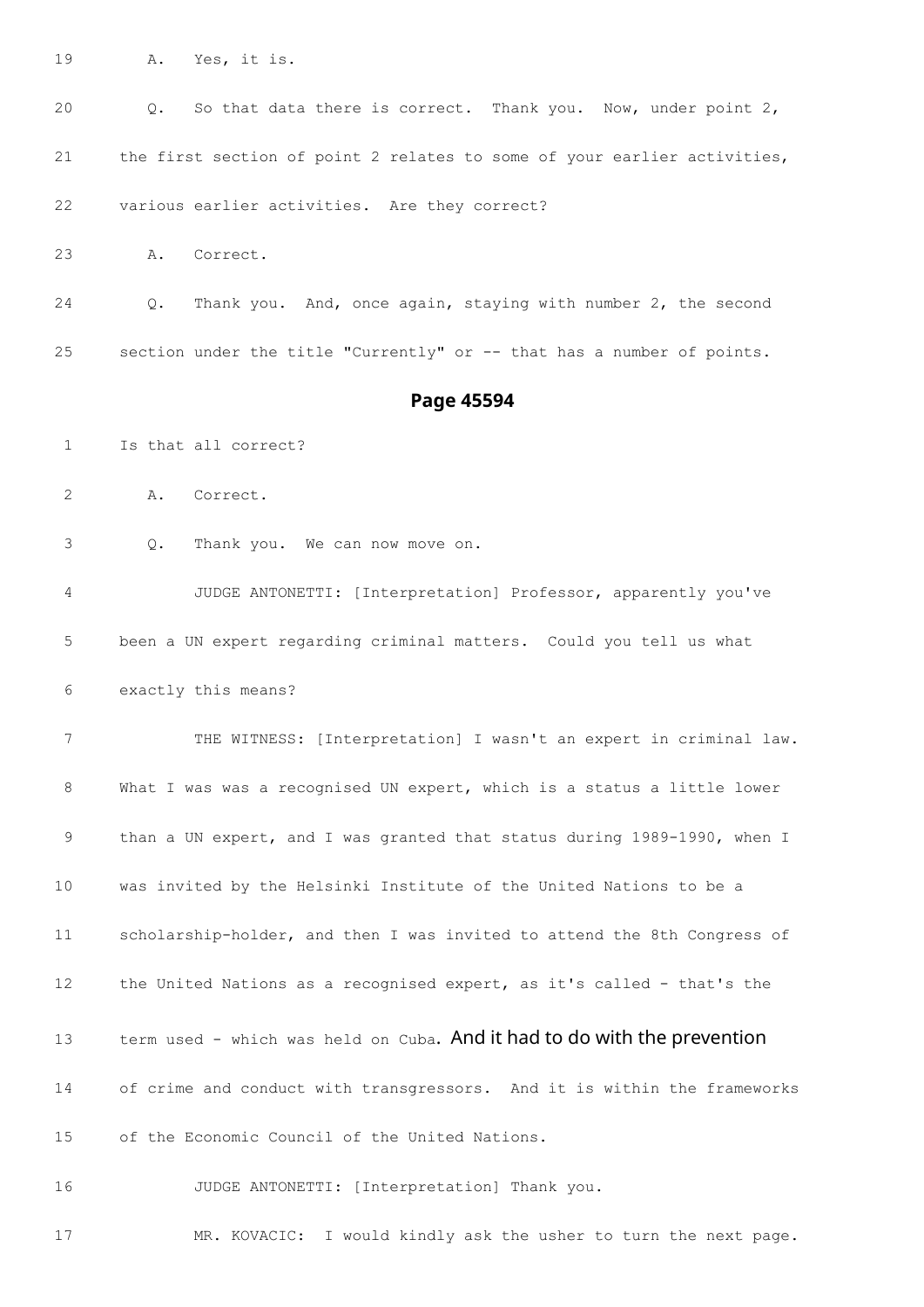19 A. Yes, it is.

20 Q. So that data there is correct. Thank you. Now, under point 2,

21 the first section of point 2 relates to some of your earlier activities,

22 various earlier activities. Are they correct?

23 A. Correct.

24 Q. Thank you. And, once again, staying with number 2, the second

25 section under the title "Currently" or -- that has a number of points.

## Page 45594

1 Is that all correct?

2 A. Correct.

3 Q. Thank you. We can now move on.

4 JUDGE ANTONETTI: [Interpretation] Professor, apparently you've

5 been a UN expert regarding criminal matters. Could you tell us what

6 exactly this means?

7 THE WITNESS: [Interpretation] I wasn't an expert in criminal law.

8 What I was was a recognised UN expert, which is a status a little lower

9 than a UN expert, and I was granted that status during 1989-1990, when I

10 was invited by the Helsinki Institute of the United Nations to be a

11 scholarship-holder, and then I was invited to attend the 8th Congress of

12 the United Nations as a recognised expert, as it's called - that's the

13 term used - which was held on Cuba. And it had to do with the prevention

14 of crime and conduct with transgressors. And it is within the frameworks

15 of the Economic Council of the United Nations.

16 JUDGE ANTONETTI: [Interpretation] Thank you.

17 MR. KOVACIC: I would kindly ask the usher to turn the next page.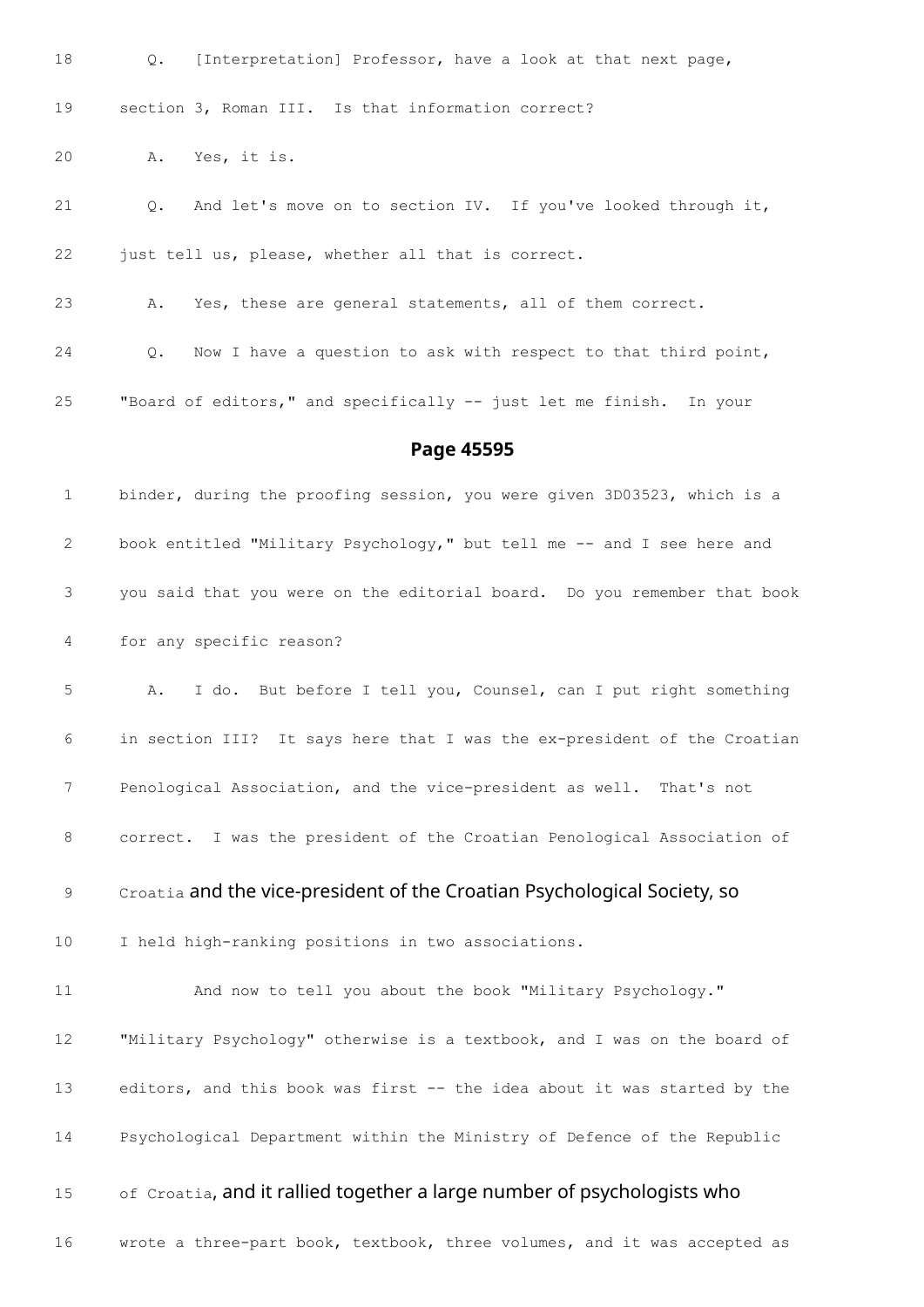18 Q. [Interpretation] Professor, have a look at that next page,

19 section 3, Roman III. Is that information correct?

20 A. Yes, it is.

21 Q. And let's move on to section IV. If you've looked through it,

22 just tell us, please, whether all that is correct.

23 A. Yes, these are general statements, all of them correct.

24 Q. Now I have a question to ask with respect to that third point,

25 "Board of editors," and specifically -- just let me finish. In your

## Page 45595

1 binder, during the proofing session, you were given 3D03523, which is a

2 book entitled "Military Psychology," but tell me -- and I see here and

3 you said that you were on the editorial board. Do you remember that book

4 for any specific reason?

5 A. I do. But before I tell you, Counsel, can I put right something

6 in section III? It says here that I was the ex-president of the Croatian

7 Penological Association, and the vice-president as well. That's not

8 correct. I was the president of the Croatian Penological Association of

9 Croatia and the vice-president of the Croatian Psychological Society, so

10 I held high-ranking positions in two associations.

11 And now to tell you about the book "Military Psychology."

12 "Military Psychology" otherwise is a textbook, and I was on the board of

13 editors, and this book was first -- the idea about it was started by the

14 Psychological Department within the Ministry of Defence of the Republic

15 of Croatia, and it rallied together a large number of psychologists who

16 wrote a three-part book, textbook, three volumes, and it was accepted as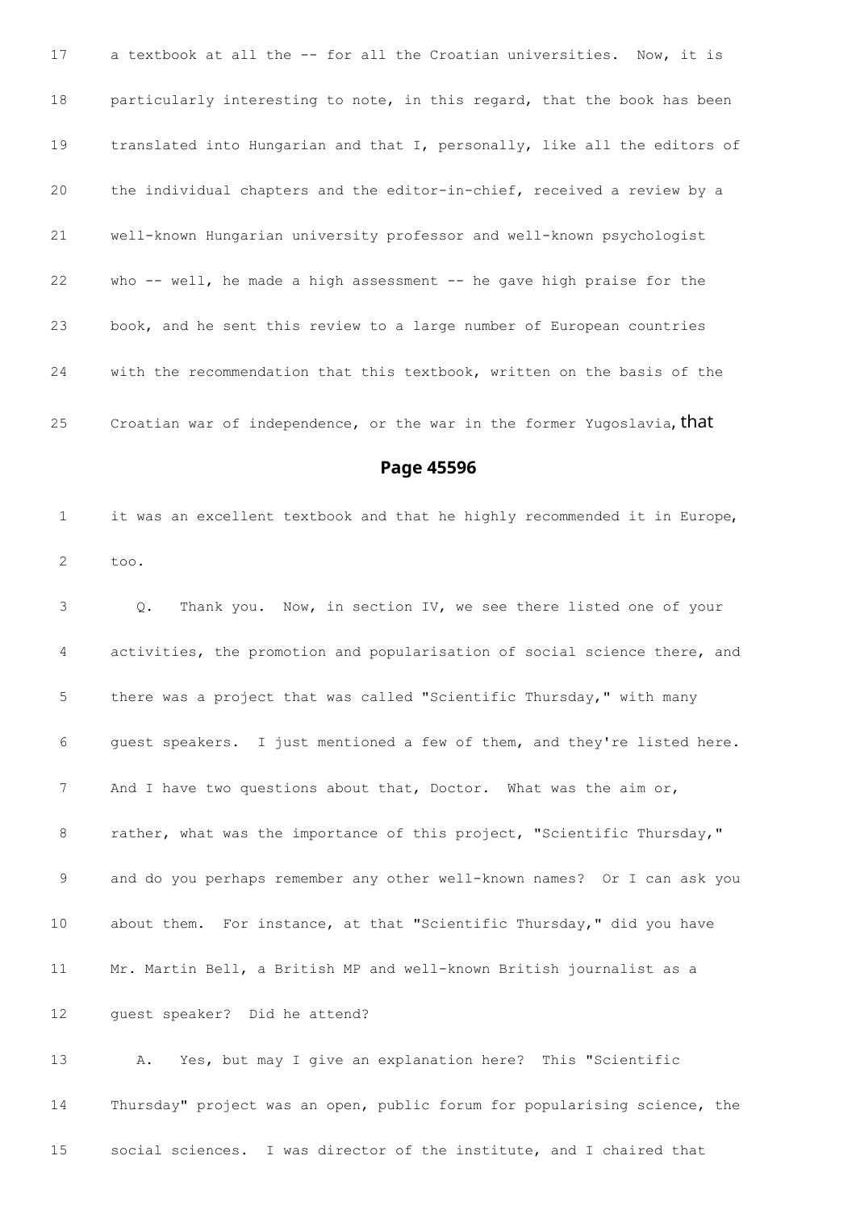17 a textbook at all the -- for all the Croatian universities. Now, it is

18 particularly interesting to note, in this regard, that the book has been

19 translated into Hungarian and that I, personally, like all the editors of

20 the individual chapters and the editor-in-chief, received a review by a

21 well-known Hungarian university professor and well-known psychologist

22 who -- well, he made a high assessment -- he gave high praise for the

23 book, and he sent this review to a large number of European countries

24 with the recommendation that this textbook, written on the basis of the

25 Croatian war of independence, or the war in the former Yugoslavia, that

## Page 45596

1 it was an excellent textbook and that he highly recommended it in Europe,

2 too.

3 Q. Thank you. Now, in section IV, we see there listed one of your

4 activities, the promotion and popularisation of social science there, and

5 there was a project that was called "Scientific Thursday," with many

6 guest speakers. I just mentioned a few of them, and they're listed here.

7 And I have two questions about that, Doctor. What was the aim or,

8 rather, what was the importance of this project, "Scientific Thursday,"

9 and do you perhaps remember any other well-known names? Or I can ask you

10 about them. For instance, at that "Scientific Thursday," did you have

11 Mr. Martin Bell, a British MP and well-known British journalist as a

12 guest speaker? Did he attend?

13 A. Yes, but may I give an explanation here? This "Scientific

14 Thursday" project was an open, public forum for popularising science, the

15 social sciences. I was director of the institute, and I chaired that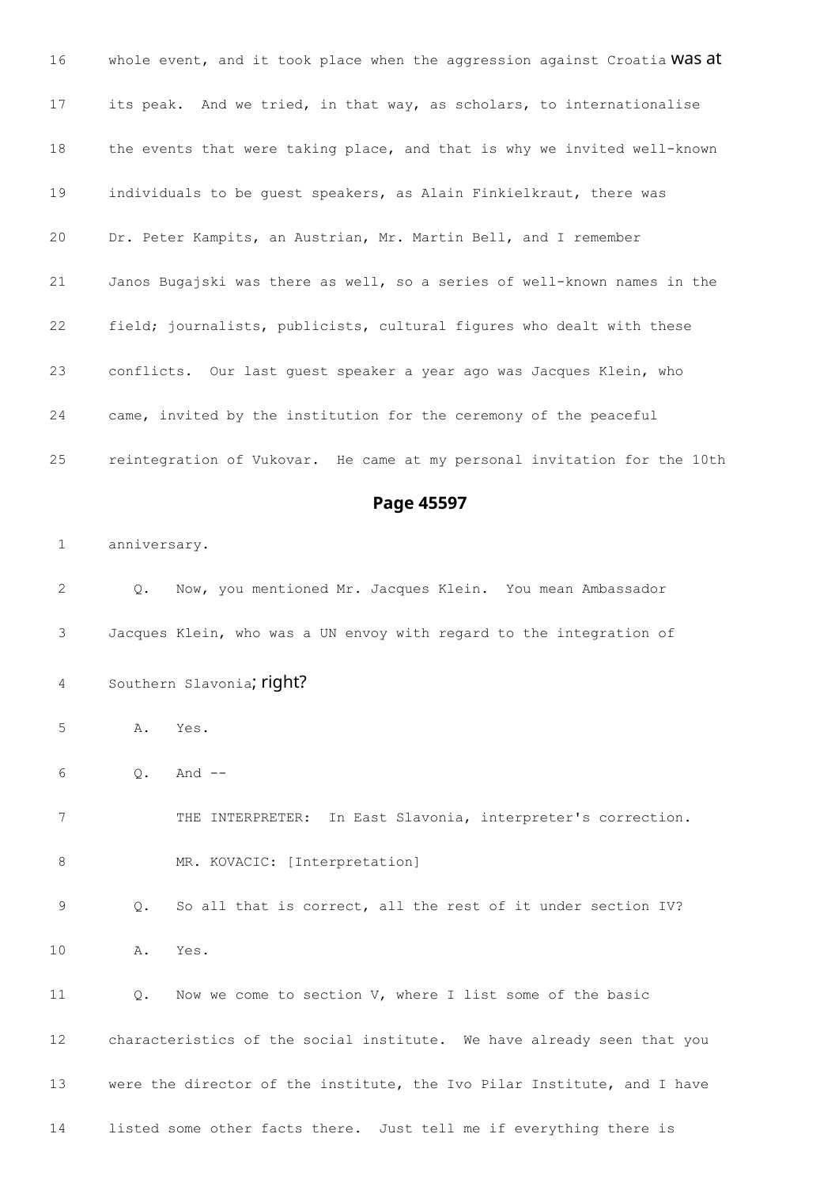16 whole event, and it took place when the aggression against Croatia was at

17 its peak. And we tried, in that way, as scholars, to internationalise

18 the events that were taking place, and that is why we invited well-known

19 individuals to be guest speakers, as Alain Finkielkraut, there was

20 Dr. Peter Kampits, an Austrian, Mr. Martin Bell, and I remember

21 Janos Bugajski was there as well, so a series of well-known names in the

22 field; journalists, publicists, cultural figures who dealt with these

23 conflicts. Our last guest speaker a year ago was Jacques Klein, who

24 came, invited by the institution for the ceremony of the peaceful

25 reintegration of Vukovar. He came at my personal invitation for the 10th

## Page 45597

1 anniversary.

2 Q. Now, you mentioned Mr. Jacques Klein. You mean Ambassador

3 Jacques Klein, who was a UN envoy with regard to the integration of

4 Southern Slavonia; right?

5 A. Yes.

6 Q. And --

7 THE INTERPRETER: In East Slavonia, interpreter's correction.

8 MR. KOVACIC: [Interpretation]

9 Q. So all that is correct, all the rest of it under section IV?

10 A. Yes.

11 Q. Now we come to section V, where I list some of the basic

12 characteristics of the social institute. We have already seen that you

13 were the director of the institute, the Ivo Pilar Institute, and I have

14 listed some other facts there. Just tell me if everything there is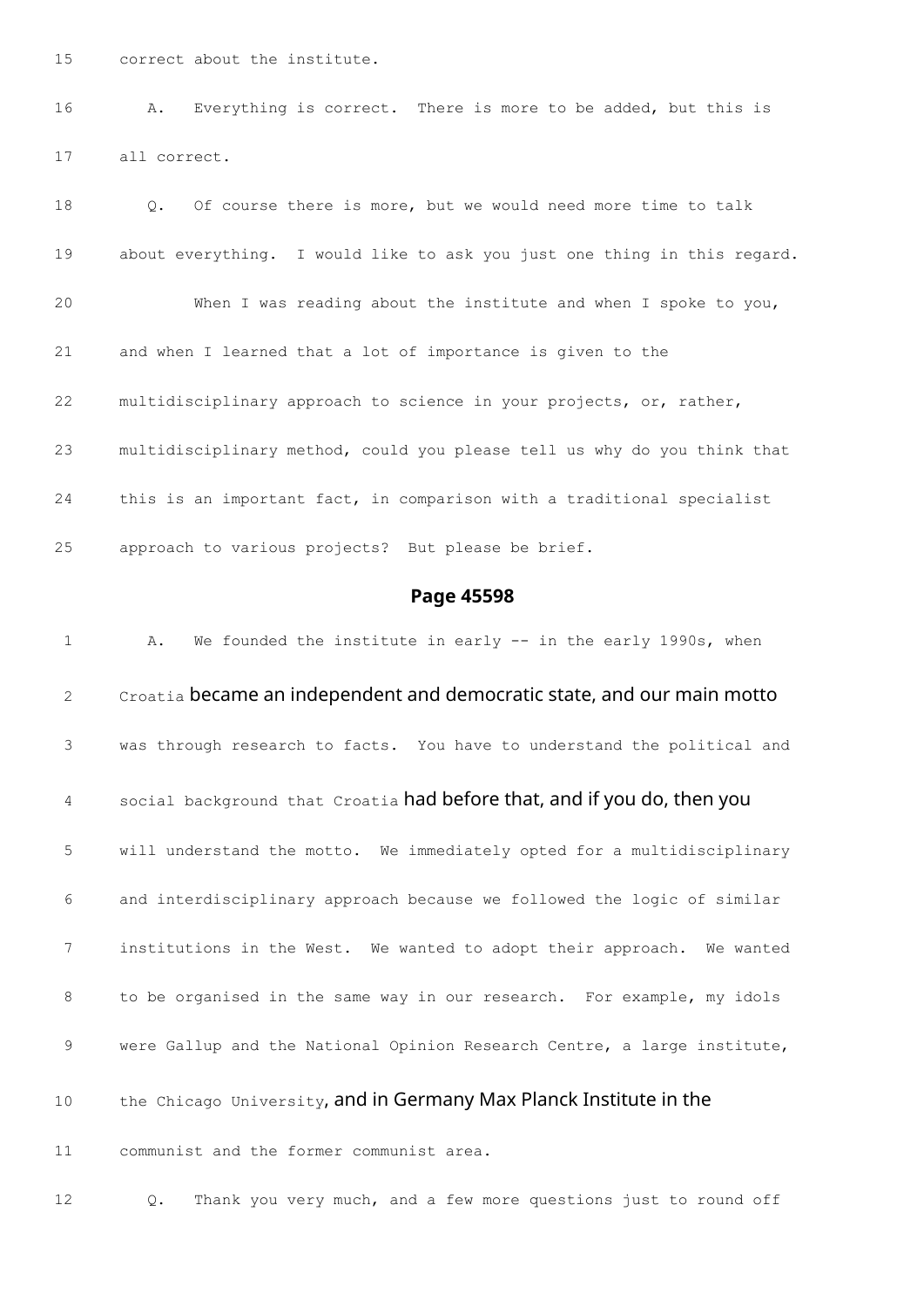15 correct about the institute.

16 A. Everything is correct. There is more to be added, but this is

17 all correct.

18 Q. Of course there is more, but we would need more time to talk

19 about everything. I would like to ask you just one thing in this regard.

20 When I was reading about the institute and when I spoke to you,

21 and when I learned that a lot of importance is given to the

22 multidisciplinary approach to science in your projects, or, rather,

23 multidisciplinary method, could you please tell us why do you think that

24 this is an important fact, in comparison with a traditional specialist

25 approach to various projects? But please be brief.

## Page 45598

1 A. We founded the institute in early -- in the early 1990s, when

2 Croatia became an independent and democratic state, and our main motto

3 was through research to facts. You have to understand the political and

4 social background that Croatia had before that, and if you do, then you

5 will understand the motto. We immediately opted for a multidisciplinary

6 and interdisciplinary approach because we followed the logic of similar

7 institutions in the West. We wanted to adopt their approach. We wanted

8 to be organised in the same way in our research. For example, my idols

9 were Gallup and the National Opinion Research Centre, a large institute,

10 the Chicago University, and in Germany Max Planck Institute in the

11 communist and the former communist area.

12 Q. Thank you very much, and a few more questions just to round off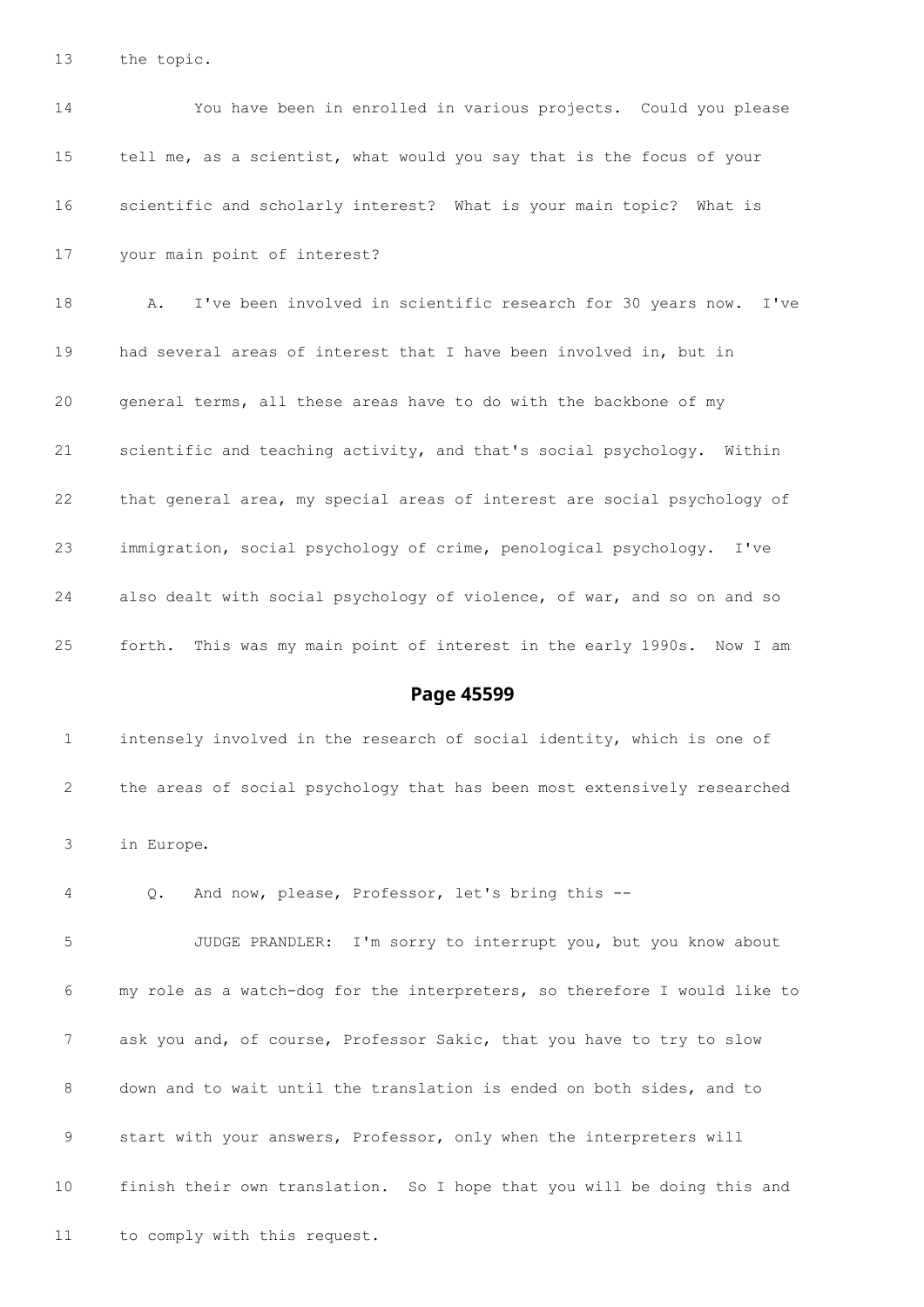13 the topic.

14 You have been in enrolled in various projects. Could you please

15 tell me, as a scientist, what would you say that is the focus of your

16 scientific and scholarly interest? What is your main topic? What is

17 your main point of interest?

18 A. I've been involved in scientific research for 30 years now. I've

19 had several areas of interest that I have been involved in, but in

20 general terms, all these areas have to do with the backbone of my

21 scientific and teaching activity, and that's social psychology. Within

22 that general area, my special areas of interest are social psychology of

23 immigration, social psychology of crime, penological psychology. I've

24 also dealt with social psychology of violence, of war, and so on and so

25 forth. This was my main point of interest in the early 1990s. Now I am

## Page 45599

1 intensely involved in the research of social identity, which is one of

2 the areas of social psychology that has been most extensively researched

3 in Europe.

4 Q. And now, please, Professor, let's bring this --

5 JUDGE PRANDLER: I'm sorry to interrupt you, but you know about

6 my role as a watch-dog for the interpreters, so therefore I would like to

7 ask you and, of course, Professor Sakic, that you have to try to slow

8 down and to wait until the translation is ended on both sides, and to

9 start with your answers, Professor, only when the interpreters will

10 finish their own translation. So I hope that you will be doing this and

11 to comply with this request.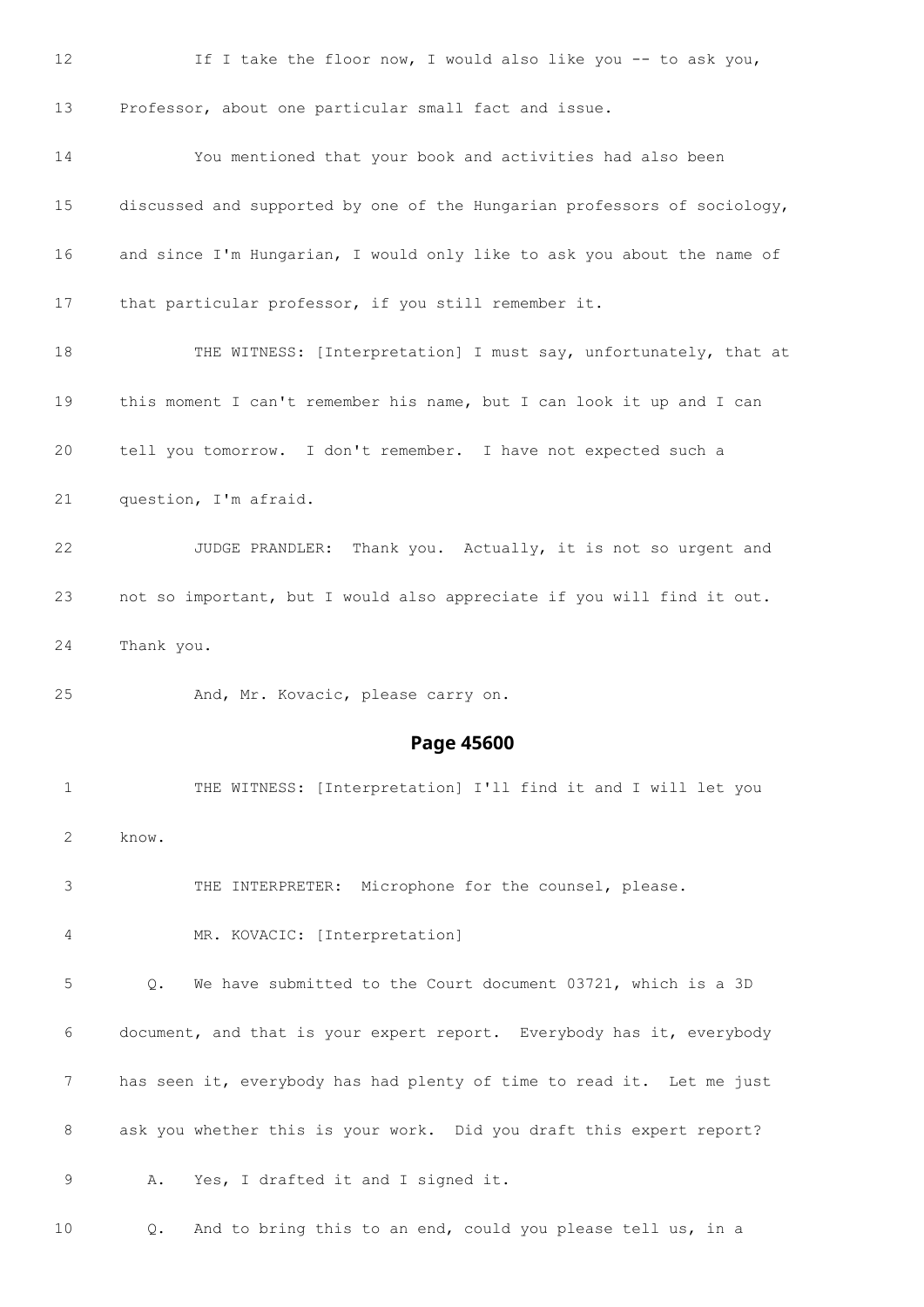12 If I take the floor now, I would also like you -- to ask you,

13 Professor, about one particular small fact and issue.

14 You mentioned that your book and activities had also been

15 discussed and supported by one of the Hungarian professors of sociology,

16 and since I'm Hungarian, I would only like to ask you about the name of

17 that particular professor, if you still remember it.

18 THE WITNESS: [Interpretation] I must say, unfortunately, that at

19 this moment I can't remember his name, but I can look it up and I can

20 tell you tomorrow. I don't remember. I have not expected such a

21 question, I'm afraid.

22 JUDGE PRANDLER: Thank you. Actually, it is not so urgent and

23 not so important, but I would also appreciate if you will find it out.

24 Thank you.

25 And, Mr. Kovacic, please carry on.

## Page 45600

1 THE WITNESS: [Interpretation] I'll find it and I will let you

2 know.

3 THE INTERPRETER: Microphone for the counsel, please.

4 MR. KOVACIC: [Interpretation]

5 Q. We have submitted to the Court document 03721, which is a 3D

6 document, and that is your expert report. Everybody has it, everybody

7 has seen it, everybody has had plenty of time to read it. Let me just

8 ask you whether this is your work. Did you draft this expert report?

9 A. Yes, I drafted it and I signed it.

10 Q. And to bring this to an end, could you please tell us, in a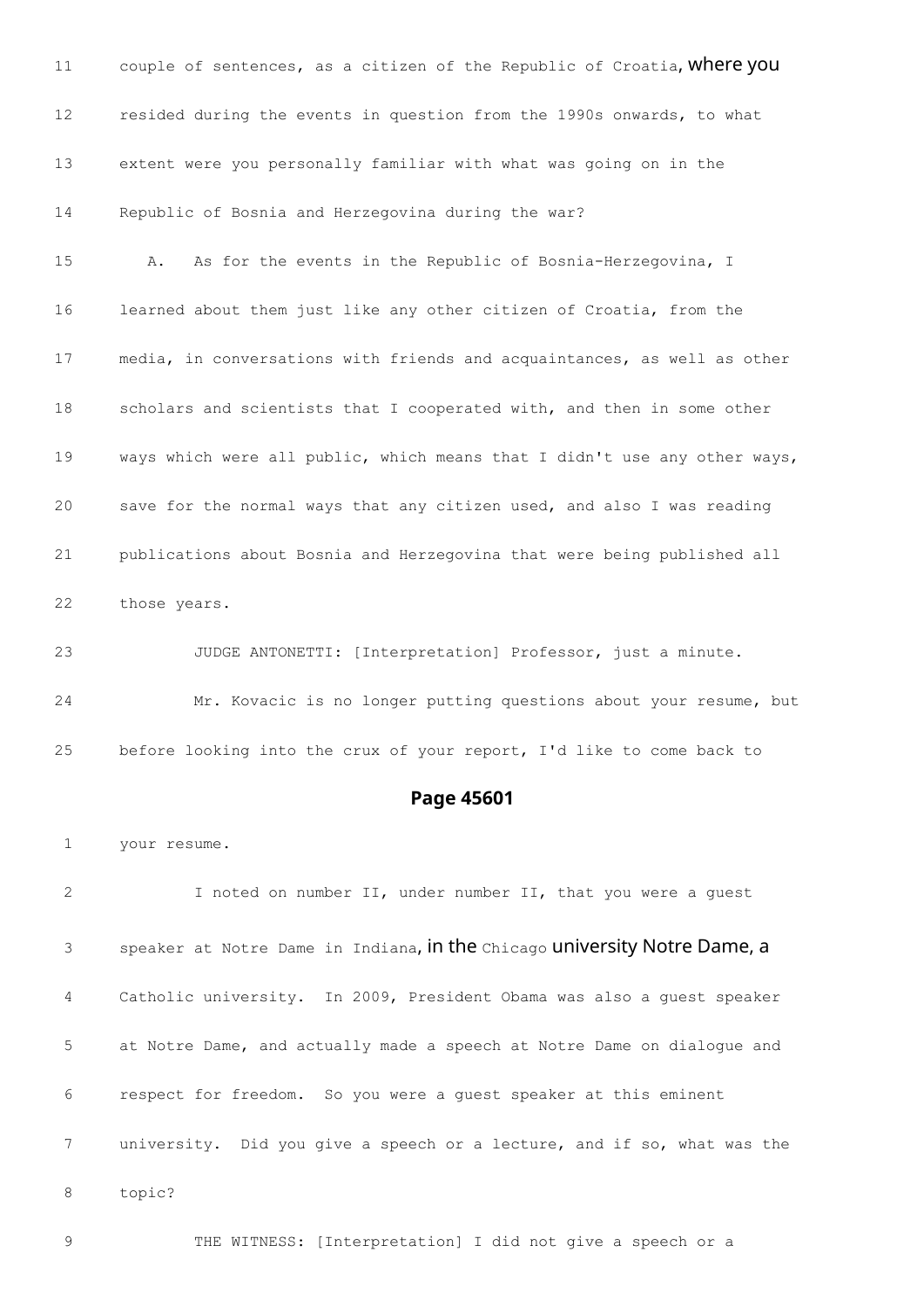11 couple of sentences, as a citizen of the Republic of Croatia, where you

12 resided during the events in question from the 1990s onwards, to what

13 extent were you personally familiar with what was going on in the

14 Republic of Bosnia and Herzegovina during the war?

15 A. As for the events in the Republic of Bosnia-Herzegovina, I

16 learned about them just like any other citizen of Croatia, from the

17 media, in conversations with friends and acquaintances, as well as other

18 scholars and scientists that I cooperated with, and then in some other

19 ways which were all public, which means that I didn't use any other ways,

20 save for the normal ways that any citizen used, and also I was reading

21 publications about Bosnia and Herzegovina that were being published all

22 those years.

23 JUDGE ANTONETTI: [Interpretation] Professor, just a minute.

24 Mr. Kovacic is no longer putting questions about your resume, but

25 before looking into the crux of your report, I'd like to come back to

**Page 45601**

1 your resume.

2 I noted on number II, under number II, that you were a guest

3 speaker at Notre Dame in Indiana, in the Chicago university Notre Dame, a

4 Catholic university. In 2009, President Obama was also a guest speaker

5 at Notre Dame, and actually made a speech at Notre Dame on dialogue and

6 respect for freedom. So you were a guest speaker at this eminent

7 university. Did you give a speech or a lecture, and if so, what was the

8 topic?

9 THE WITNESS: [Interpretation] I did not give a speech or a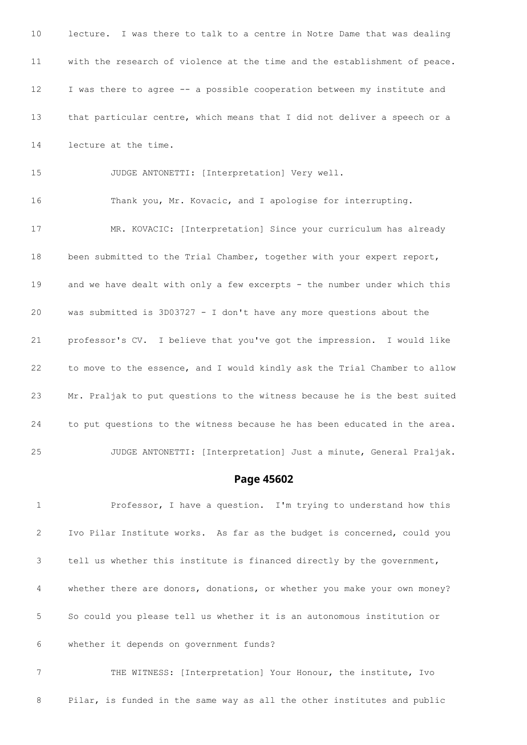10 lecture. I was there to talk to a centre in Notre Dame that was dealing

11 with the research of violence at the time and the establishment of peace.

12 I was there to agree -- a possible cooperation between my institute and

13 that particular centre, which means that I did not deliver a speech or a

14 lecture at the time.

15 JUDGE ANTONETTI: [Interpretation] Very well.

16 Thank you, Mr. Kovacic, and I apologise for interrupting.

17 MR. KOVACIC: [Interpretation] Since your curriculum has already

18 been submitted to the Trial Chamber, together with your expert report,

19 and we have dealt with only a few excerpts - the number under which this

20 was submitted is 3D03727 - I don't have any more questions about the

21 professor's CV. I believe that you've got the impression. I would like

22 to move to the essence, and I would kindly ask the Trial Chamber to allow

23 Mr. Praljak to put questions to the witness because he is the best suited

24 to put questions to the witness because he has been educated in the area.

25 JUDGE ANTONETTI: [Interpretation] Just a minute, General Praljak.

## Page 45602

1 Professor, I have a question. I'm trying to understand how this

2 Ivo Pilar Institute works. As far as the budget is concerned, could you

3 tell us whether this institute is financed directly by the government,

4 whether there are donors, donations, or whether you make your own money?

5 So could you please tell us whether it is an autonomous institution or

6 whether it depends on government funds?

7 THE WITNESS: [Interpretation] Your Honour, the institute, Ivo

8 Pilar, is funded in the same way as all the other institutes and public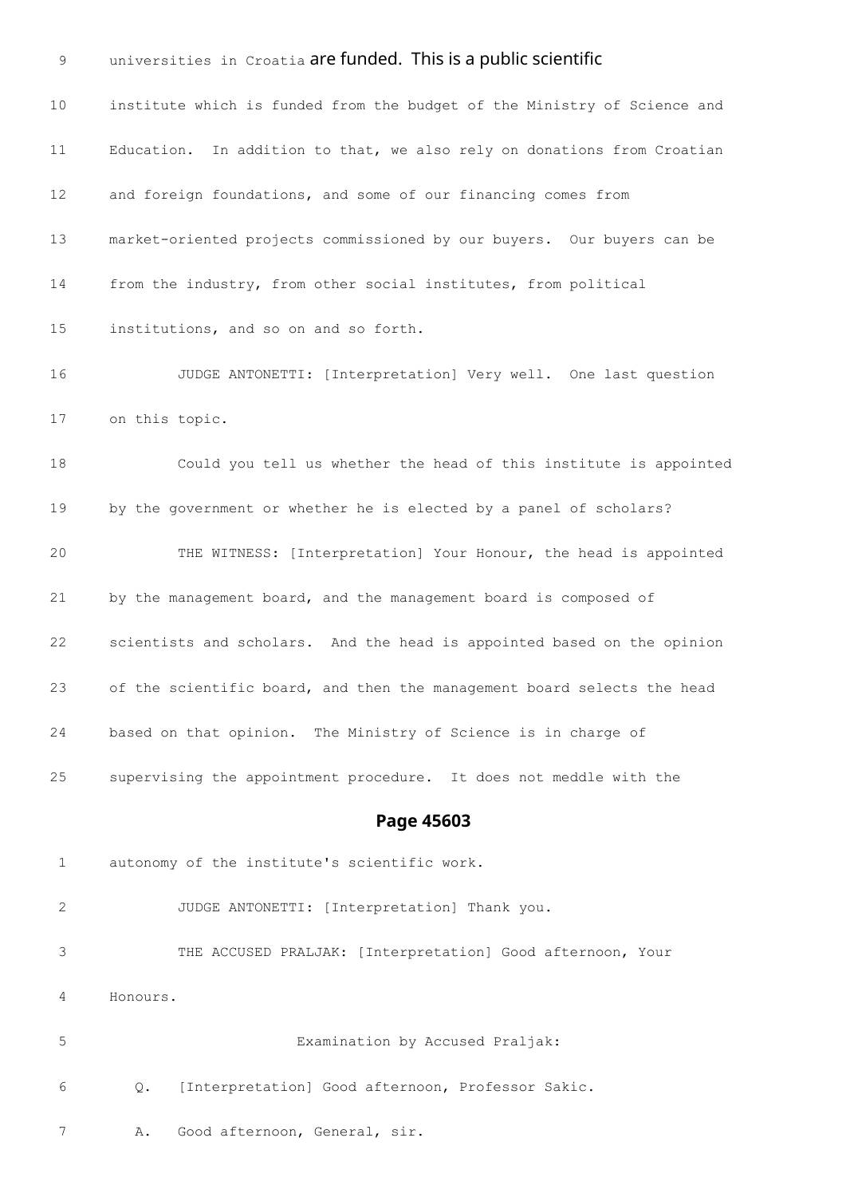9 universities in Croatia are funded. This is a public scientific

10 institute which is funded from the budget of the Ministry of Science and

11 Education. In addition to that, we also rely on donations from Croatian

12 and foreign foundations, and some of our financing comes from

13 market-oriented projects commissioned by our buyers. Our buyers can be

14 from the industry, from other social institutes, from political

15 institutions, and so on and so forth.

16 JUDGE ANTONETTI: [Interpretation] Very well. One last question

17 on this topic.

18 Could you tell us whether the head of this institute is appointed

19 by the government or whether he is elected by a panel of scholars?

20 THE WITNESS: [Interpretation] Your Honour, the head is appointed

21 by the management board, and the management board is composed of

22 scientists and scholars. And the head is appointed based on the opinion

23 of the scientific board, and then the management board selects the head

24 based on that opinion. The Ministry of Science is in charge of

25 supervising the appointment procedure. It does not meddle with the

## Page 45603

1 autonomy of the institute's scientific work.

2 JUDGE ANTONETTI: [Interpretation] Thank you.

3 THE ACCUSED PRALJAK: [Interpretation] Good afternoon, Your

4 Honours.

5 Examination by Accused Praljak:

6 Q. [Interpretation] Good afternoon, Professor Sakic.

7 A. Good afternoon, General, sir.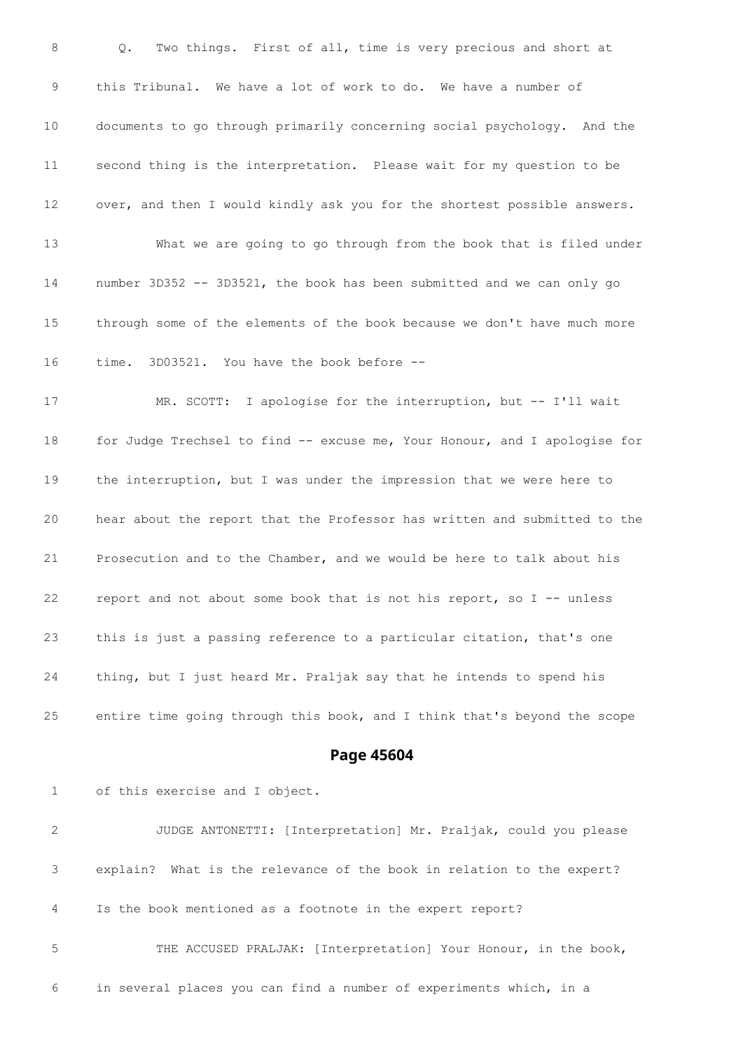8 Q. Two things. First of all, time is very precious and short at

9 this Tribunal. We have a lot of work to do. We have a number of

10 documents to go through primarily concerning social psychology. And the

11 second thing is the interpretation. Please wait for my question to be

12 over, and then I would kindly ask you for the shortest possible answers.

13 What we are going to go through from the book that is filed under

14 number 3D352 -- 3D3521, the book has been submitted and we can only go

15 through some of the elements of the book because we don't have much more

16 time. 3D03521. You have the book before --

17 MR. SCOTT: I apologise for the interruption, but -- I'll wait

18 for Judge Trechsel to find -- excuse me, Your Honour, and I apologise for

19 the interruption, but I was under the impression that we were here to

20 hear about the report that the Professor has written and submitted to the

21 Prosecution and to the Chamber, and we would be here to talk about his

22 report and not about some book that is not his report, so I -- unless

23 this is just a passing reference to a particular citation, that's one

24 thing, but I just heard Mr. Praljak say that he intends to spend his

25 entire time going through this book, and I think that's beyond the scope

## Page 45604

1 of this exercise and I object.

2 JUDGE ANTONETTI: [Interpretation] Mr. Praljak, could you please

3 explain? What is the relevance of the book in relation to the expert?

4 Is the book mentioned as a footnote in the expert report?

5 THE ACCUSED PRALJAK: [Interpretation] Your Honour, in the book,

6 in several places you can find a number of experiments which, in a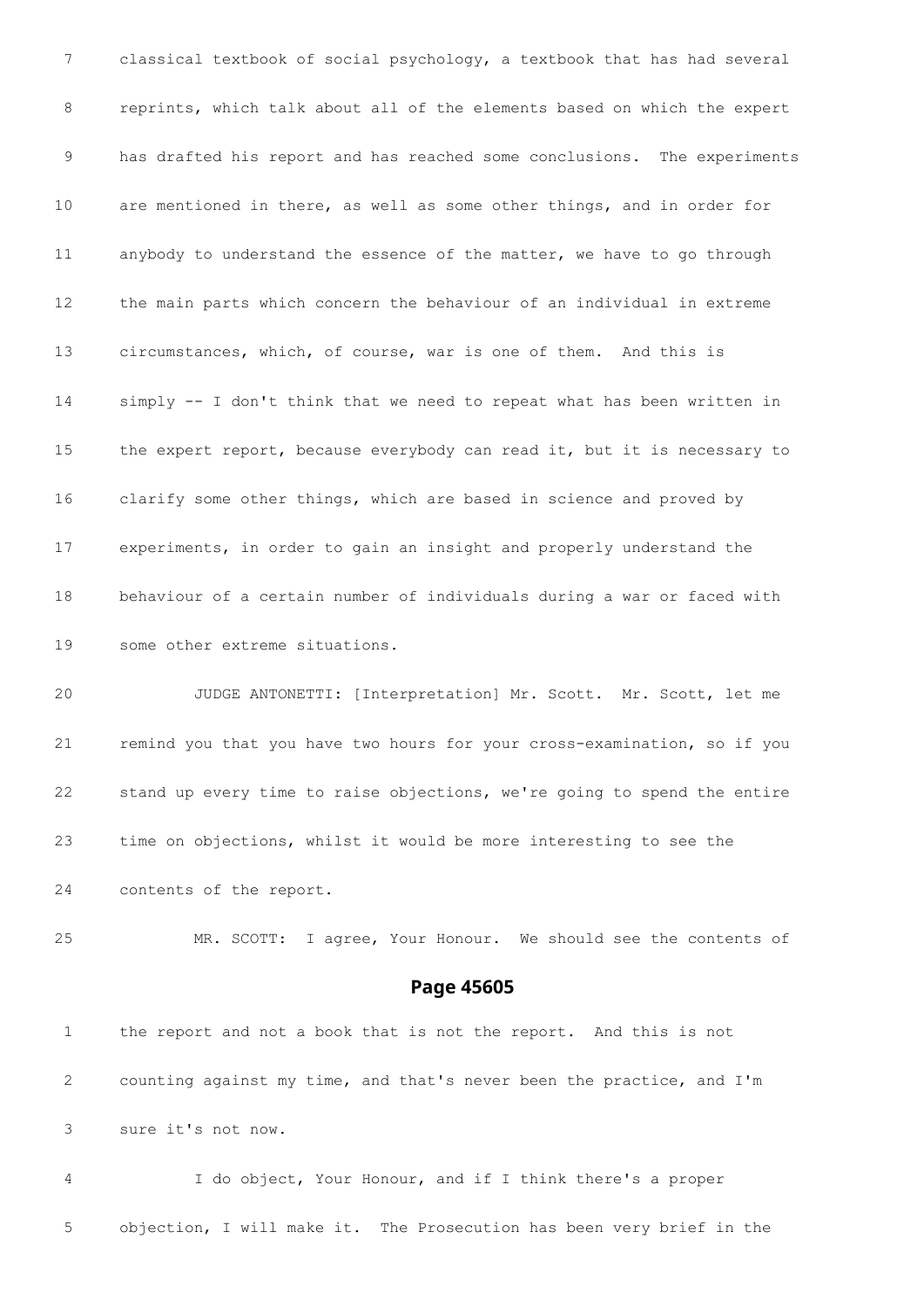7 classical textbook of social psychology, a textbook that has had several

8 reprints, which talk about all of the elements based on which the expert

9 has drafted his report and has reached some conclusions. The experiments

10 are mentioned in there, as well as some other things, and in order for

11 anybody to understand the essence of the matter, we have to go through

12 the main parts which concern the behaviour of an individual in extreme

13 circumstances, which, of course, war is one of them. And this is

14 simply -- I don't think that we need to repeat what has been written in

15 the expert report, because everybody can read it, but it is necessary to

16 clarify some other things, which are based in science and proved by

17 experiments, in order to gain an insight and properly understand the

18 behaviour of a certain number of individuals during a war or faced with

19 some other extreme situations.

20 JUDGE ANTONETTI: [Interpretation] Mr. Scott. Mr. Scott, let me

21 remind you that you have two hours for your cross-examination, so if you

22 stand up every time to raise objections, we're going to spend the entire

23 time on objections, whilst it would be more interesting to see the

24 contents of the report.

25 MR. SCOTT: I agree, Your Honour. We should see the contents of

## Page 45605

1 the report and not a book that is not the report. And this is not

2 counting against my time, and that's never been the practice, and I'm

3 sure it's not now.

4 I do object, Your Honour, and if I think there's a proper

5 objection, I will make it. The Prosecution has been very brief in the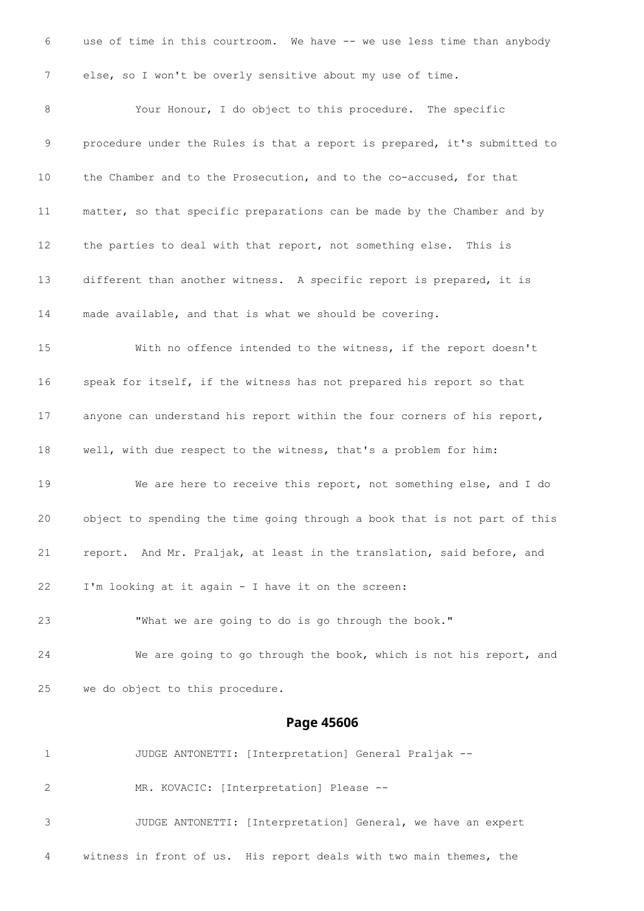6 use of time in this courtroom. We have -- we use less time than anybody

7 else, so I won't be overly sensitive about my use of time.

8 Your Honour, I do object to this procedure. The specific

9 procedure under the Rules is that a report is prepared, it's submitted to

10 the Chamber and to the Prosecution, and to the co-accused, for that

11 matter, so that specific preparations can be made by the Chamber and by

12 the parties to deal with that report, not something else. This is

13 different than another witness. A specific report is prepared, it is

14 made available, and that is what we should be covering.

15 With no offence intended to the witness, if the report doesn't

16 speak for itself, if the witness has not prepared his report so that

17 anyone can understand his report within the four corners of his report,

18 well, with due respect to the witness, that's a problem for him:

19 We are here to receive this report, not something else, and I do

20 object to spending the time going through a book that is not part of this

21 report. And Mr. Praljak, at least in the translation, said before, and

22 I'm looking at it again - I have it on the screen:

23 "What we are going to do is go through the book."

24 We are going to go through the book, which is not his report, and

25 we do object to this procedure.

## Page 45606

1 JUDGE ANTONETTI: [Interpretation] General Praljak --

2 MR. KOVACIC: [Interpretation] Please --

3 JUDGE ANTONETTI: [Interpretation] General, we have an expert

4 witness in front of us. His report deals with two main themes, the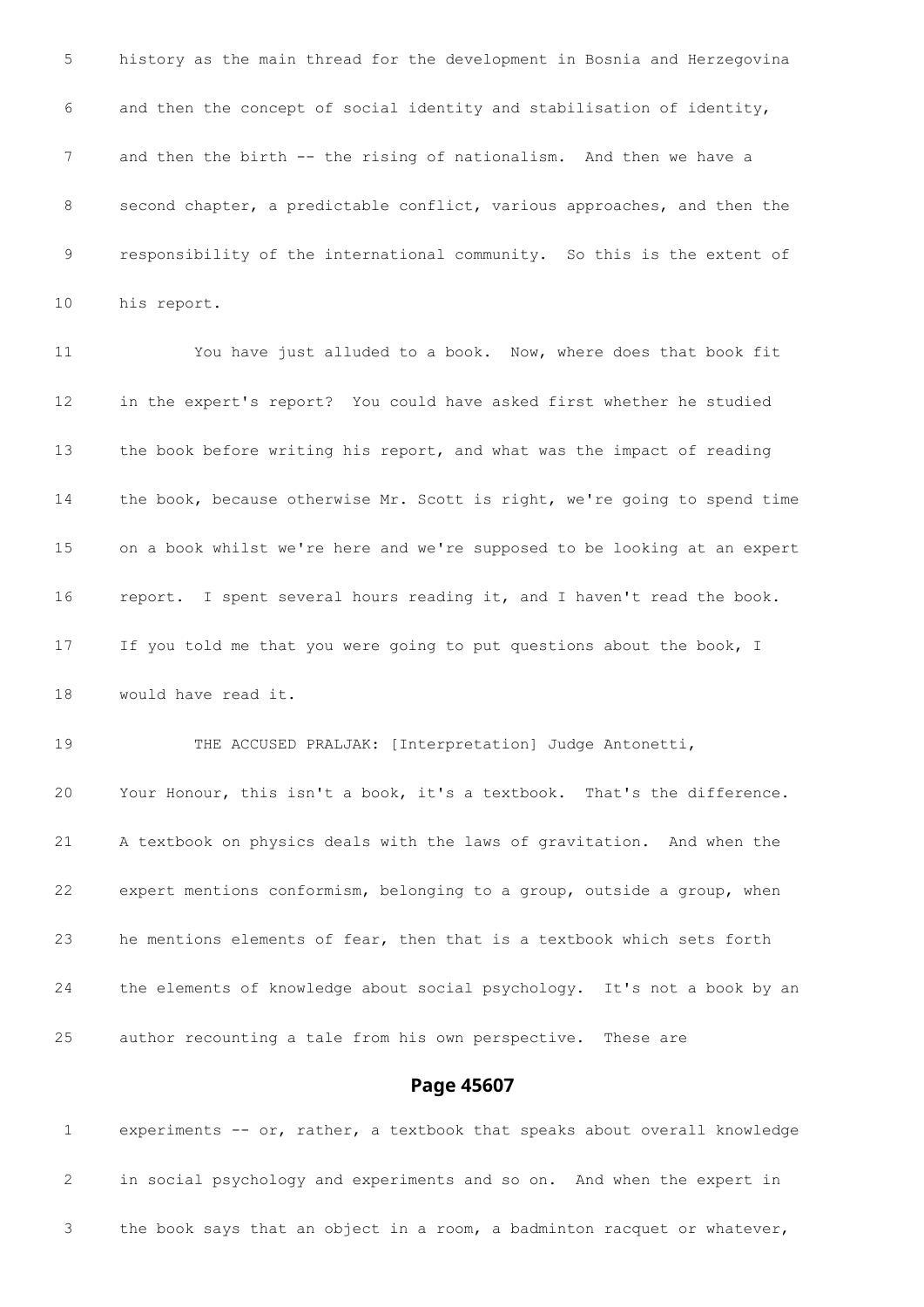5 history as the main thread for the development in Bosnia and Herzegovina

6 and then the concept of social identity and stabilisation of identity,

7 and then the birth -- the rising of nationalism. And then we have a

8 second chapter, a predictable conflict, various approaches, and then the

9 responsibility of the international community. So this is the extent of

10 his report.

11 You have just alluded to a book. Now, where does that book fit

12 in the expert's report? You could have asked first whether he studied

13 the book before writing his report, and what was the impact of reading

14 the book, because otherwise Mr. Scott is right, we're going to spend time

15 on a book whilst we're here and we're supposed to be looking at an expert

16 report. I spent several hours reading it, and I haven't read the book.

17 If you told me that you were going to put questions about the book, I

18 would have read it.

19 THE ACCUSED PRALJAK: [Interpretation] Judge Antonetti,

20 Your Honour, this isn't a book, it's a textbook. That's the difference.

21 A textbook on physics deals with the laws of gravitation. And when the

22 expert mentions conformism, belonging to a group, outside a group, when

23 he mentions elements of fear, then that is a textbook which sets forth

24 the elements of knowledge about social psychology. It's not a book by an

25 author recounting a tale from his own perspective. These are

## Page 45607

1 experiments -- or, rather, a textbook that speaks about overall knowledge

2 in social psychology and experiments and so on. And when the expert in

3 the book says that an object in a room, a badminton racquet or whatever,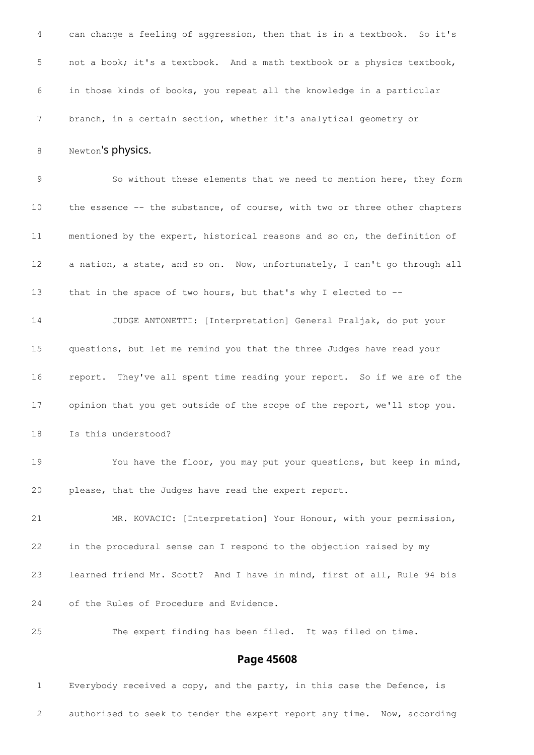4 can change a feeling of aggression, then that is in a textbook. So it's

5 not a book; it's a textbook. And a math textbook or a physics textbook,

6 in those kinds of books, you repeat all the knowledge in a particular

7 branch, in a certain section, whether it's analytical geometry or

8 Newton's physics.

9 So without these elements that we need to mention here, they form

10 the essence -- the substance, of course, with two or three other chapters

11 mentioned by the expert, historical reasons and so on, the definition of

12 a nation, a state, and so on. Now, unfortunately, I can't go through all

13 that in the space of two hours, but that's why I elected to --

14 JUDGE ANTONETTI: [Interpretation] General Praljak, do put your

15 questions, but let me remind you that the three Judges have read your

16 report. They've all spent time reading your report. So if we are of the

17 opinion that you get outside of the scope of the report, we'll stop you.

18 Is this understood?

19 You have the floor, you may put your questions, but keep in mind,

20 please, that the Judges have read the expert report.

21 MR. KOVACIC: [Interpretation] Your Honour, with your permission,

22 in the procedural sense can I respond to the objection raised by my

23 learned friend Mr. Scott? And I have in mind, first of all, Rule 94 bis

24 of the Rules of Procedure and Evidence.

25 The expert finding has been filed. It was filed on time.

## Page 45608

1 Everybody received a copy, and the party, in this case the Defence, is

2 authorised to seek to tender the expert report any time. Now, according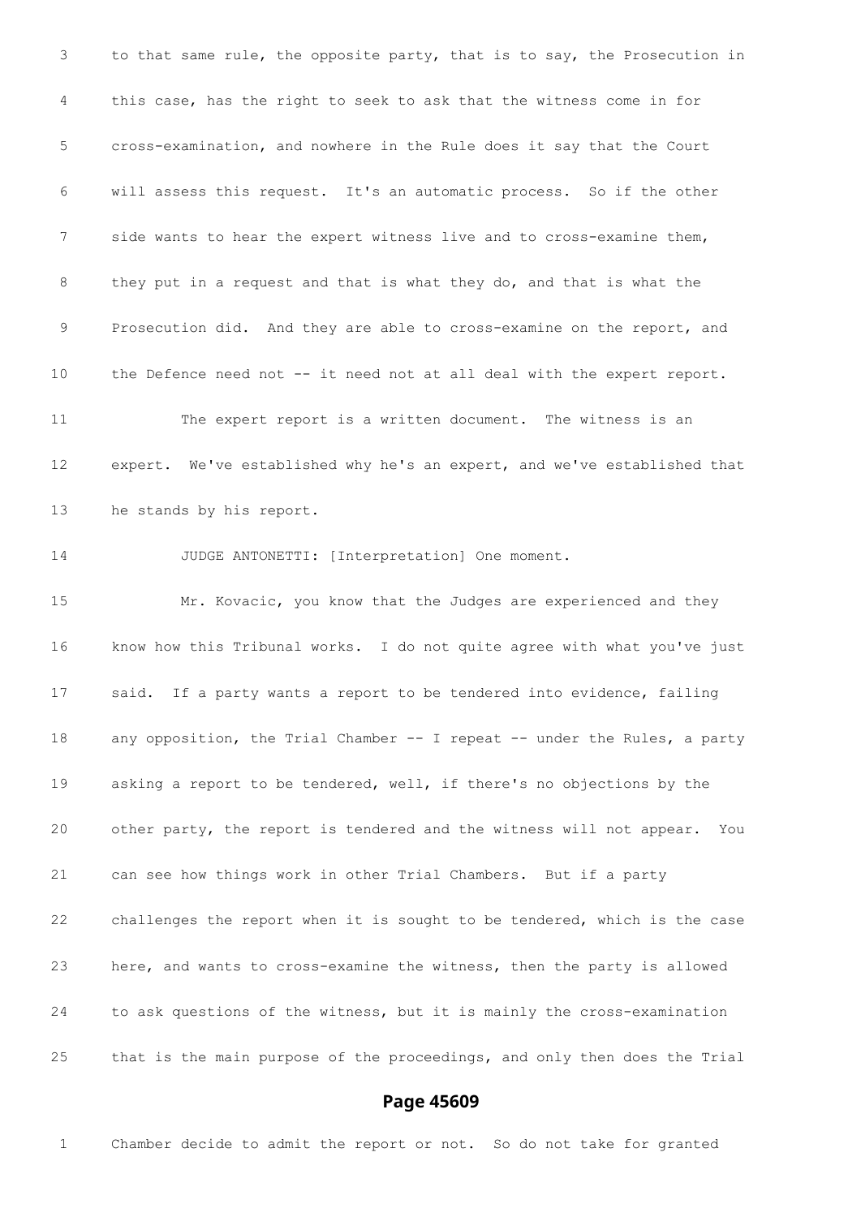to that same rule, the opposite party, that is to say, the Prosecution in this case, has the right to seek to ask that the witness come in for cross-examination, and nowhere in the Rule does it say that the Court will assess this request. It's an automatic process. So if the other side wants to hear the expert witness live and to cross-examine them, they put in a request and that is what they do, and that is what the Prosecution did. And they are able to cross-examine on the report, and the Defence need not -- it need not at all deal with the expert report.

The expert report is a written document. The witness is an expert. We've established why he's an expert, and we've established that he stands by his report.

JUDGE ANTONETTI: [Interpretation] One moment.

Mr. Kovacic, you know that the Judges are experienced and they know how this Tribunal works. I do not quite agree with what you've just said. If a party wants a report to be tendered into evidence, failing any opposition, the Trial Chamber -- I repeat -- under the Rules, a party asking a report to be tendered, well, if there's no objections by the other party, the report is tendered and the witness will not appear. You can see how things work in other Trial Chambers. But if a party challenges the report when it is sought to be tendered, which is the case here, and wants to cross-examine the witness, then the party is allowed to ask questions of the witness, but it is mainly the cross-examination that is the main purpose of the proceedings, and only then does the Trial

Chamber decide to admit the report or not. So do not take for granted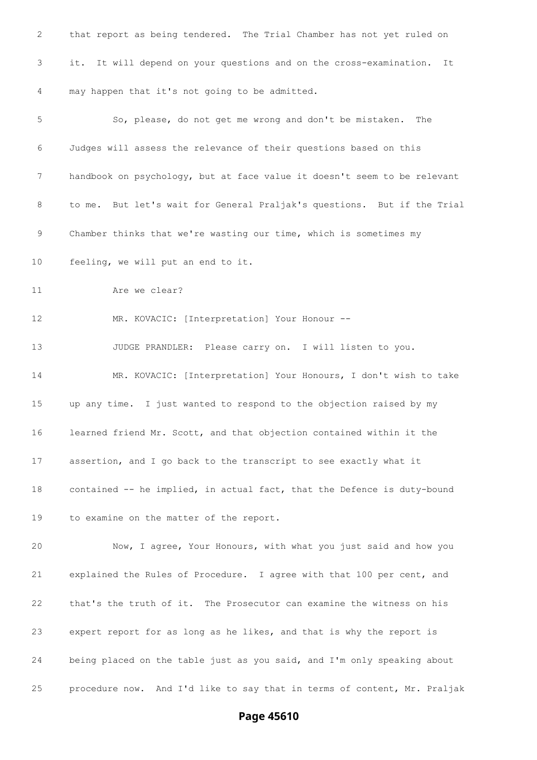that report as being tendered. The Trial Chamber has not yet ruled on it. It will depend on your questions and on the cross-examination. It may happen that it's not going to be admitted.

So, please, do not get me wrong and don't be mistaken. The Judges will assess the relevance of their questions based on this handbook on psychology, but at face value it doesn't seem to be relevant to me. But let's wait for General Praljak's questions. But if the Trial Chamber thinks that we're wasting our time, which is sometimes my feeling, we will put an end to it.

Are we clear?

MR. KOVACIC: [Interpretation] Your Honour --

JUDGE PRANDLER: Please carry on. I will listen to you.

MR. KOVACIC: [Interpretation] Your Honours, I don't wish to take up any time. I just wanted to respond to the objection raised by my learned friend Mr. Scott, and that objection contained within it the assertion, and I go back to the transcript to see exactly what it contained -- he implied, in actual fact, that the Defence is duty-bound to examine on the matter of the report.

Now, I agree, Your Honours, with what you just said and how you explained the Rules of Procedure. I agree with that 100 per cent, and that's the truth of it. The Prosecutor can examine the witness on his expert report for as long as he likes, and that is why the report is being placed on the table just as you said, and I'm only speaking about procedure now. And I'd like to say that in terms of content, Mr. Praljak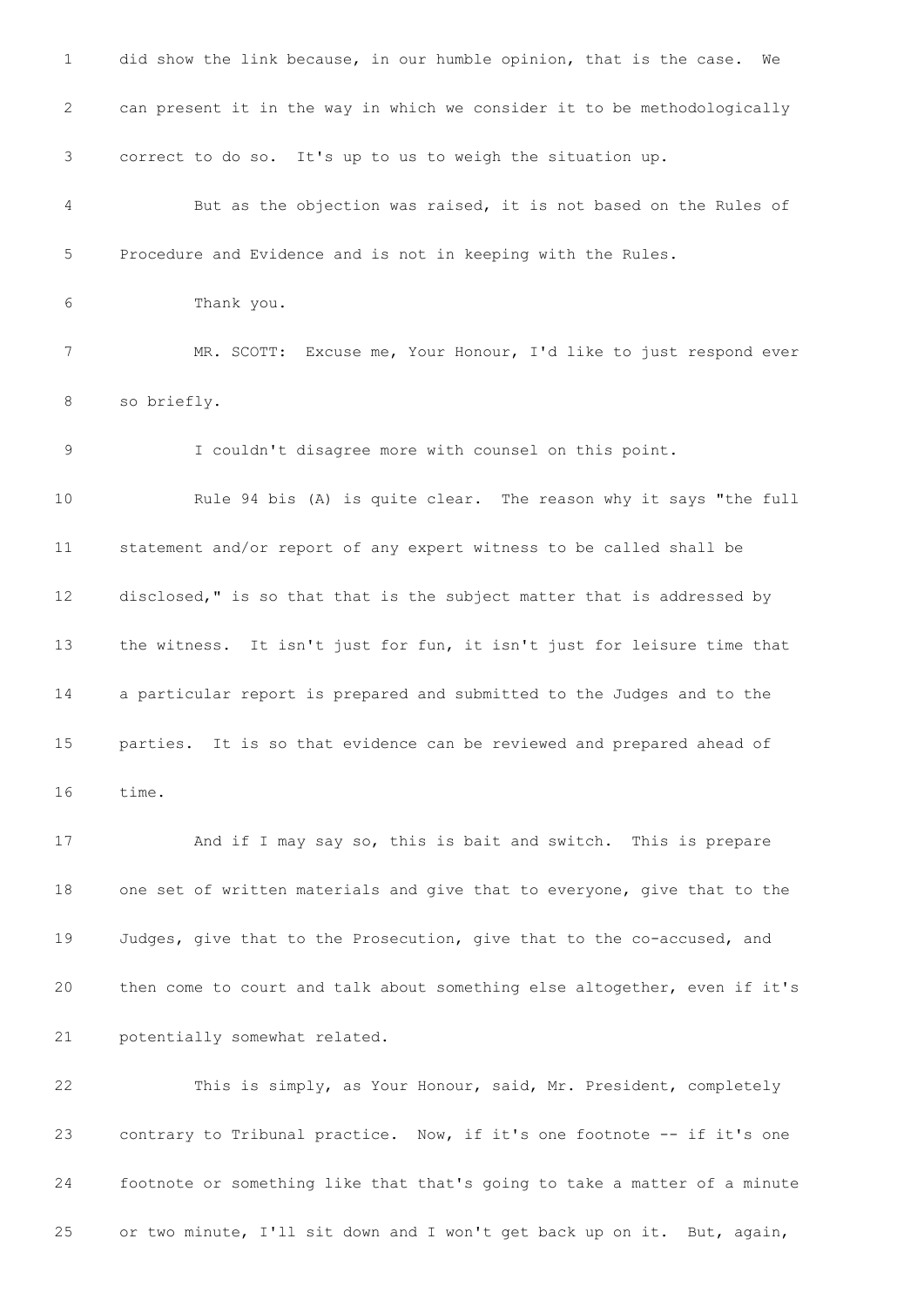did show the link because, in our humble opinion, that is the case. We can present it in the way in which we consider it to be methodologically correct to do so. It's up to us to weigh the situation up.

But as the objection was raised, it is not based on the Rules of Procedure and Evidence and is not in keeping with the Rules.

Thank you.

MR. SCOTT: Excuse me, Your Honour, I'd like to just respond ever so briefly.

I couldn't disagree more with counsel on this point.

Rule 94 bis (A) is quite clear. The reason why it says "the full statement and/or report of any expert witness to be called shall be disclosed," is so that that is the subject matter that is addressed by the witness. It isn't just for fun, it isn't just for leisure time that a particular report is prepared and submitted to the Judges and to the parties. It is so that evidence can be reviewed and prepared ahead of time.

And if I may say so, this is bait and switch. This is prepare one set of written materials and give that to everyone, give that to the Judges, give that to the Prosecution, give that to the co-accused, and then come to court and talk about something else altogether, even if it's potentially somewhat related.

This is simply, as Your Honour, said, Mr. President, completely contrary to Tribunal practice. Now, if it's one footnote -- if it's one footnote or something like that that's going to take a matter of a minute or two minute, I'll sit down and I won't get back up on it. But, again,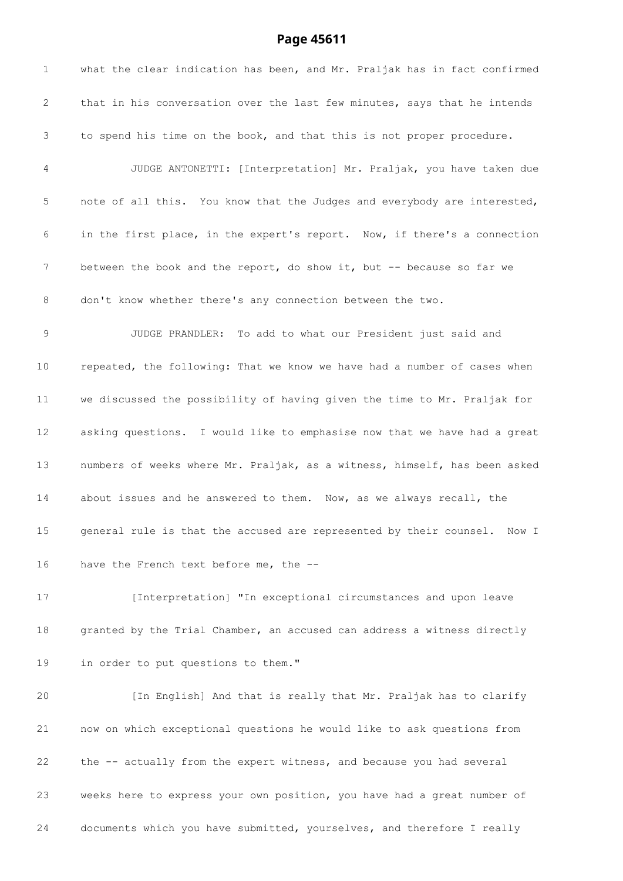## Page 45611

1 what the clear indication has been, and Mr. Praljak has in fact confirmed

2 that in his conversation over the last few minutes, says that he intends

3 to spend his time on the book, and that this is not proper procedure.

4 JUDGE ANTONETTI: [Interpretation] Mr. Praljak, you have taken due

5 note of all this. You know that the Judges and everybody are interested,

6 in the first place, in the expert's report. Now, if there's a connection

7 between the book and the report, do show it, but -- because so far we

8 don't know whether there's any connection between the two.

9 JUDGE PRANDLER: To add to what our President just said and

10 repeated, the following: That we know we have had a number of cases when

11 we discussed the possibility of having given the time to Mr. Praljak for

12 asking questions. I would like to emphasise now that we have had a great

13 numbers of weeks where Mr. Praljak, as a witness, himself, has been asked

14 about issues and he answered to them. Now, as we always recall, the

15 general rule is that the accused are represented by their counsel. Now I

16 have the French text before me, the --

17 [Interpretation] "In exceptional circumstances and upon leave

18 granted by the Trial Chamber, an accused can address a witness directly

19 in order to put questions to them."

20 [In English] And that is really that Mr. Praljak has to clarify

21 now on which exceptional questions he would like to ask questions from

22 the -- actually from the expert witness, and because you had several

23 weeks here to express your own position, you have had a great number of

24 documents which you have submitted, yourselves, and therefore I really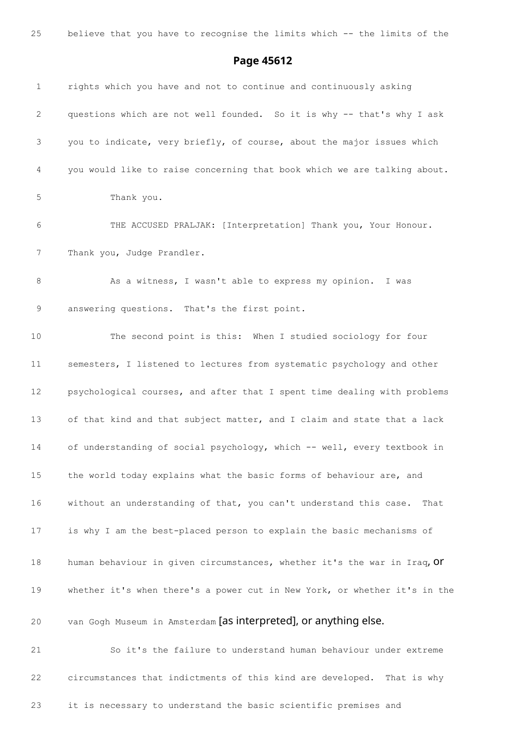25 believe that you have to recognise the limits which -- the limits of the

## Page 45612

1 rights which you have and not to continue and continuously asking

2 questions which are not well founded. So it is why -- that's why I ask

3 you to indicate, very briefly, of course, about the major issues which

4 you would like to raise concerning that book which we are talking about.

5 Thank you.

6 THE ACCUSED PRALJAK: [Interpretation] Thank you, Your Honour.

7 Thank you, Judge Prandler.

8 As a witness, I wasn't able to express my opinion. I was

9 answering questions. That's the first point.

10 The second point is this: When I studied sociology for four

11 semesters, I listened to lectures from systematic psychology and other

12 psychological courses, and after that I spent time dealing with problems

13 of that kind and that subject matter, and I claim and state that a lack

14 of understanding of social psychology, which -- well, every textbook in

15 the world today explains what the basic forms of behaviour are, and

16 without an understanding of that, you can't understand this case. That

17 is why I am the best-placed person to explain the basic mechanisms of

18 human behaviour in given circumstances, whether it's the war in Iraq, or

19 whether it's when there's a power cut in New York, or whether it's in the

20 van Gogh Museum in Amsterdam [as interpreted], or anything else.

21 So it's the failure to understand human behaviour under extreme

22 circumstances that indictments of this kind are developed. That is why

23 it is necessary to understand the basic scientific premises and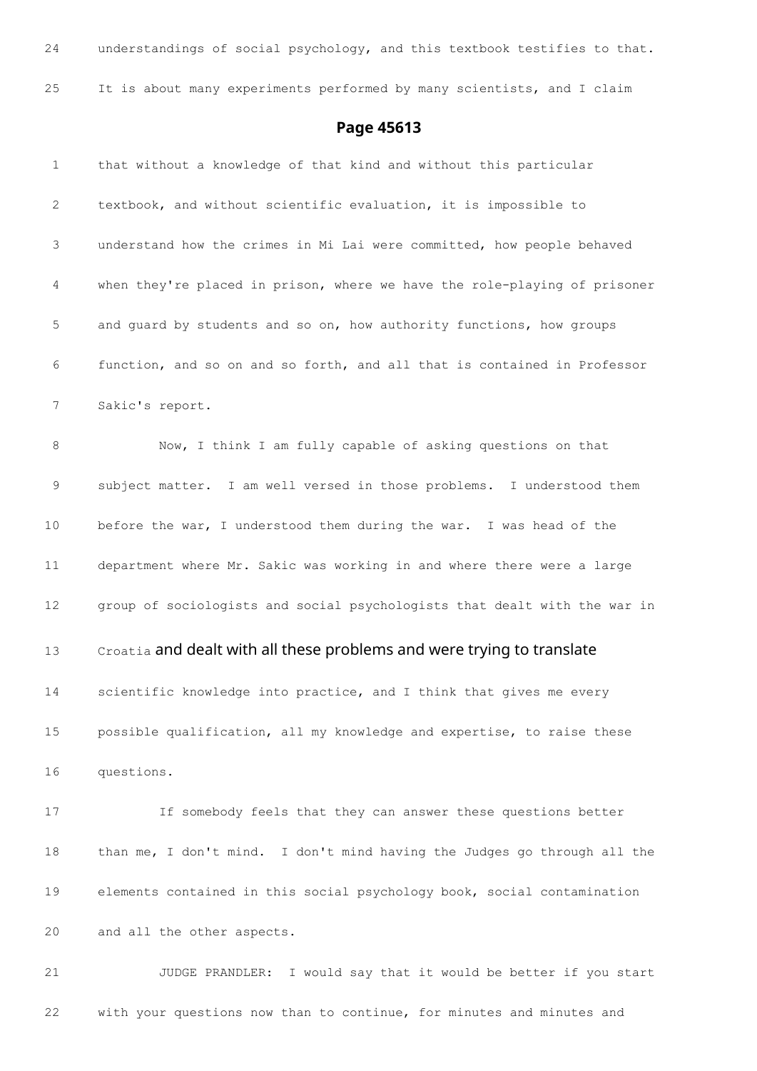24 understandings of social psychology, and this textbook testifies to that.

25 It is about many experiments performed by many scientists, and I claim

## Page 45613

1 that without a knowledge of that kind and without this particular

2 textbook, and without scientific evaluation, it is impossible to

3 understand how the crimes in Mi Lai were committed, how people behaved

4 when they're placed in prison, where we have the role-playing of prisoner

5 and guard by students and so on, how authority functions, how groups

6 function, and so on and so forth, and all that is contained in Professor

7 Sakic's report.

8 Now, I think I am fully capable of asking questions on that

9 subject matter. I am well versed in those problems. I understood them

10 before the war, I understood them during the war. I was head of the

11 department where Mr. Sakic was working in and where there were a large

12 group of sociologists and social psychologists that dealt with the war in

13 Croatia and dealt with all these problems and were trying to translate

14 scientific knowledge into practice, and I think that gives me every

15 possible qualification, all my knowledge and expertise, to raise these

16 questions.

17 If somebody feels that they can answer these questions better

18 than me, I don't mind. I don't mind having the Judges go through all the

19 elements contained in this social psychology book, social contamination

20 and all the other aspects.

21 JUDGE PRANDLER: I would say that it would be better if you start

22 with your questions now than to continue, for minutes and minutes and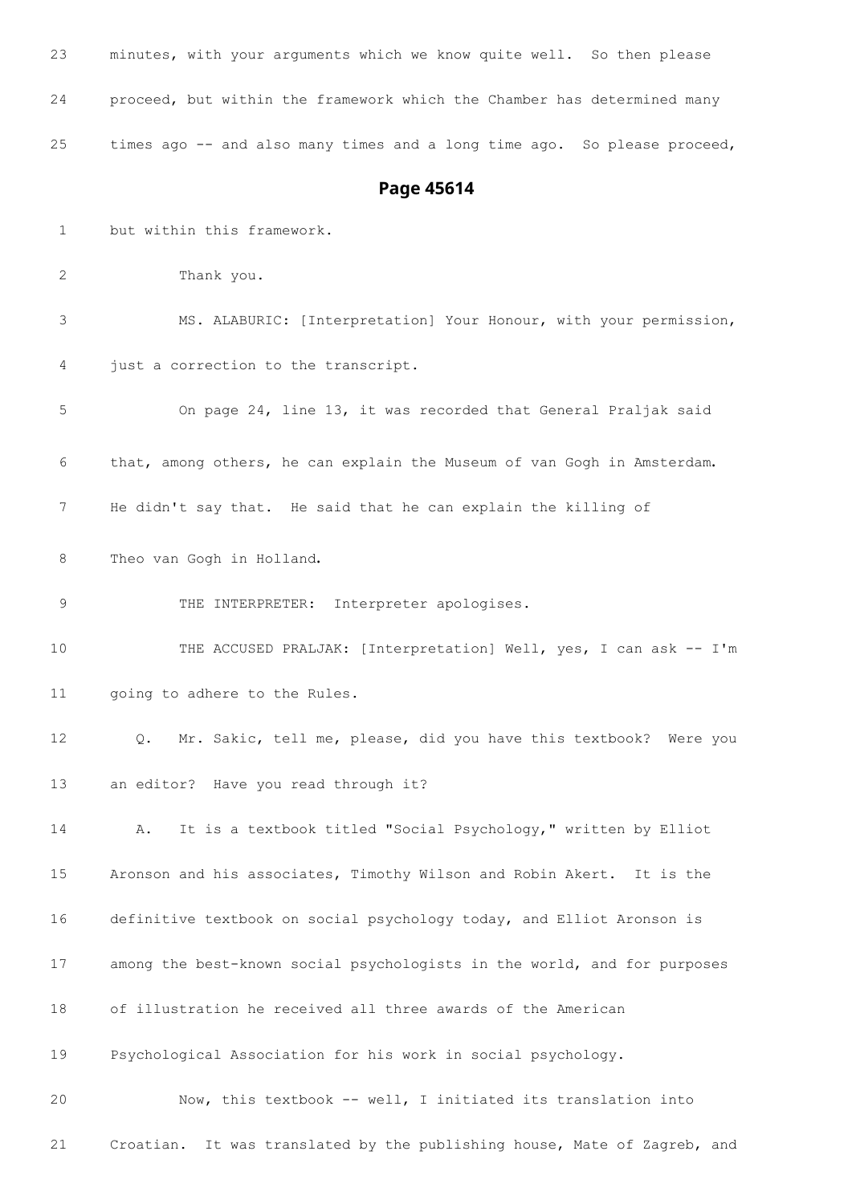23 minutes, with your arguments which we know quite well. So then please

24 proceed, but within the framework which the Chamber has determined many

25 times ago -- and also many times and a long time ago. So please proceed,

## Page 45614

1 but within this framework.

2 Thank you.

3 MS. ALABURIC: [Interpretation] Your Honour, with your permission,

4 just a correction to the transcript.

5 On page 24, line 13, it was recorded that General Praljak said

6 that, among others, he can explain the Museum of van Gogh in Amsterdam.

7 He didn't say that. He said that he can explain the killing of

8 Theo van Gogh in Holland.

9 THE INTERPRETER: Interpreter apologises.

10 THE ACCUSED PRALJAK: [Interpretation] Well, yes, I can ask -- I'm

11 going to adhere to the Rules.

12 Q. Mr. Sakic, tell me, please, did you have this textbook? Were you

13 an editor? Have you read through it?

14 A. It is a textbook titled "Social Psychology," written by Elliot

15 Aronson and his associates, Timothy Wilson and Robin Akert. It is the

16 definitive textbook on social psychology today, and Elliot Aronson is

17 among the best-known social psychologists in the world, and for purposes

18 of illustration he received all three awards of the American

19 Psychological Association for his work in social psychology.

20 Now, this textbook -- well, I initiated its translation into

21 Croatian. It was translated by the publishing house, Mate of Zagreb, and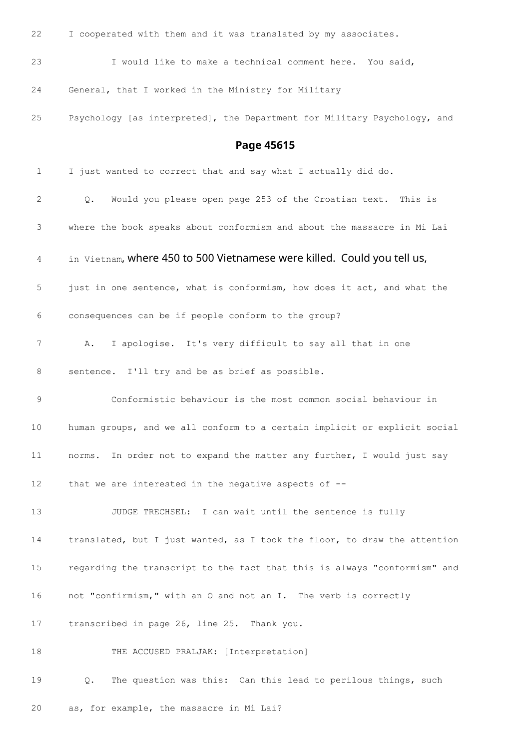22 I cooperated with them and it was translated by my associates.

23 I would like to make a technical comment here. You said,

24 General, that I worked in the Ministry for Military

25 Psychology [as interpreted], the Department for Military Psychology, and

## Page 45615

1 I just wanted to correct that and say what I actually did do.

2 Q. Would you please open page 253 of the Croatian text. This is

3 where the book speaks about conformism and about the massacre in Mi Lai

4 in Vietnam, where 450 to 500 Vietnamese were killed. Could you tell us,

5 just in one sentence, what is conformism, how does it act, and what the

6 consequences can be if people conform to the group?

7 A. I apologise. It's very difficult to say all that in one

8 sentence. I'll try and be as brief as possible.

9 Conformistic behaviour is the most common social behaviour in

10 human groups, and we all conform to a certain implicit or explicit social

11 norms. In order not to expand the matter any further, I would just say

12 that we are interested in the negative aspects of --

13 JUDGE TRECHSEL: I can wait until the sentence is fully

14 translated, but I just wanted, as I took the floor, to draw the attention

15 regarding the transcript to the fact that this is always "conformism" and

16 not "confirmism," with an O and not an I. The verb is correctly

17 transcribed in page 26, line 25. Thank you.

18 THE ACCUSED PRALJAK: [Interpretation]

19 Q. The question was this: Can this lead to perilous things, such

20 as, for example, the massacre in Mi Lai?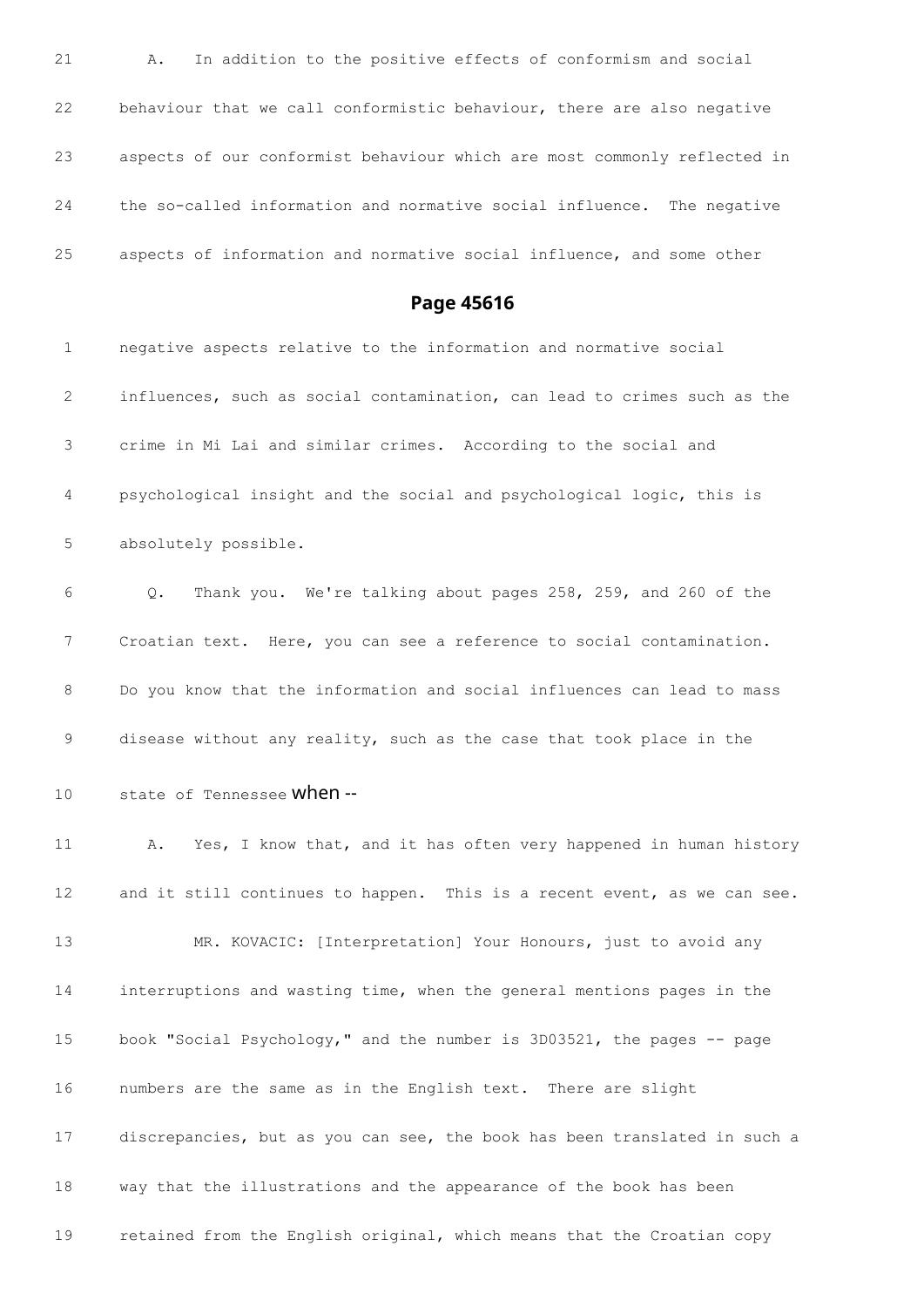21 A. In addition to the positive effects of conformism and social

22 behaviour that we call conformistic behaviour, there are also negative

23 aspects of our conformist behaviour which are most commonly reflected in

24 the so-called information and normative social influence. The negative

25 aspects of information and normative social influence, and some other

## Page 45616

1 negative aspects relative to the information and normative social

2 influences, such as social contamination, can lead to crimes such as the

3 crime in Mi Lai and similar crimes. According to the social and

4 psychological insight and the social and psychological logic, this is

5 absolutely possible.

6 Q. Thank you. We're talking about pages 258, 259, and 260 of the

7 Croatian text. Here, you can see a reference to social contamination.

8 Do you know that the information and social influences can lead to mass

9 disease without any reality, such as the case that took place in the

10 state of Tennessee when --

11 A. Yes, I know that, and it has often very happened in human history

12 and it still continues to happen. This is a recent event, as we can see.

13 MR. KOVACIC: [Interpretation] Your Honours, just to avoid any

14 interruptions and wasting time, when the general mentions pages in the

15 book "Social Psychology," and the number is 3D03521, the pages -- page

16 numbers are the same as in the English text. There are slight

17 discrepancies, but as you can see, the book has been translated in such a

18 way that the illustrations and the appearance of the book has been

19 retained from the English original, which means that the Croatian copy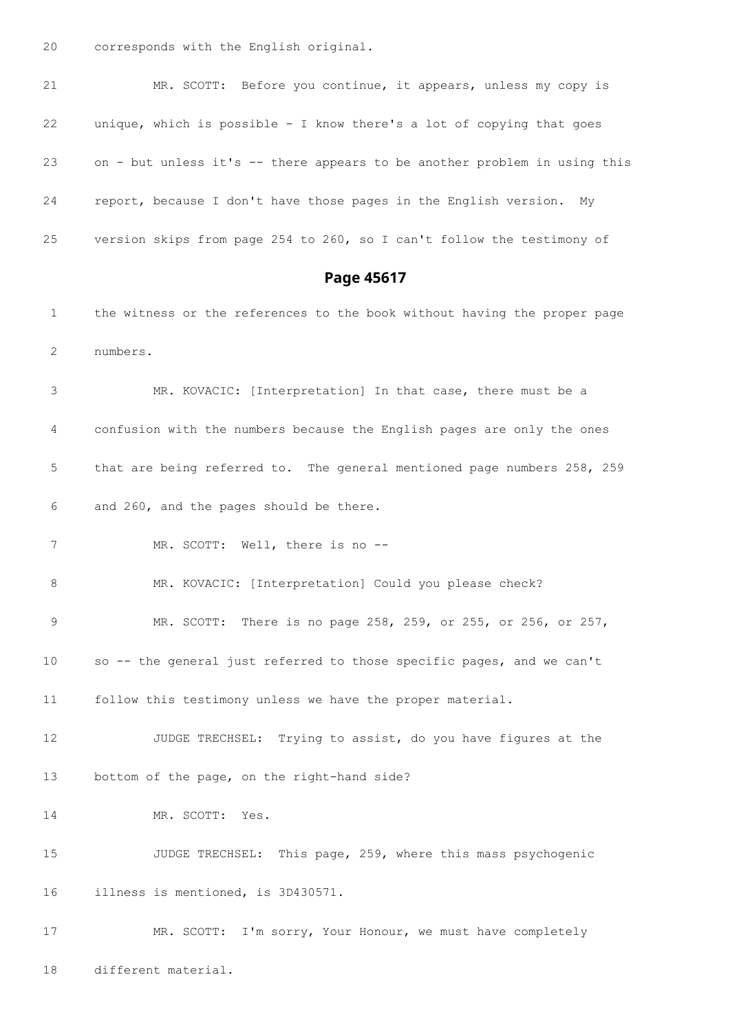20 corresponds with the English original.

21 MR. SCOTT: Before you continue, it appears, unless my copy is

22 unique, which is possible - I know there's a lot of copying that goes

23 on - but unless it's -- there appears to be another problem in using this

24 report, because I don't have those pages in the English version. My

25 version skips from page 254 to 260, so I can't follow the testimony of

## Page 45617

1 the witness or the references to the book without having the proper page

2 numbers.

3 MR. KOVACIC: [Interpretation] In that case, there must be a

4 confusion with the numbers because the English pages are only the ones

5 that are being referred to. The general mentioned page numbers 258, 259

6 and 260, and the pages should be there.

7 MR. SCOTT: Well, there is no --

8 MR. KOVACIC: [Interpretation] Could you please check?

9 MR. SCOTT: There is no page 258, 259, or 255, or 256, or 257,

10 so -- the general just referred to those specific pages, and we can't

11 follow this testimony unless we have the proper material.

12 JUDGE TRECHSEL: Trying to assist, do you have figures at the

13 bottom of the page, on the right-hand side?

14 MR. SCOTT: Yes.

15 JUDGE TRECHSEL: This page, 259, where this mass psychogenic

16 illness is mentioned, is 3D430571.

17 MR. SCOTT: I'm sorry, Your Honour, we must have completely

18 different material.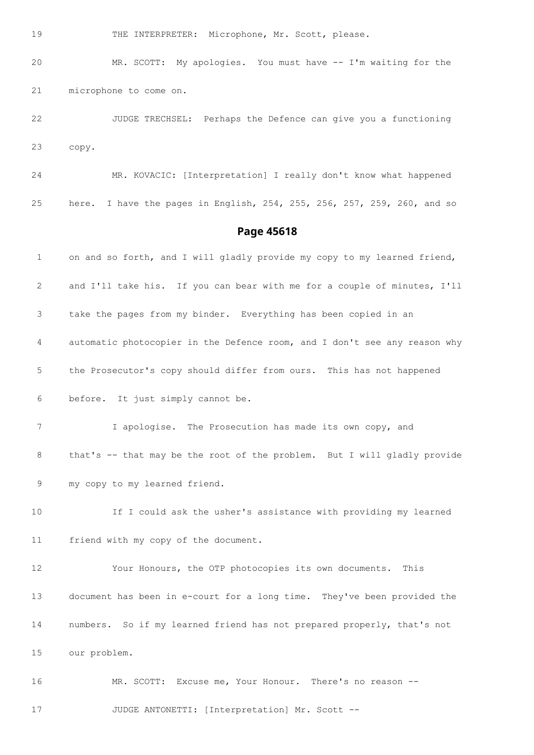19 THE INTERPRETER: Microphone, Mr. Scott, please.

20 MR. SCOTT: My apologies. You must have -- I'm waiting for the

21 microphone to come on.

22 JUDGE TRECHSEL: Perhaps the Defence can give you a functioning

23 copy.

24 MR. KOVACIC: [Interpretation] I really don't know what happened

25 here. I have the pages in English, 254, 255, 256, 257, 259, 260, and so

## Page 45618

1 on and so forth, and I will gladly provide my copy to my learned friend,

2 and I'll take his. If you can bear with me for a couple of minutes, I'll

3 take the pages from my binder. Everything has been copied in an

4 automatic photocopier in the Defence room, and I don't see any reason why

5 the Prosecutor's copy should differ from ours. This has not happened

6 before. It just simply cannot be.

7 I apologise. The Prosecution has made its own copy, and

8 that's -- that may be the root of the problem. But I will gladly provide

9 my copy to my learned friend.

10 If I could ask the usher's assistance with providing my learned

11 friend with my copy of the document.

12 Your Honours, the OTP photocopies its own documents. This

13 document has been in e-court for a long time. They've been provided the

14 numbers. So if my learned friend has not prepared properly, that's not

15 our problem.

16 MR. SCOTT: Excuse me, Your Honour. There's no reason --

17 JUDGE ANTONETTI: [Interpretation] Mr. Scott --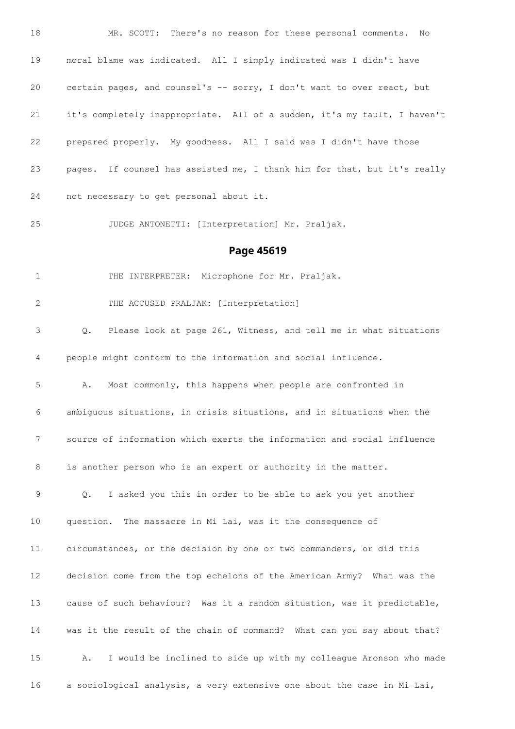18 MR. SCOTT: There's no reason for these personal comments. No

19 moral blame was indicated. All I simply indicated was I didn't have

20 certain pages, and counsel's -- sorry, I don't want to over react, but

21 it's completely inappropriate. All of a sudden, it's my fault, I haven't

22 prepared properly. My goodness. All I said was I didn't have those

23 pages. If counsel has assisted me, I thank him for that, but it's really

24 not necessary to get personal about it.

25 JUDGE ANTONETTI: [Interpretation] Mr. Praljak.

## Page 45619

1 THE INTERPRETER: Microphone for Mr. Praljak.

2 THE ACCUSED PRALJAK: [Interpretation]

3 Q. Please look at page 261, Witness, and tell me in what situations

4 people might conform to the information and social influence.

5 A. Most commonly, this happens when people are confronted in

6 ambiguous situations, in crisis situations, and in situations when the

7 source of information which exerts the information and social influence

8 is another person who is an expert or authority in the matter.

9 Q. I asked you this in order to be able to ask you yet another

10 question. The massacre in Mi Lai, was it the consequence of

11 circumstances, or the decision by one or two commanders, or did this

12 decision come from the top echelons of the American Army? What was the

13 cause of such behaviour? Was it a random situation, was it predictable,

14 was it the result of the chain of command? What can you say about that?

15 A. I would be inclined to side up with my colleague Aronson who made

16 a sociological analysis, a very extensive one about the case in Mi Lai,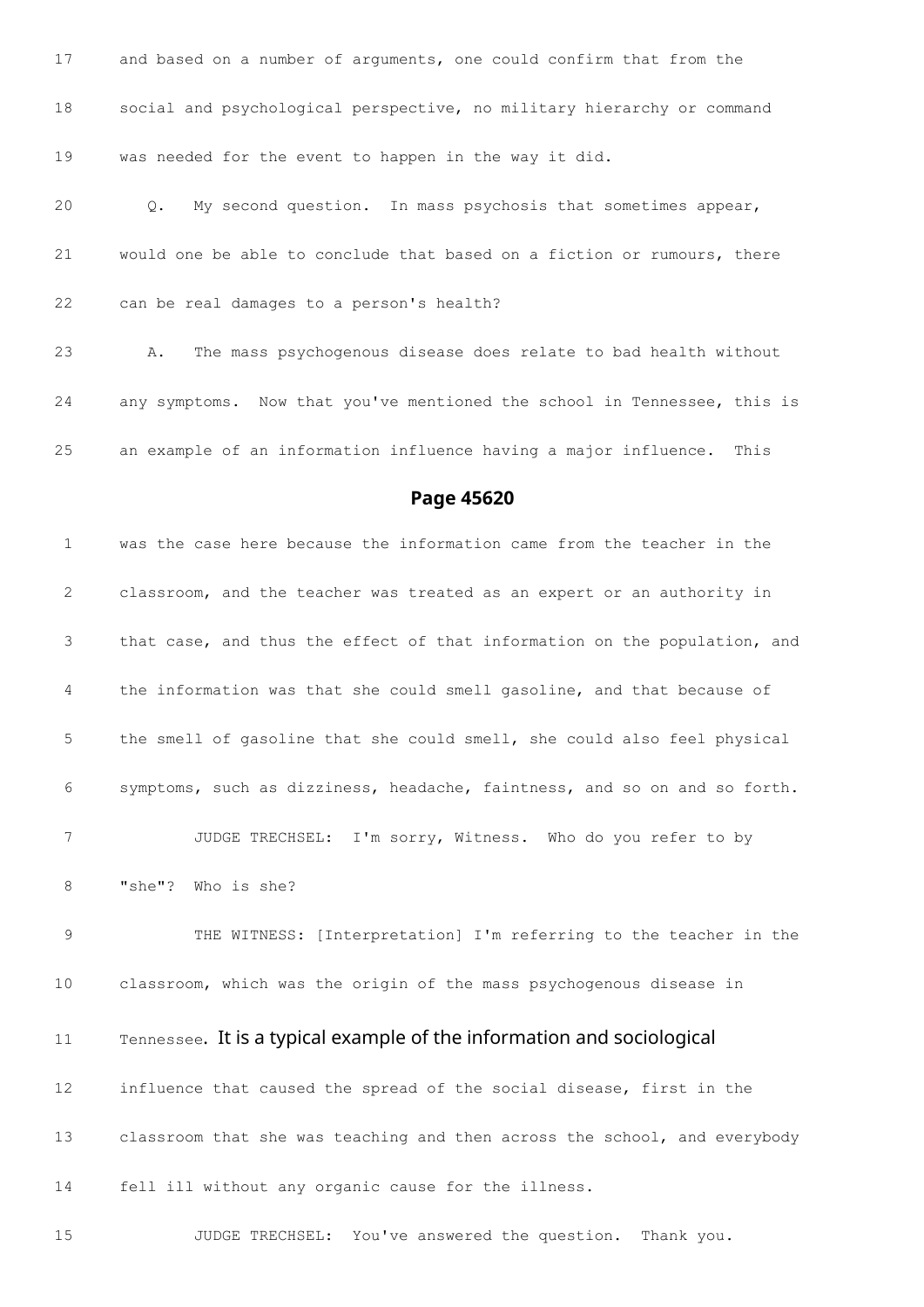17 and based on a number of arguments, one could confirm that from the

18 social and psychological perspective, no military hierarchy or command

19 was needed for the event to happen in the way it did.

20 Q. My second question. In mass psychosis that sometimes appear,

21 would one be able to conclude that based on a fiction or rumours, there

22 can be real damages to a person's health?

23 A. The mass psychogenous disease does relate to bad health without

24 any symptoms. Now that you've mentioned the school in Tennessee, this is

25 an example of an information influence having a major influence. This

## Page 45620

1 was the case here because the information came from the teacher in the

2 classroom, and the teacher was treated as an expert or an authority in

3 that case, and thus the effect of that information on the population, and

4 the information was that she could smell gasoline, and that because of

5 the smell of gasoline that she could smell, she could also feel physical

6 symptoms, such as dizziness, headache, faintness, and so on and so forth.

7 JUDGE TRECHSEL: I'm sorry, Witness. Who do you refer to by

8 "she"? Who is she?

9 THE WITNESS: [Interpretation] I'm referring to the teacher in the

10 classroom, which was the origin of the mass psychogenous disease in

11 Tennessee. It is a typical example of the information and sociological

12 influence that caused the spread of the social disease, first in the

13 classroom that she was teaching and then across the school, and everybody

14 fell ill without any organic cause for the illness.

15 JUDGE TRECHSEL: You've answered the question. Thank you.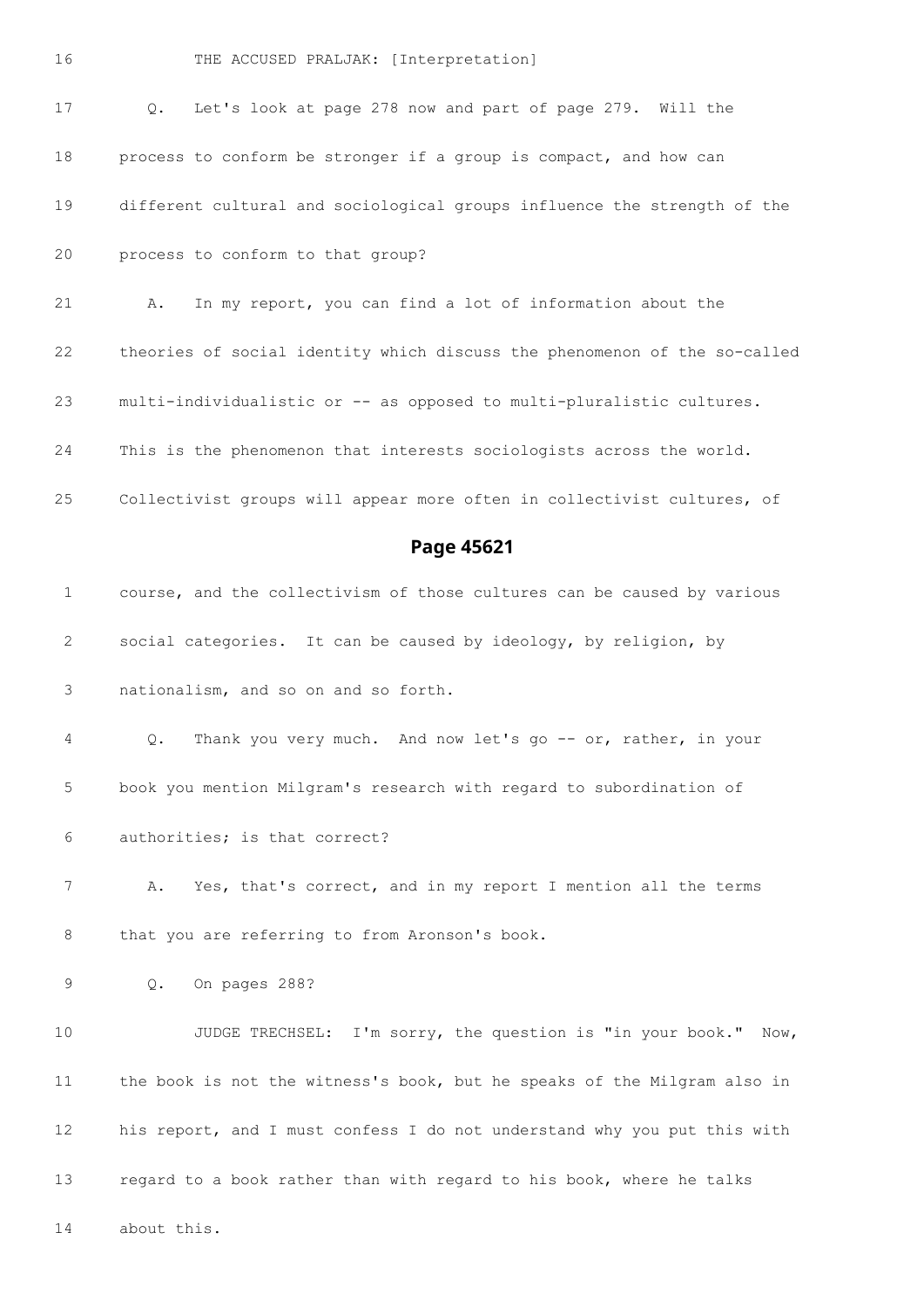16 THE ACCUSED PRALJAK: [Interpretation]

17 Q. Let's look at page 278 now and part of page 279. Will the

18 process to conform be stronger if a group is compact, and how can

19 different cultural and sociological groups influence the strength of the

20 process to conform to that group?

21 A. In my report, you can find a lot of information about the

22 theories of social identity which discuss the phenomenon of the so-called

23 multi-individualistic or -- as opposed to multi-pluralistic cultures.

24 This is the phenomenon that interests sociologists across the world.

25 Collectivist groups will appear more often in collectivist cultures, of

## Page 45621

1 course, and the collectivism of those cultures can be caused by various

2 social categories. It can be caused by ideology, by religion, by

3 nationalism, and so on and so forth.

4 Q. Thank you very much. And now let's go -- or, rather, in your

5 book you mention Milgram's research with regard to subordination of

6 authorities; is that correct?

7 A. Yes, that's correct, and in my report I mention all the terms

8 that you are referring to from Aronson's book.

9 Q. On pages 288?

10 JUDGE TRECHSEL: I'm sorry, the question is "in your book." Now,

11 the book is not the witness's book, but he speaks of the Milgram also in

12 his report, and I must confess I do not understand why you put this with

13 regard to a book rather than with regard to his book, where he talks

14 about this.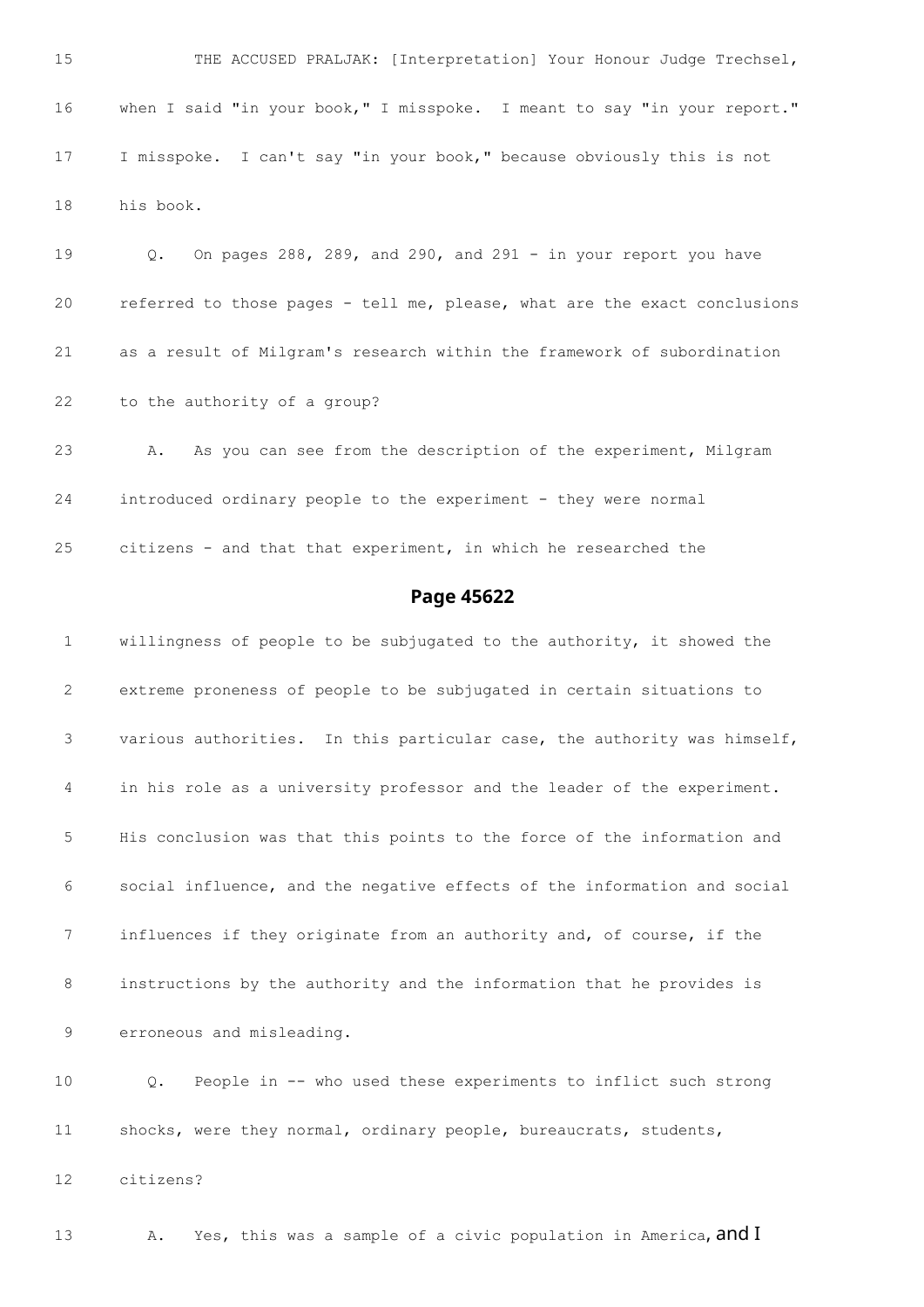15 THE ACCUSED PRALJAK: [Interpretation] Your Honour Judge Trechsel,

16 when I said "in your book," I misspoke. I meant to say "in your report."

17 I misspoke. I can't say "in your book," because obviously this is not

18 his book.

19 Q. On pages 288, 289, and 290, and 291 - in your report you have

20 referred to those pages - tell me, please, what are the exact conclusions

21 as a result of Milgram's research within the framework of subordination

22 to the authority of a group?

23 A. As you can see from the description of the experiment, Milgram

24 introduced ordinary people to the experiment - they were normal

25 citizens - and that that experiment, in which he researched the

## Page 45622

1 willingness of people to be subjugated to the authority, it showed the

2 extreme proneness of people to be subjugated in certain situations to

3 various authorities. In this particular case, the authority was himself,

4 in his role as a university professor and the leader of the experiment.

5 His conclusion was that this points to the force of the information and

6 social influence, and the negative effects of the information and social

7 influences if they originate from an authority and, of course, if the

8 instructions by the authority and the information that he provides is

9 erroneous and misleading.

10 Q. People in -- who used these experiments to inflict such strong

11 shocks, were they normal, ordinary people, bureaucrats, students,

12 citizens?

13 A. Yes, this was a sample of a civic population in America, and I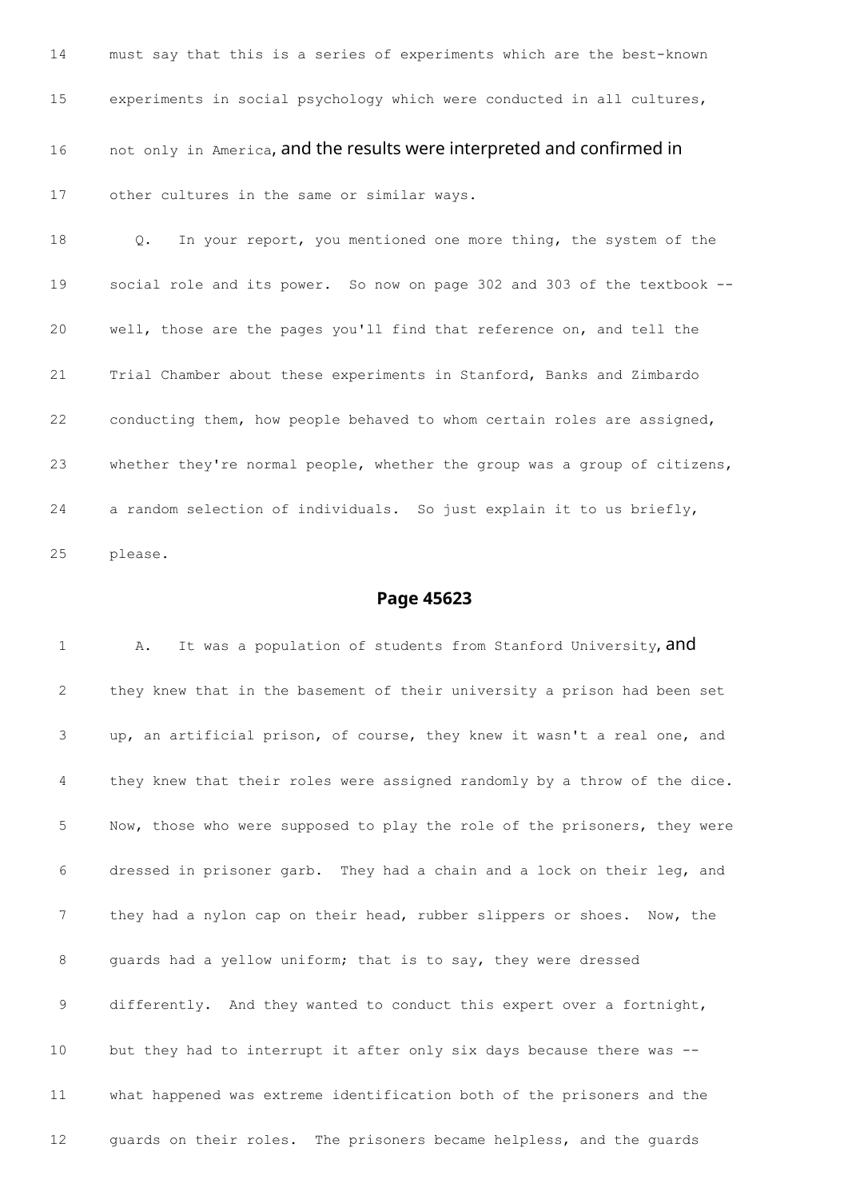14 must say that this is a series of experiments which are the best-known

15 experiments in social psychology which were conducted in all cultures,

16 not only in America, and the results were interpreted and confirmed in

17 other cultures in the same or similar ways.

18 Q. In your report, you mentioned one more thing, the system of the

19 social role and its power. So now on page 302 and 303 of the textbook --

20 well, those are the pages you'll find that reference on, and tell the

21 Trial Chamber about these experiments in Stanford, Banks and Zimbardo

22 conducting them, how people behaved to whom certain roles are assigned,

23 whether they're normal people, whether the group was a group of citizens,

24 a random selection of individuals. So just explain it to us briefly,

25 please.

## Page 45623

1 A. It was a population of students from Stanford University, and

2 they knew that in the basement of their university a prison had been set

3 up, an artificial prison, of course, they knew it wasn't a real one, and

4 they knew that their roles were assigned randomly by a throw of the dice.

5 Now, those who were supposed to play the role of the prisoners, they were

6 dressed in prisoner garb. They had a chain and a lock on their leg, and

7 they had a nylon cap on their head, rubber slippers or shoes. Now, the

8 guards had a yellow uniform; that is to say, they were dressed

9 differently. And they wanted to conduct this expert over a fortnight,

10 but they had to interrupt it after only six days because there was --

11 what happened was extreme identification both of the prisoners and the

12 guards on their roles. The prisoners became helpless, and the guards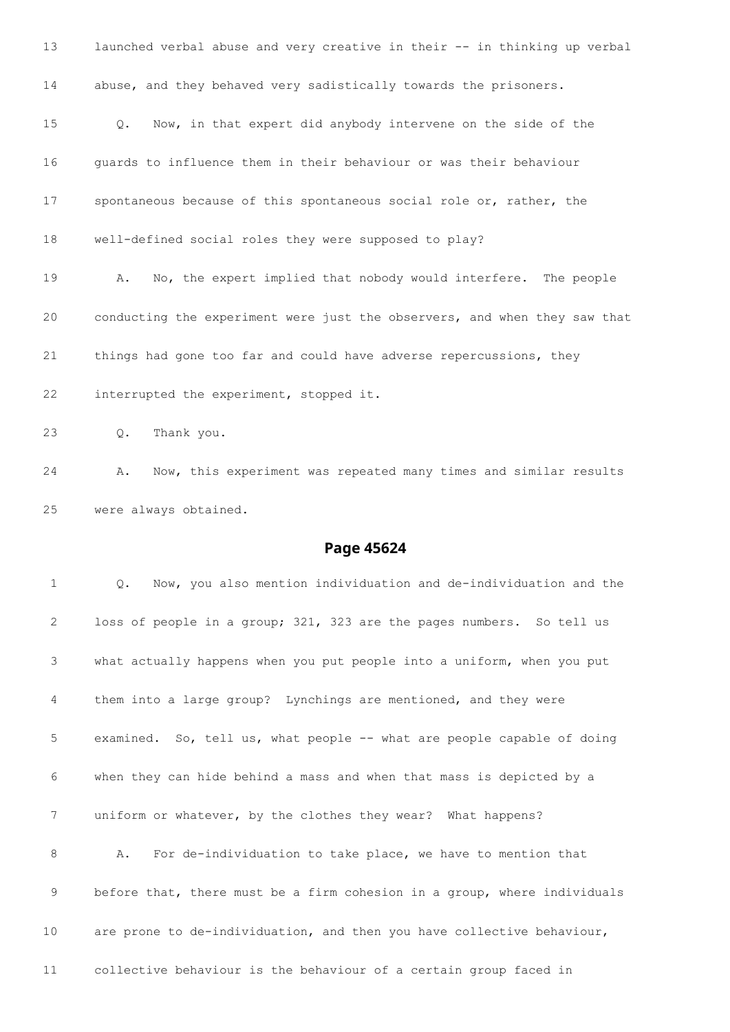13 launched verbal abuse and very creative in their -- in thinking up verbal

14 abuse, and they behaved very sadistically towards the prisoners.

15 Q. Now, in that expert did anybody intervene on the side of the

16 guards to influence them in their behaviour or was their behaviour

17 spontaneous because of this spontaneous social role or, rather, the

18 well-defined social roles they were supposed to play?

19 A. No, the expert implied that nobody would interfere. The people

20 conducting the experiment were just the observers, and when they saw that

21 things had gone too far and could have adverse repercussions, they

22 interrupted the experiment, stopped it.

23 Q. Thank you.

24 A. Now, this experiment was repeated many times and similar results

25 were always obtained.

## Page 45624

1 Q. Now, you also mention individuation and de-individuation and the

2 loss of people in a group; 321, 323 are the pages numbers. So tell us

3 what actually happens when you put people into a uniform, when you put

4 them into a large group? Lynchings are mentioned, and they were

5 examined. So, tell us, what people -- what are people capable of doing

6 when they can hide behind a mass and when that mass is depicted by a

7 uniform or whatever, by the clothes they wear? What happens?

8 A. For de-individuation to take place, we have to mention that

9 before that, there must be a firm cohesion in a group, where individuals

10 are prone to de-individuation, and then you have collective behaviour,

11 collective behaviour is the behaviour of a certain group faced in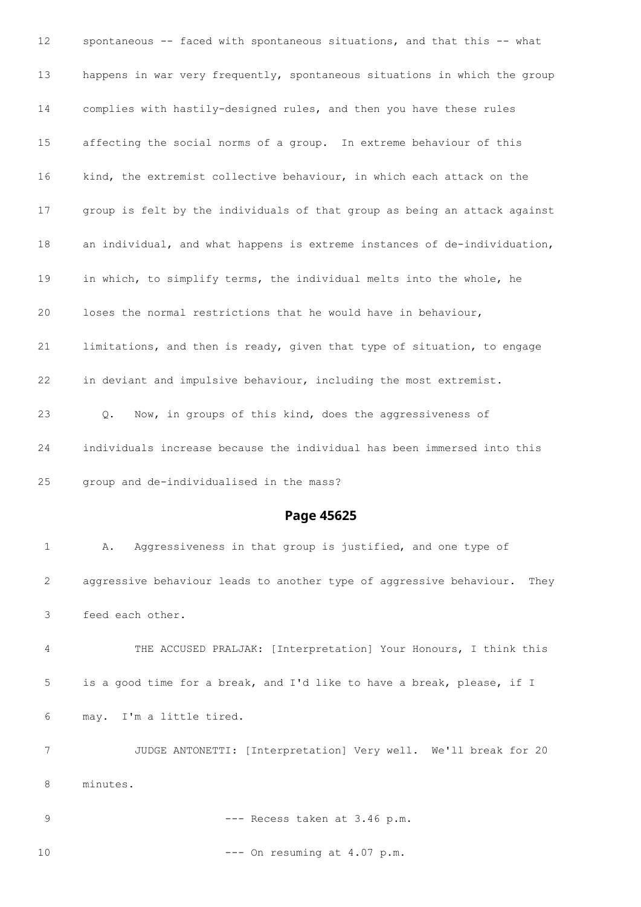spontaneous -- faced with spontaneous situations, and that this -- what happens in war very frequently, spontaneous situations in which the group complies with hastily-designed rules, and then you have these rules affecting the social norms of a group. In extreme behaviour of this kind, the extremist collective behaviour, in which each attack on the group is felt by the individuals of that group as being an attack against an individual, and what happens is extreme instances of de-individuation, in which, to simplify terms, the individual melts into the whole, he loses the normal restrictions that he would have in behaviour, limitations, and then is ready, given that type of situation, to engage in deviant and impulsive behaviour, including the most extremist.

Q. Now, in groups of this kind, does the aggressiveness of individuals increase because the individual has been immersed into this group and de-individualised in the mass?

## Page 45625

A. Aggressiveness in that group is justified, and one type of aggressive behaviour leads to another type of aggressive behaviour. They feed each other.

THE ACCUSED PRALJAK: [Interpretation] Your Honours, I think this is a good time for a break, and I'd like to have a break, please, if I may. I'm a little tired.

JUDGE ANTONETTI: [Interpretation] Very well. We'll break for 20 minutes.

--- Recess taken at 3.46 p.m.

--- On resuming at 4.07 p.m.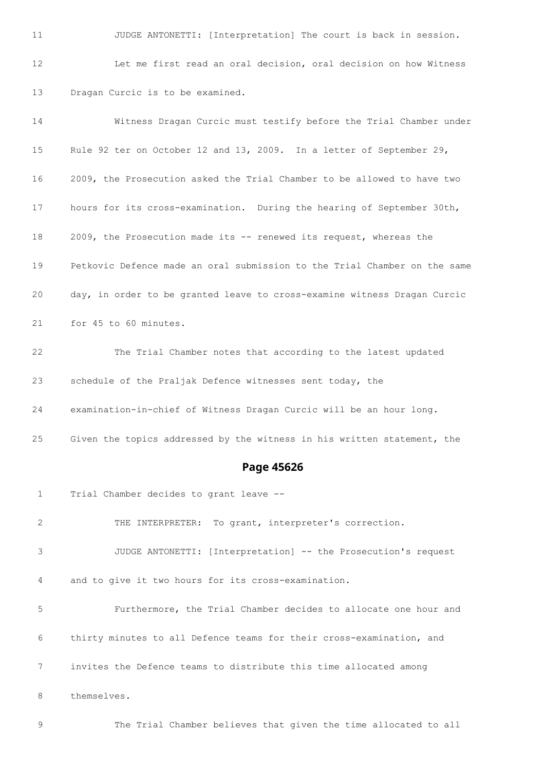11 JUDGE ANTONETTI: [Interpretation] The court is back in session.

12 Let me first read an oral decision, oral decision on how Witness

13 Dragan Curcic is to be examined.

14 Witness Dragan Curcic must testify before the Trial Chamber under

15 Rule 92 ter on October 12 and 13, 2009. In a letter of September 29,

16 2009, the Prosecution asked the Trial Chamber to be allowed to have two

17 hours for its cross-examination. During the hearing of September 30th,

18 2009, the Prosecution made its -- renewed its request, whereas the

19 Petkovic Defence made an oral submission to the Trial Chamber on the same

20 day, in order to be granted leave to cross-examine witness Dragan Curcic

21 for 45 to 60 minutes.

22 The Trial Chamber notes that according to the latest updated

23 schedule of the Praljak Defence witnesses sent today, the

24 examination-in-chief of Witness Dragan Curcic will be an hour long.

25 Given the topics addressed by the witness in his written statement, the

**Page 45626**

1 Trial Chamber decides to grant leave --

2 THE INTERPRETER: To grant, interpreter's correction.

3 JUDGE ANTONETTI: [Interpretation] -- the Prosecution's request

4 and to give it two hours for its cross-examination.

5 Furthermore, the Trial Chamber decides to allocate one hour and

6 thirty minutes to all Defence teams for their cross-examination, and

7 invites the Defence teams to distribute this time allocated among

8 themselves.

9 The Trial Chamber believes that given the time allocated to all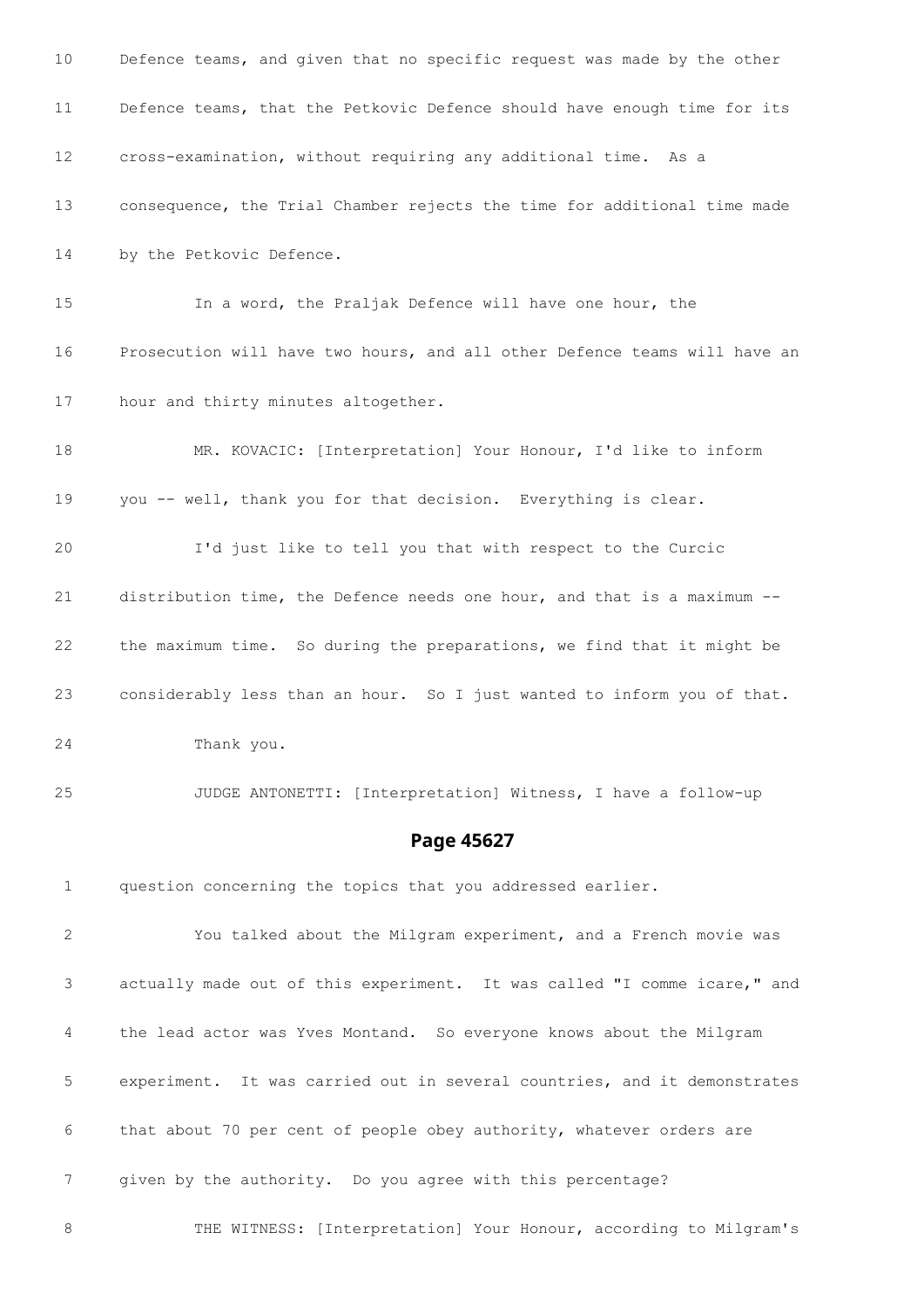10 Defence teams, and given that no specific request was made by the other

11 Defence teams, that the Petkovic Defence should have enough time for its

12 cross-examination, without requiring any additional time. As a

13 consequence, the Trial Chamber rejects the time for additional time made

14 by the Petkovic Defence.

15 In a word, the Praljak Defence will have one hour, the

16 Prosecution will have two hours, and all other Defence teams will have an

17 hour and thirty minutes altogether.

18 MR. KOVACIC: [Interpretation] Your Honour, I'd like to inform

19 you -- well, thank you for that decision. Everything is clear.

20 I'd just like to tell you that with respect to the Curcic

21 distribution time, the Defence needs one hour, and that is a maximum --

22 the maximum time. So during the preparations, we find that it might be

23 considerably less than an hour. So I just wanted to inform you of that.

24 Thank you.

25 JUDGE ANTONETTI: [Interpretation] Witness, I have a follow-up

## Page 45627

1 question concerning the topics that you addressed earlier.

2 You talked about the Milgram experiment, and a French movie was

3 actually made out of this experiment. It was called "I comme icare," and

4 the lead actor was Yves Montand. So everyone knows about the Milgram

5 experiment. It was carried out in several countries, and it demonstrates

6 that about 70 per cent of people obey authority, whatever orders are

7 given by the authority. Do you agree with this percentage?

8 THE WITNESS: [Interpretation] Your Honour, according to Milgram's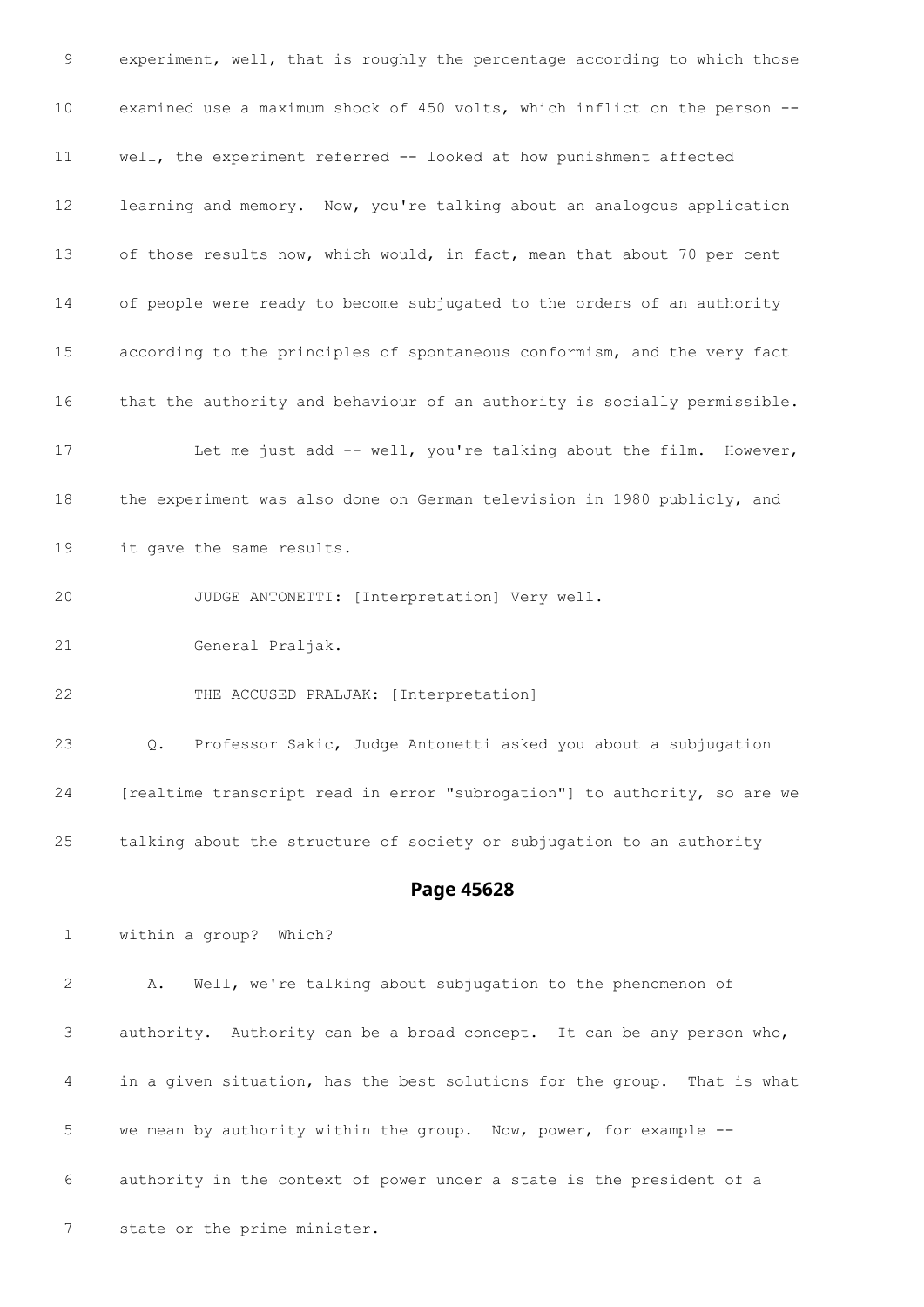9 experiment, well, that is roughly the percentage according to which those

10 examined use a maximum shock of 450 volts, which inflict on the person --

11 well, the experiment referred -- looked at how punishment affected

12 learning and memory. Now, you're talking about an analogous application

13 of those results now, which would, in fact, mean that about 70 per cent

14 of people were ready to become subjugated to the orders of an authority

15 according to the principles of spontaneous conformism, and the very fact

16 that the authority and behaviour of an authority is socially permissible.

17 Let me just add -- well, you're talking about the film. However,

18 the experiment was also done on German television in 1980 publicly, and

19 it gave the same results.

20 JUDGE ANTONETTI: [Interpretation] Very well.

21 General Praljak.

22 THE ACCUSED PRALJAK: [Interpretation]

23 Q. Professor Sakic, Judge Antonetti asked you about a subjugation

24 [realtime transcript read in error "subrogation"] to authority, so are we

25 talking about the structure of society or subjugation to an authority

## Page 45628

1 within a group? Which?

2 A. Well, we're talking about subjugation to the phenomenon of

3 authority. Authority can be a broad concept. It can be any person who,

4 in a given situation, has the best solutions for the group. That is what

5 we mean by authority within the group. Now, power, for example --

6 authority in the context of power under a state is the president of a

7 state or the prime minister.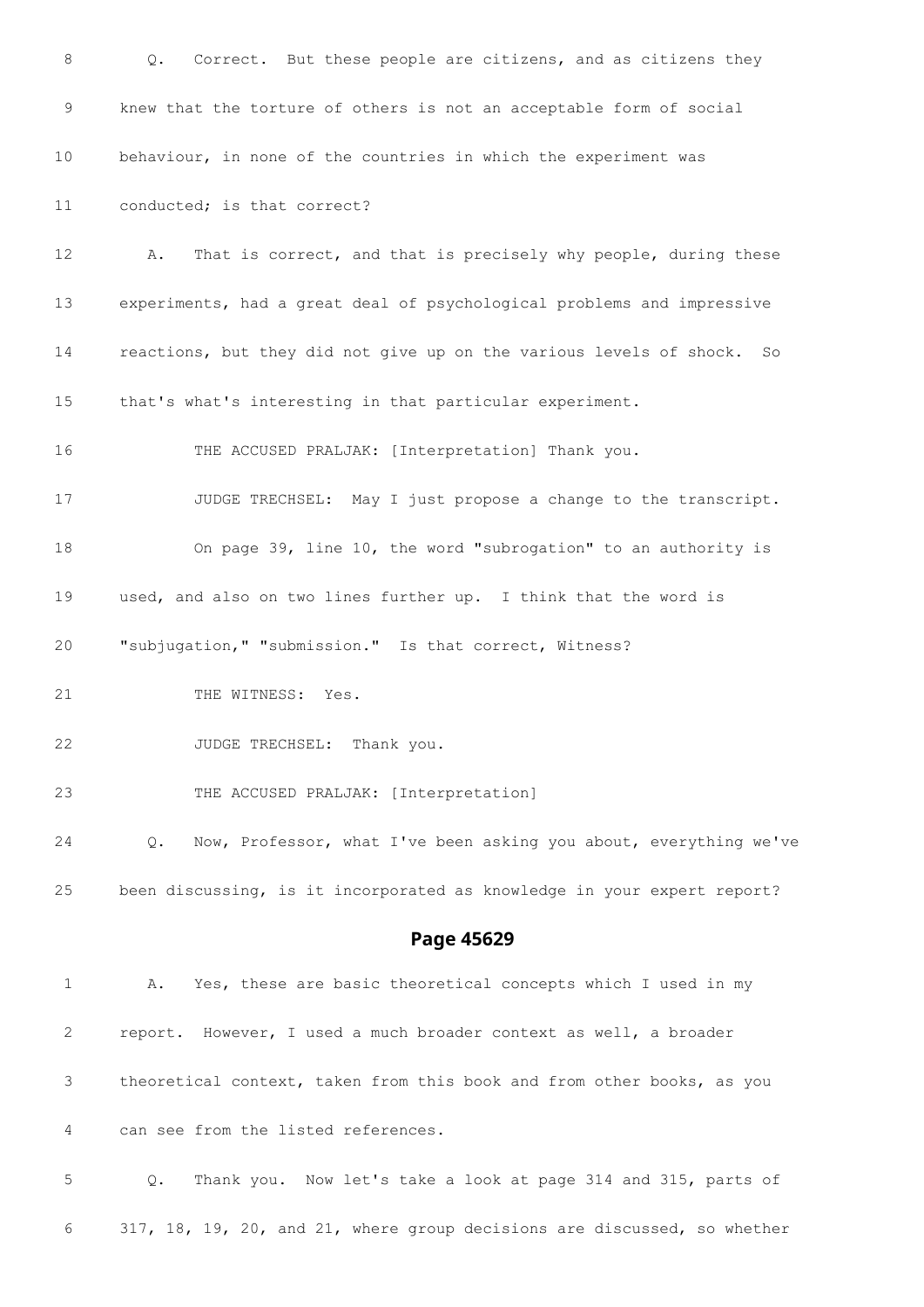8 Q. Correct. But these people are citizens, and as citizens they

9 knew that the torture of others is not an acceptable form of social

10 behaviour, in none of the countries in which the experiment was

11 conducted; is that correct?

12 A. That is correct, and that is precisely why people, during these

13 experiments, had a great deal of psychological problems and impressive

14 reactions, but they did not give up on the various levels of shock. So

15 that's what's interesting in that particular experiment.

16 THE ACCUSED PRALJAK: [Interpretation] Thank you.

17 JUDGE TRECHSEL: May I just propose a change to the transcript.

18 On page 39, line 10, the word "subrogation" to an authority is

19 used, and also on two lines further up. I think that the word is

20 "subjugation," "submission." Is that correct, Witness?

21 THE WITNESS: Yes.

22 JUDGE TRECHSEL: Thank you.

23 THE ACCUSED PRALJAK: [Interpretation]

24 Q. Now, Professor, what I've been asking you about, everything we've

25 been discussing, is it incorporated as knowledge in your expert report?

## Page 45629

1 A. Yes, these are basic theoretical concepts which I used in my

2 report. However, I used a much broader context as well, a broader

3 theoretical context, taken from this book and from other books, as you

4 can see from the listed references.

5 Q. Thank you. Now let's take a look at page 314 and 315, parts of

6 317, 18, 19, 20, and 21, where group decisions are discussed, so whether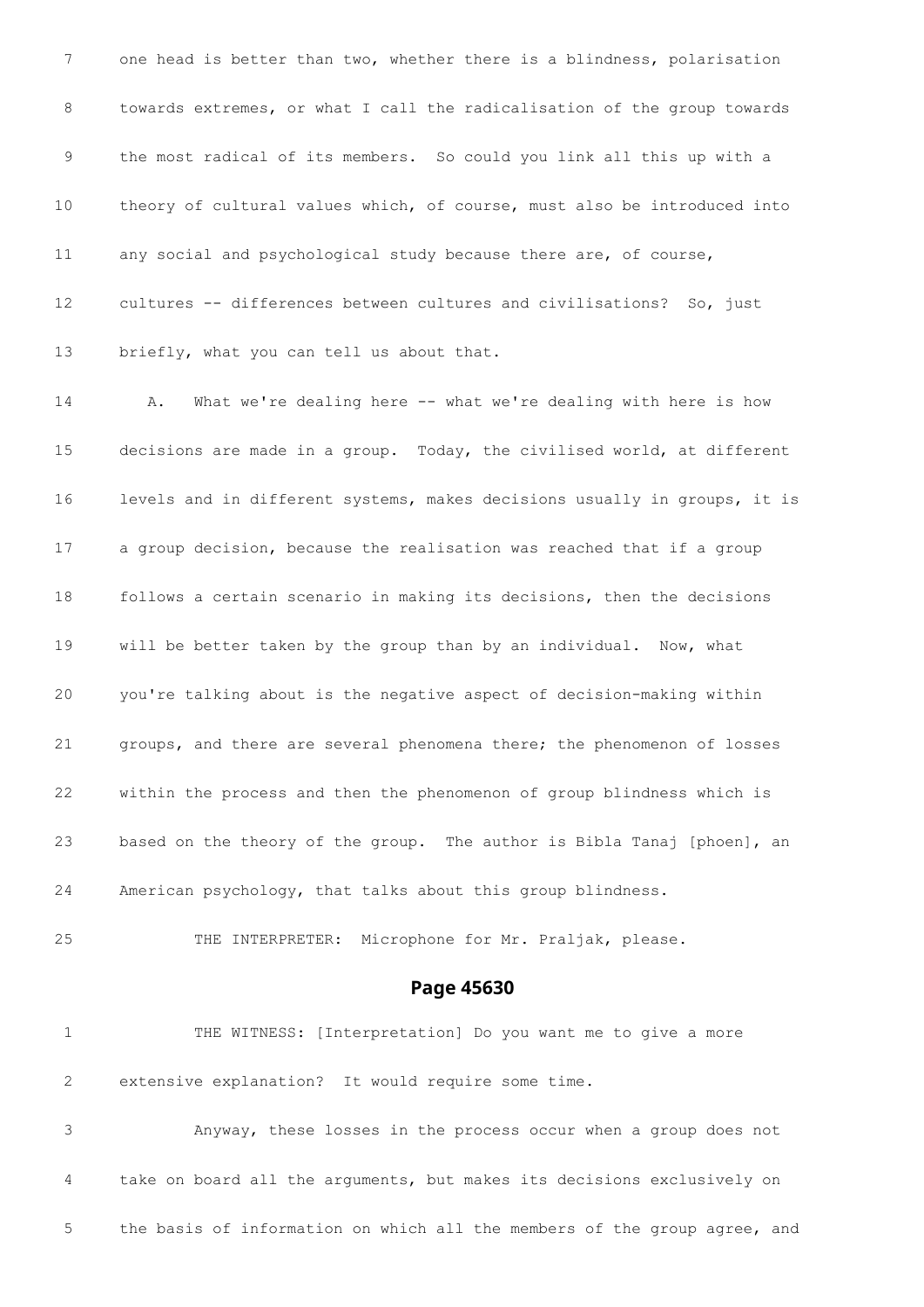7 one head is better than two, whether there is a blindness, polarisation

8 towards extremes, or what I call the radicalisation of the group towards

9 the most radical of its members. So could you link all this up with a

10 theory of cultural values which, of course, must also be introduced into

11 any social and psychological study because there are, of course,

12 cultures -- differences between cultures and civilisations? So, just

13 briefly, what you can tell us about that.

14 A. What we're dealing here -- what we're dealing with here is how

15 decisions are made in a group. Today, the civilised world, at different

16 levels and in different systems, makes decisions usually in groups, it is

17 a group decision, because the realisation was reached that if a group

18 follows a certain scenario in making its decisions, then the decisions

19 will be better taken by the group than by an individual. Now, what

20 you're talking about is the negative aspect of decision-making within

21 groups, and there are several phenomena there; the phenomenon of losses

22 within the process and then the phenomenon of group blindness which is

23 based on the theory of the group. The author is Bibla Tanaj [phoen], an

24 American psychology, that talks about this group blindness.

25 THE INTERPRETER: Microphone for Mr. Praljak, please.

## Page 45630

1 THE WITNESS: [Interpretation] Do you want me to give a more

2 extensive explanation? It would require some time.

3 Anyway, these losses in the process occur when a group does not

4 take on board all the arguments, but makes its decisions exclusively on

5 the basis of information on which all the members of the group agree, and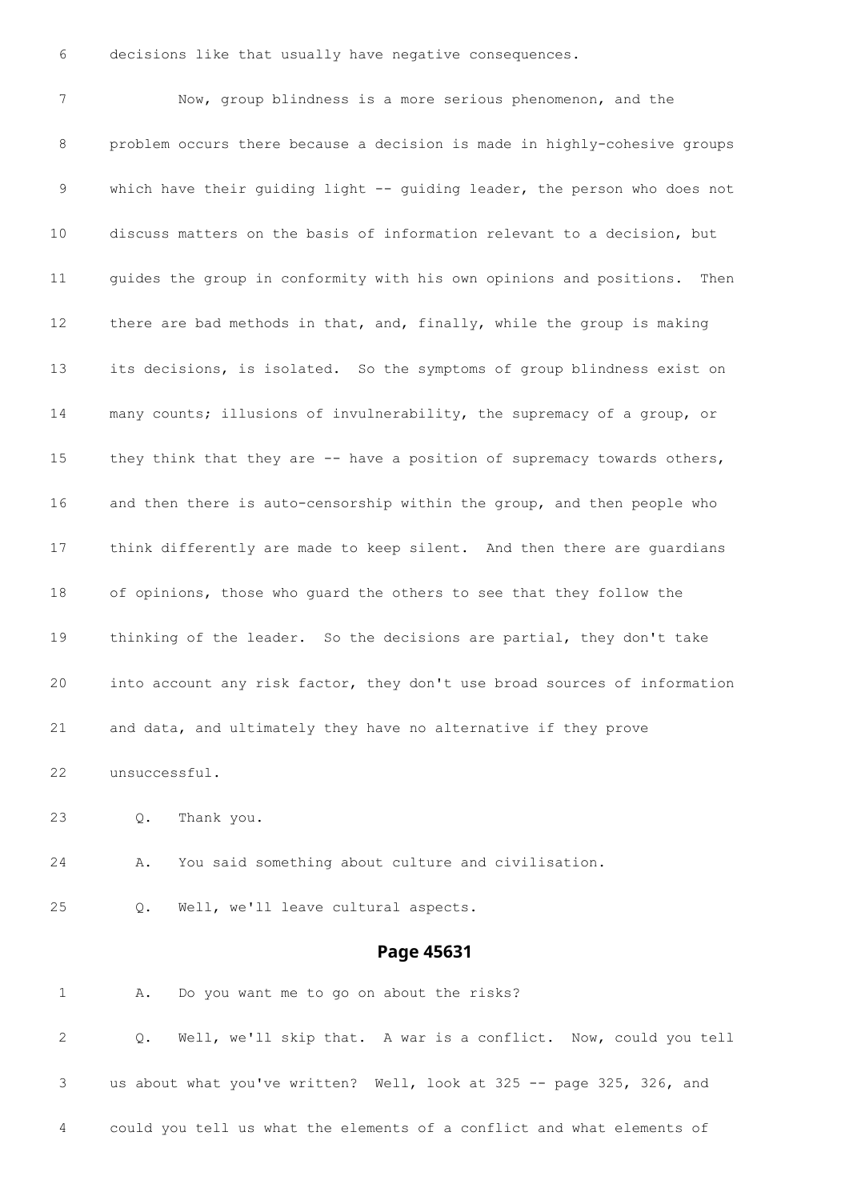6 decisions like that usually have negative consequences.

7 Now, group blindness is a more serious phenomenon, and the

8 problem occurs there because a decision is made in highly-cohesive groups

9 which have their guiding light -- guiding leader, the person who does not

10 discuss matters on the basis of information relevant to a decision, but

11 guides the group in conformity with his own opinions and positions. Then

12 there are bad methods in that, and, finally, while the group is making

13 its decisions, is isolated. So the symptoms of group blindness exist on

14 many counts; illusions of invulnerability, the supremacy of a group, or

15 they think that they are -- have a position of supremacy towards others,

16 and then there is auto-censorship within the group, and then people who

17 think differently are made to keep silent. And then there are guardians

18 of opinions, those who guard the others to see that they follow the

19 thinking of the leader. So the decisions are partial, they don't take

20 into account any risk factor, they don't use broad sources of information

21 and data, and ultimately they have no alternative if they prove

22 unsuccessful.

23 Q. Thank you.

24 A. You said something about culture and civilisation.

25 Q. Well, we'll leave cultural aspects.

## Page 45631

1 A. Do you want me to go on about the risks?

2 Q. Well, we'll skip that. A war is a conflict. Now, could you tell

3 us about what you've written? Well, look at 325 -- page 325, 326, and

4 could you tell us what the elements of a conflict and what elements of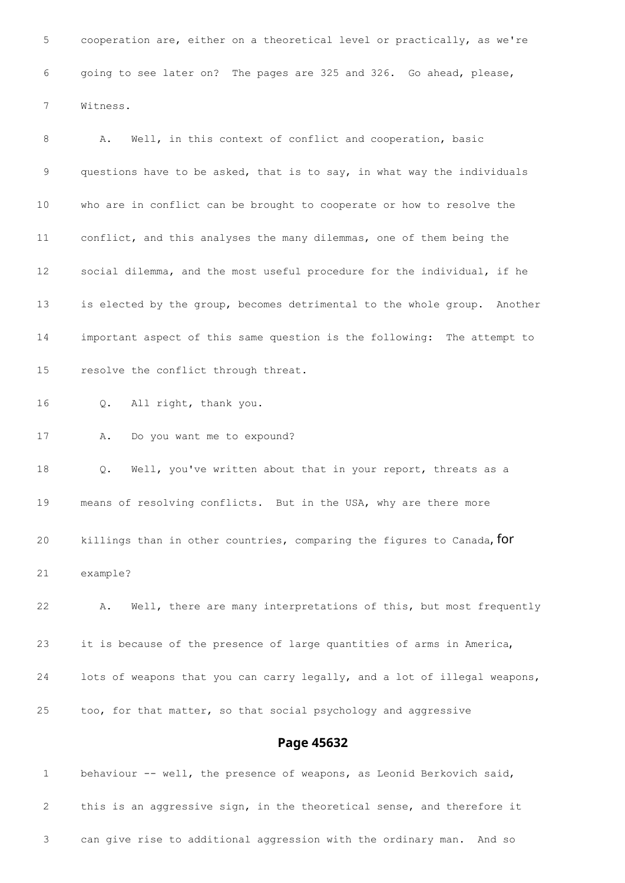5 cooperation are, either on a theoretical level or practically, as we're

6 going to see later on? The pages are 325 and 326. Go ahead, please,

7 Witness.

8 A. Well, in this context of conflict and cooperation, basic

9 questions have to be asked, that is to say, in what way the individuals

10 who are in conflict can be brought to cooperate or how to resolve the

11 conflict, and this analyses the many dilemmas, one of them being the

12 social dilemma, and the most useful procedure for the individual, if he

13 is elected by the group, becomes detrimental to the whole group. Another

14 important aspect of this same question is the following: The attempt to

15 resolve the conflict through threat.

16 Q. All right, thank you.

17 A. Do you want me to expound?

18 Q. Well, you've written about that in your report, threats as a

19 means of resolving conflicts. But in the USA, why are there more

20 killings than in other countries, comparing the figures to Canada, for

21 example?

22 A. Well, there are many interpretations of this, but most frequently

23 it is because of the presence of large quantities of arms in America,

24 lots of weapons that you can carry legally, and a lot of illegal weapons,

25 too, for that matter, so that social psychology and aggressive

## Page 45632

1 behaviour -- well, the presence of weapons, as Leonid Berkovich said,

2 this is an aggressive sign, in the theoretical sense, and therefore it

3 can give rise to additional aggression with the ordinary man. And so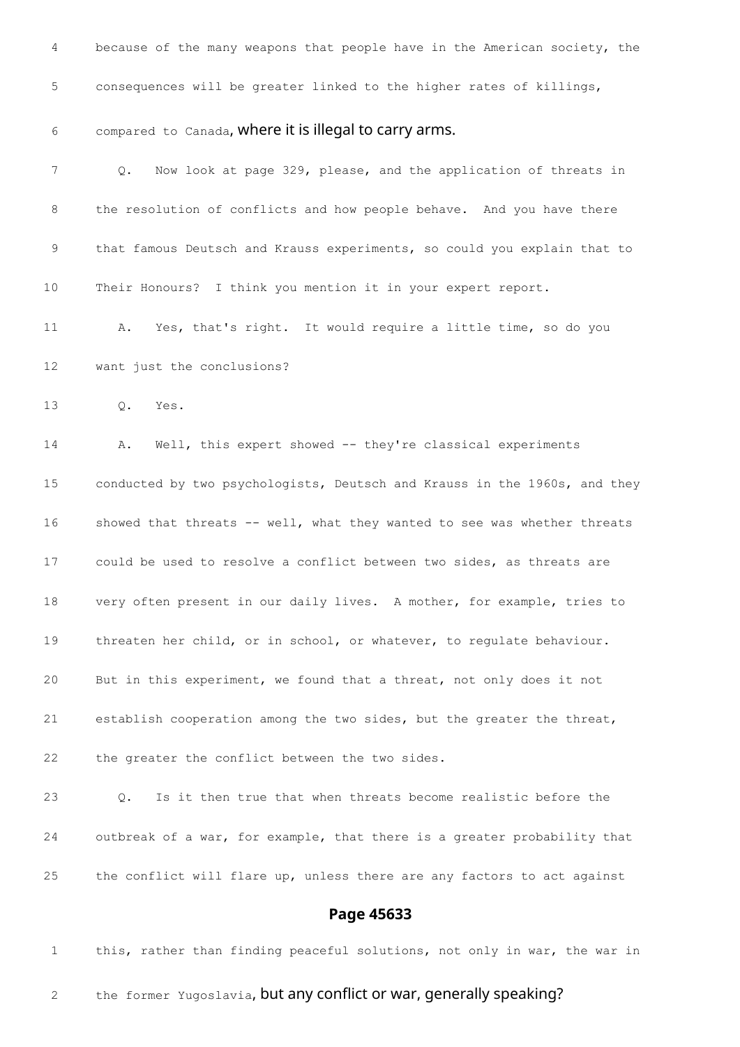4 because of the many weapons that people have in the American society, the

5 consequences will be greater linked to the higher rates of killings,

6 compared to Canada, where it is illegal to carry arms.

7 Q. Now look at page 329, please, and the application of threats in

8 the resolution of conflicts and how people behave. And you have there

9 that famous Deutsch and Krauss experiments, so could you explain that to

10 Their Honours? I think you mention it in your expert report.

11 A. Yes, that's right. It would require a little time, so do you

12 want just the conclusions?

13 Q. Yes.

14 A. Well, this expert showed -- they're classical experiments

15 conducted by two psychologists, Deutsch and Krauss in the 1960s, and they

16 showed that threats -- well, what they wanted to see was whether threats

17 could be used to resolve a conflict between two sides, as threats are

18 very often present in our daily lives. A mother, for example, tries to

19 threaten her child, or in school, or whatever, to regulate behaviour.

20 But in this experiment, we found that a threat, not only does it not

21 establish cooperation among the two sides, but the greater the threat,

22 the greater the conflict between the two sides.

23 Q. Is it then true that when threats become realistic before the

24 outbreak of a war, for example, that there is a greater probability that

25 the conflict will flare up, unless there are any factors to act against

## Page 45633

1 this, rather than finding peaceful solutions, not only in war, the war in

2 the former Yugoslavia, but any conflict or war, generally speaking?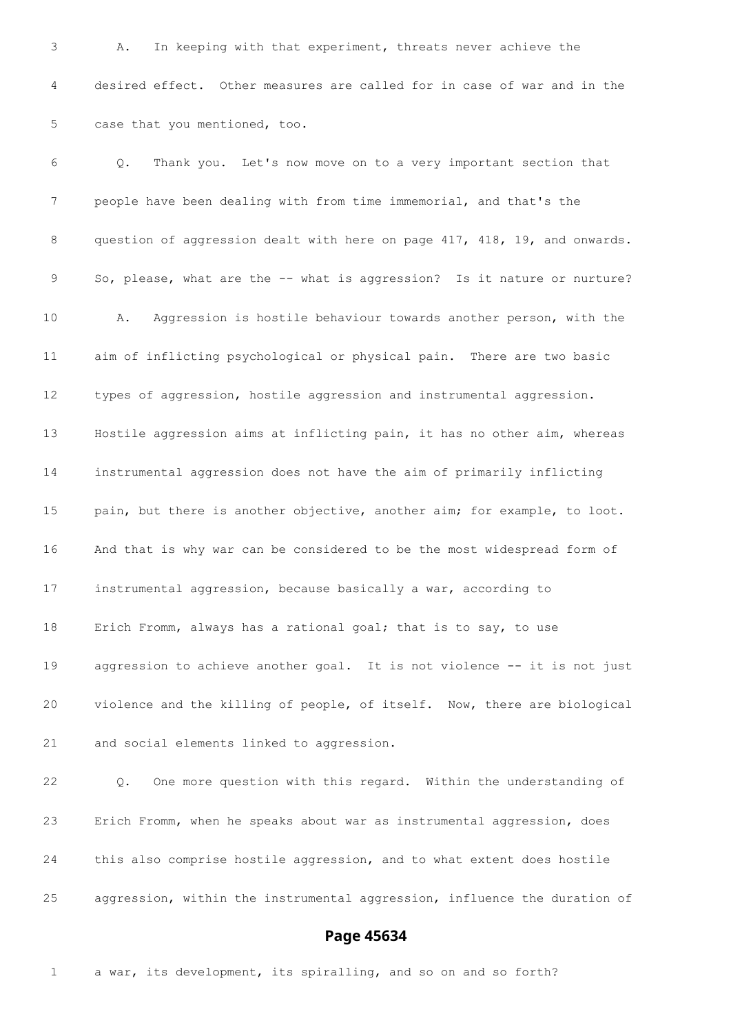A. In keeping with that experiment, threats never achieve the desired effect. Other measures are called for in case of war and in the case that you mentioned, too.

Q. Thank you. Let's now move on to a very important section that people have been dealing with from time immemorial, and that's the question of aggression dealt with here on page 417, 418, 19, and onwards. So, please, what are the -- what is aggression? Is it nature or nurture?

A. Aggression is hostile behaviour towards another person, with the aim of inflicting psychological or physical pain. There are two basic types of aggression, hostile aggression and instrumental aggression. Hostile aggression aims at inflicting pain, it has no other aim, whereas instrumental aggression does not have the aim of primarily inflicting pain, but there is another objective, another aim; for example, to loot. And that is why war can be considered to be the most widespread form of instrumental aggression, because basically a war, according to Erich Fromm, always has a rational goal; that is to say, to use aggression to achieve another goal. It is not violence -- it is not just violence and the killing of people, of itself. Now, there are biological and social elements linked to aggression.

Q. One more question with this regard. Within the understanding of Erich Fromm, when he speaks about war as instrumental aggression, does this also comprise hostile aggression, and to what extent does hostile aggression, within the instrumental aggression, influence the duration of

a war, its development, its spiralling, and so on and so forth?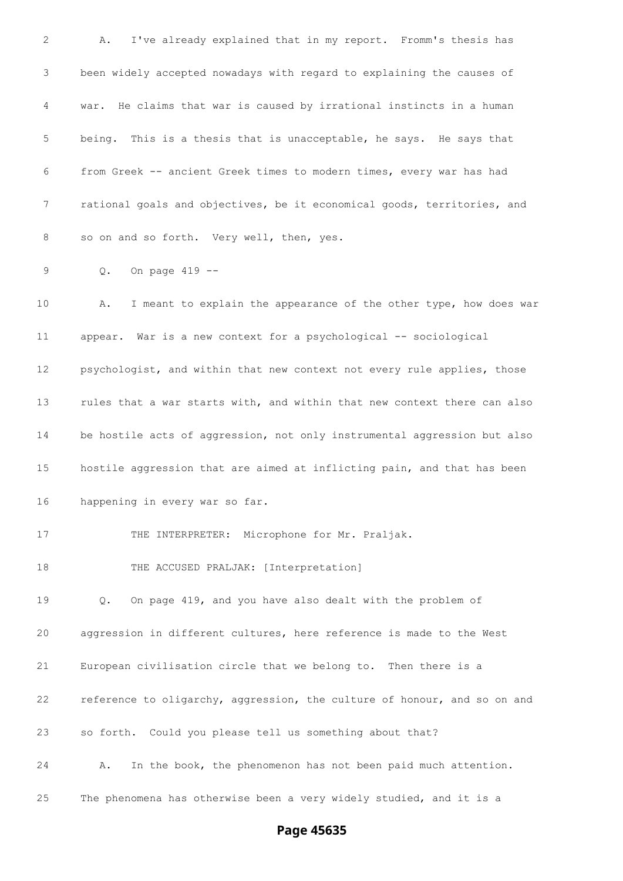A. I've already explained that in my report. Fromm's thesis has been widely accepted nowadays with regard to explaining the causes of war. He claims that war is caused by irrational instincts in a human being. This is a thesis that is unacceptable, he says. He says that from Greek -- ancient Greek times to modern times, every war has had rational goals and objectives, be it economical goods, territories, and so on and so forth. Very well, then, yes.

Q. On page 419 --

A. I meant to explain the appearance of the other type, how does war appear. War is a new context for a psychological -- sociological psychologist, and within that new context not every rule applies, those rules that a war starts with, and within that new context there can also be hostile acts of aggression, not only instrumental aggression but also hostile aggression that are aimed at inflicting pain, and that has been happening in every war so far.

THE INTERPRETER: Microphone for Mr. Praljak.

THE ACCUSED PRALJAK: [Interpretation]

Q. On page 419, and you have also dealt with the problem of aggression in different cultures, here reference is made to the West European civilisation circle that we belong to. Then there is a reference to oligarchy, aggression, the culture of honour, and so on and so forth. Could you please tell us something about that?

A. In the book, the phenomenon has not been paid much attention. The phenomena has otherwise been a very widely studied, and it is a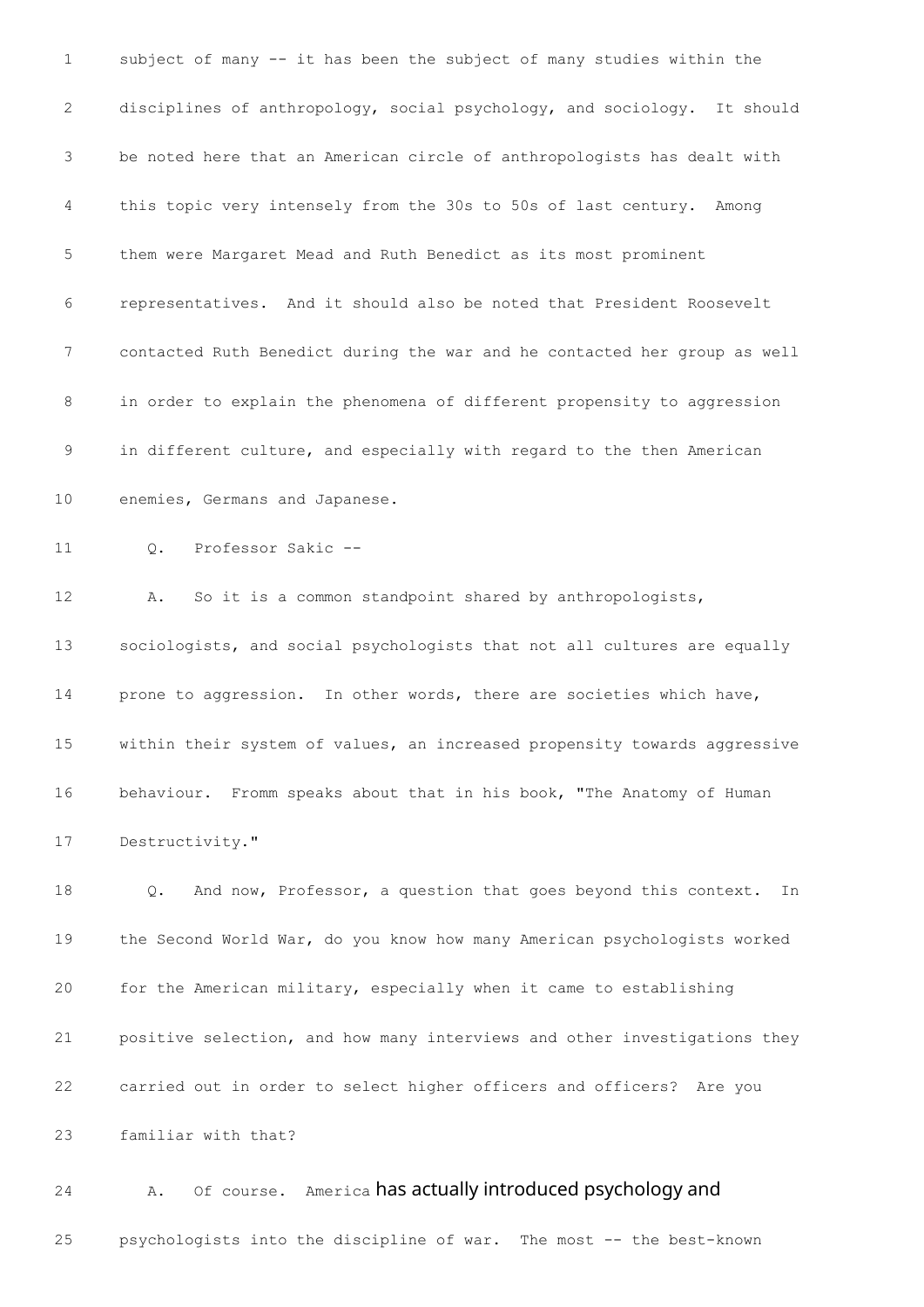1 subject of many -- it has been the subject of many studies within the

2 disciplines of anthropology, social psychology, and sociology. It should

3 be noted here that an American circle of anthropologists has dealt with

4 this topic very intensely from the 30s to 50s of last century. Among

5 them were Margaret Mead and Ruth Benedict as its most prominent

6 representatives. And it should also be noted that President Roosevelt

7 contacted Ruth Benedict during the war and he contacted her group as well

8 in order to explain the phenomena of different propensity to aggression

9 in different culture, and especially with regard to the then American

10 enemies, Germans and Japanese.

11 Q. Professor Sakic --

12 A. So it is a common standpoint shared by anthropologists,

13 sociologists, and social psychologists that not all cultures are equally

14 prone to aggression. In other words, there are societies which have,

15 within their system of values, an increased propensity towards aggressive

16 behaviour. Fromm speaks about that in his book, "The Anatomy of Human

17 Destructivity."

18 Q. And now, Professor, a question that goes beyond this context. In

19 the Second World War, do you know how many American psychologists worked

20 for the American military, especially when it came to establishing

21 positive selection, and how many interviews and other investigations they

22 carried out in order to select higher officers and officers? Are you

23 familiar with that?

24 A. Of course. America has actually introduced psychology and

25 psychologists into the discipline of war. The most -- the best-known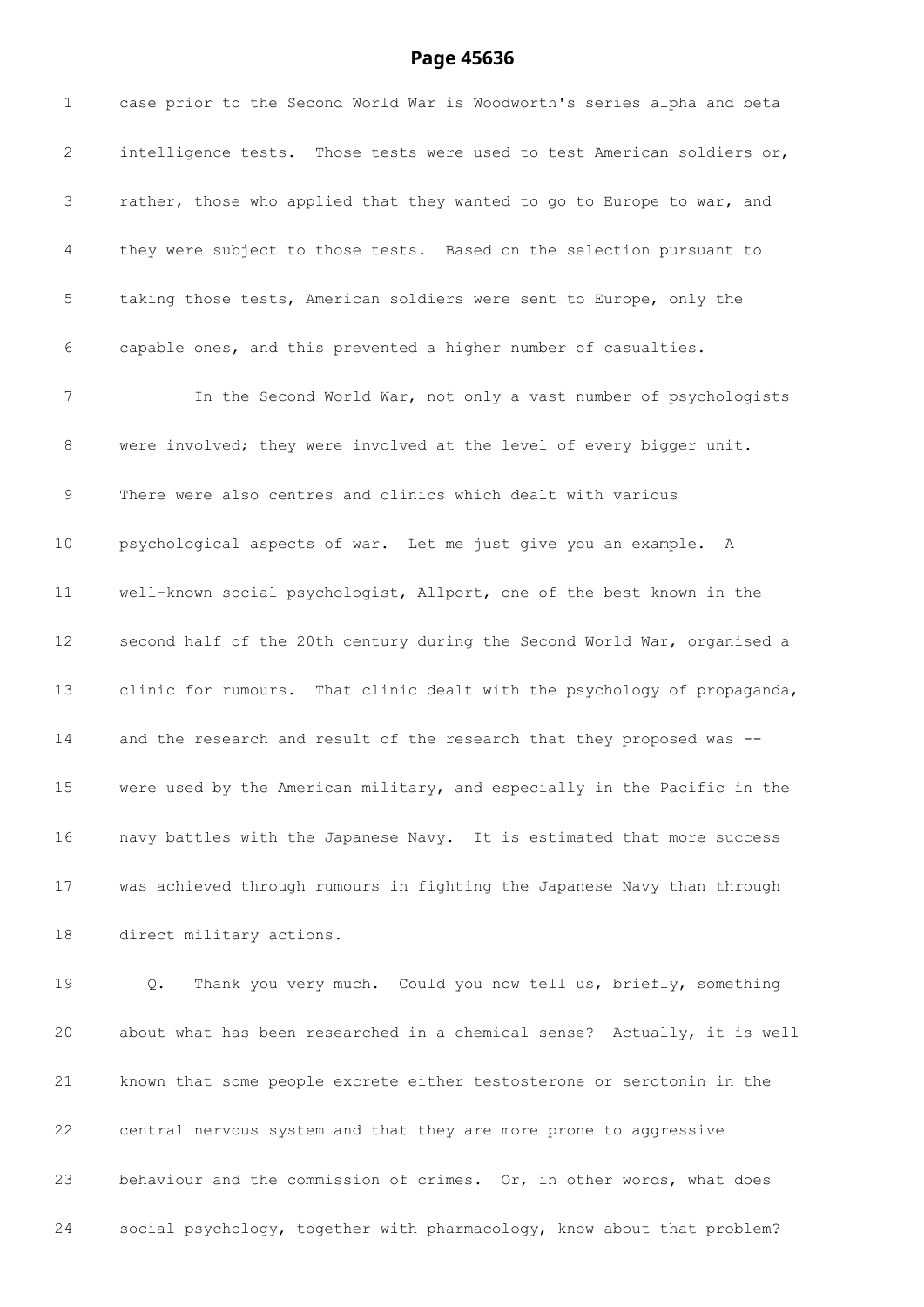case prior to the Second World War is Woodworth's series alpha and beta intelligence tests. Those tests were used to test American soldiers or, rather, those who applied that they wanted to go to Europe to war, and they were subject to those tests. Based on the selection pursuant to taking those tests, American soldiers were sent to Europe, only the capable ones, and this prevented a higher number of casualties.

In the Second World War, not only a vast number of psychologists were involved; they were involved at the level of every bigger unit. There were also centres and clinics which dealt with various psychological aspects of war. Let me just give you an example. A well-known social psychologist, Allport, one of the best known in the second half of the 20th century during the Second World War, organised a clinic for rumours. That clinic dealt with the psychology of propaganda, and the research and result of the research that they proposed was -- were used by the American military, and especially in the Pacific in the navy battles with the Japanese Navy. It is estimated that more success was achieved through rumours in fighting the Japanese Navy than through direct military actions.

Q. Thank you very much. Could you now tell us, briefly, something about what has been researched in a chemical sense? Actually, it is well known that some people excrete either testosterone or serotonin in the central nervous system and that they are more prone to aggressive behaviour and the commission of crimes. Or, in other words, what does social psychology, together with pharmacology, know about that problem?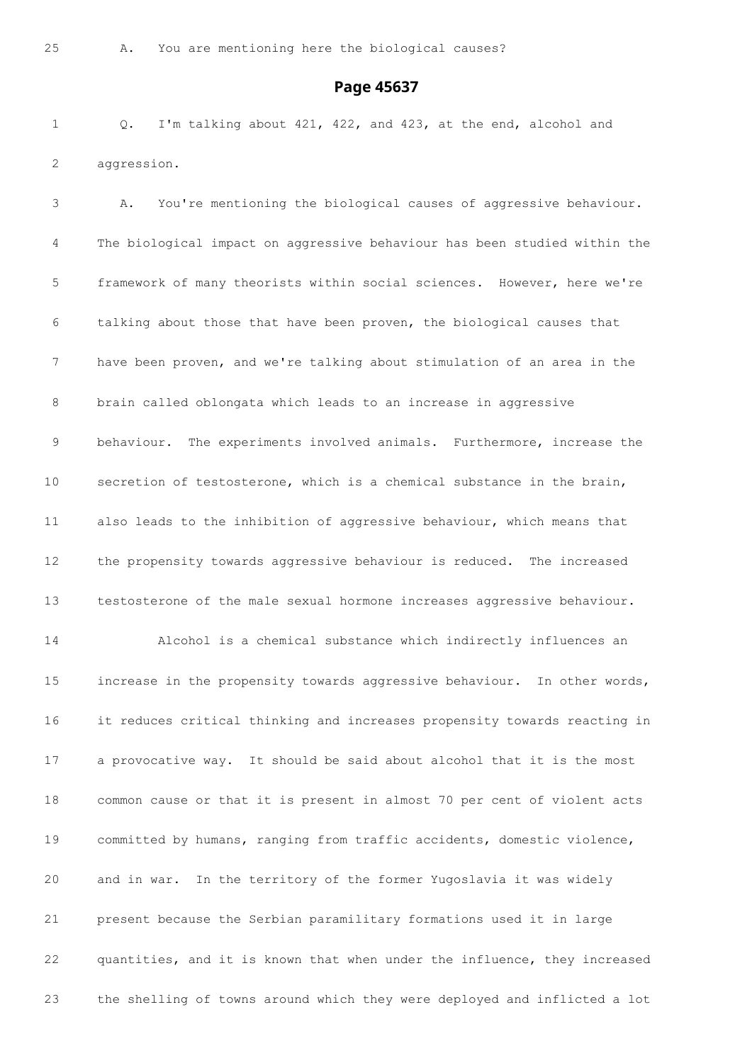25 A. You are mentioning here the biological causes?

**Page 45637**

1 Q. I'm talking about 421, 422, and 423, at the end, alcohol and

2 aggression.

3 A. You're mentioning the biological causes of aggressive behaviour.

4 The biological impact on aggressive behaviour has been studied within the

5 framework of many theorists within social sciences. However, here we're

6 talking about those that have been proven, the biological causes that

7 have been proven, and we're talking about stimulation of an area in the

8 brain called oblongata which leads to an increase in aggressive

9 behaviour. The experiments involved animals. Furthermore, increase the

10 secretion of testosterone, which is a chemical substance in the brain,

11 also leads to the inhibition of aggressive behaviour, which means that

12 the propensity towards aggressive behaviour is reduced. The increased

13 testosterone of the male sexual hormone increases aggressive behaviour.

14 Alcohol is a chemical substance which indirectly influences an

15 increase in the propensity towards aggressive behaviour. In other words,

16 it reduces critical thinking and increases propensity towards reacting in

17 a provocative way. It should be said about alcohol that it is the most

18 common cause or that it is present in almost 70 per cent of violent acts

19 committed by humans, ranging from traffic accidents, domestic violence,

20 and in war. In the territory of the former Yugoslavia it was widely

21 present because the Serbian paramilitary formations used it in large

22 quantities, and it is known that when under the influence, they increased

23 the shelling of towns around which they were deployed and inflicted a lot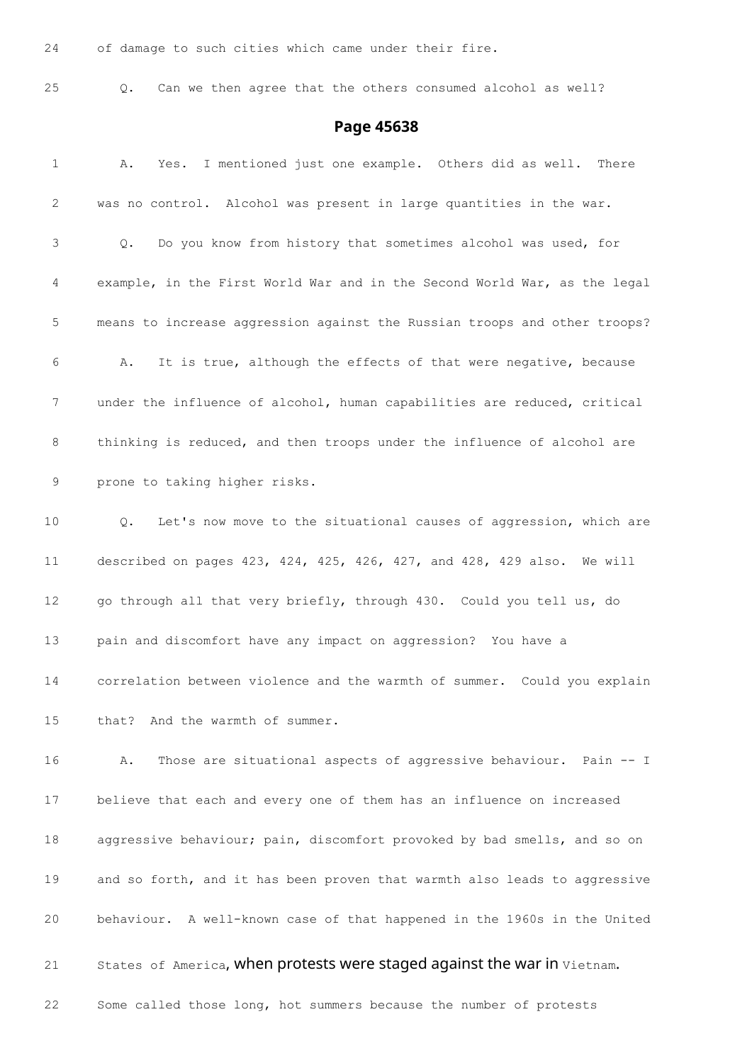24 of damage to such cities which came under their fire.

25 Q. Can we then agree that the others consumed alcohol as well?

## Page 45638

1 A. Yes. I mentioned just one example. Others did as well. There

2 was no control. Alcohol was present in large quantities in the war.

3 Q. Do you know from history that sometimes alcohol was used, for

4 example, in the First World War and in the Second World War, as the legal

5 means to increase aggression against the Russian troops and other troops?

6 A. It is true, although the effects of that were negative, because

7 under the influence of alcohol, human capabilities are reduced, critical

8 thinking is reduced, and then troops under the influence of alcohol are

9 prone to taking higher risks.

10 Q. Let's now move to the situational causes of aggression, which are

11 described on pages 423, 424, 425, 426, 427, and 428, 429 also. We will

12 go through all that very briefly, through 430. Could you tell us, do

13 pain and discomfort have any impact on aggression? You have a

14 correlation between violence and the warmth of summer. Could you explain

15 that? And the warmth of summer.

16 A. Those are situational aspects of aggressive behaviour. Pain -- I

17 believe that each and every one of them has an influence on increased

18 aggressive behaviour; pain, discomfort provoked by bad smells, and so on

19 and so forth, and it has been proven that warmth also leads to aggressive

20 behaviour. A well-known case of that happened in the 1960s in the United

21 States of America, when protests were staged against the war in Vietnam.

22 Some called those long, hot summers because the number of protests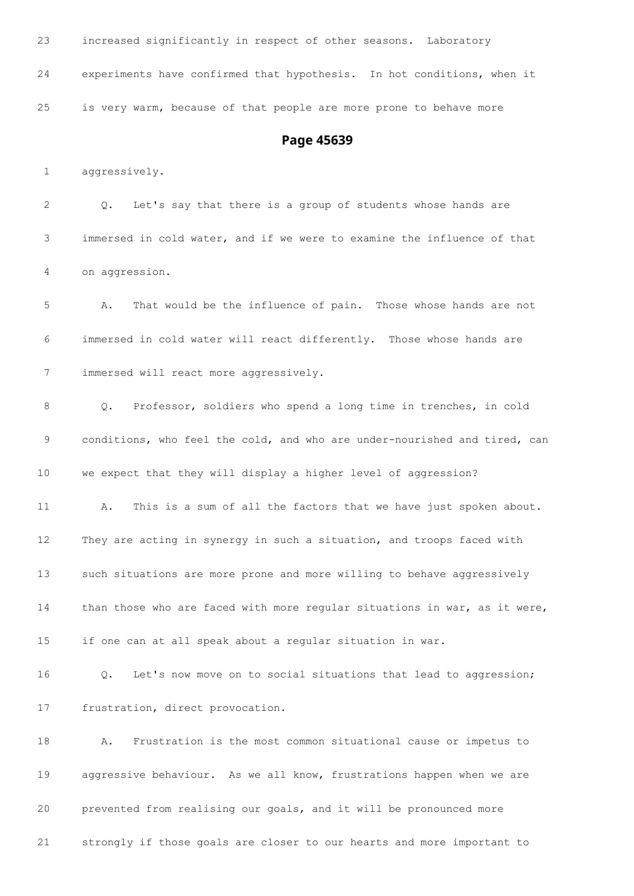23 increased significantly in respect of other seasons. Laboratory

24 experiments have confirmed that hypothesis. In hot conditions, when it

25 is very warm, because of that people are more prone to behave more

## Page 45639

1 aggressively.

2 Q. Let's say that there is a group of students whose hands are

3 immersed in cold water, and if we were to examine the influence of that

4 on aggression.

5 A. That would be the influence of pain. Those whose hands are not

6 immersed in cold water will react differently. Those whose hands are

7 immersed will react more aggressively.

8 Q. Professor, soldiers who spend a long time in trenches, in cold

9 conditions, who feel the cold, and who are under-nourished and tired, can

10 we expect that they will display a higher level of aggression?

11 A. This is a sum of all the factors that we have just spoken about.

12 They are acting in synergy in such a situation, and troops faced with

13 such situations are more prone and more willing to behave aggressively

14 than those who are faced with more regular situations in war, as it were,

15 if one can at all speak about a regular situation in war.

16 Q. Let's now move on to social situations that lead to aggression;

17 frustration, direct provocation.

18 A. Frustration is the most common situational cause or impetus to

19 aggressive behaviour. As we all know, frustrations happen when we are

20 prevented from realising our goals, and it will be pronounced more

21 strongly if those goals are closer to our hearts and more important to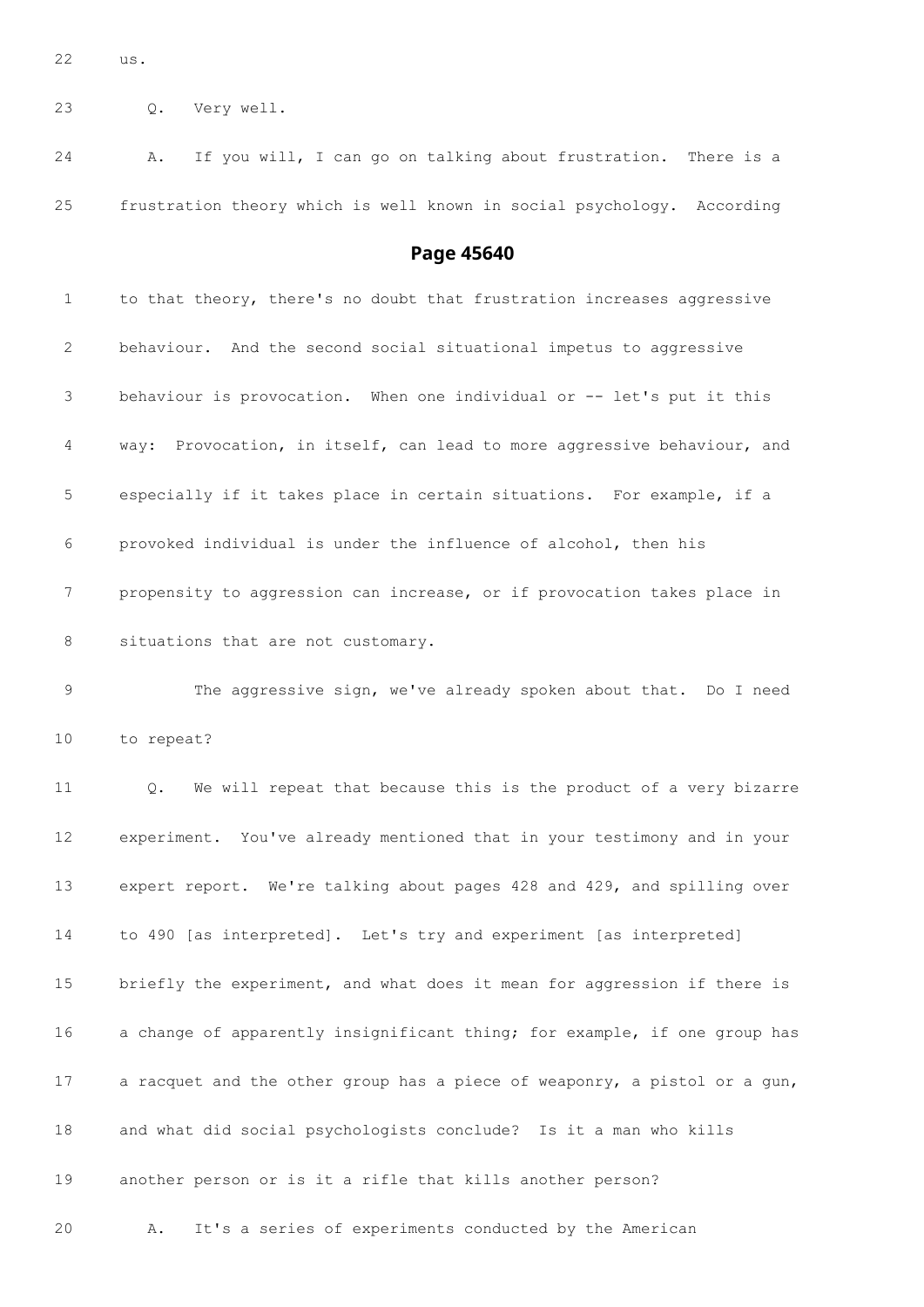22 us.

23 Q. Very well.

24 A. If you will, I can go on talking about frustration. There is a

25 frustration theory which is well known in social psychology. According

**Page 45640**

1 to that theory, there's no doubt that frustration increases aggressive

2 behaviour. And the second social situational impetus to aggressive

3 behaviour is provocation. When one individual or -- let's put it this

4 way: Provocation, in itself, can lead to more aggressive behaviour, and

5 especially if it takes place in certain situations. For example, if a

6 provoked individual is under the influence of alcohol, then his

7 propensity to aggression can increase, or if provocation takes place in

8 situations that are not customary.

9 The aggressive sign, we've already spoken about that. Do I need

10 to repeat?

11 Q. We will repeat that because this is the product of a very bizarre

12 experiment. You've already mentioned that in your testimony and in your

13 expert report. We're talking about pages 428 and 429, and spilling over

14 to 490 [as interpreted]. Let's try and experiment [as interpreted]

15 briefly the experiment, and what does it mean for aggression if there is

16 a change of apparently insignificant thing; for example, if one group has

17 a racquet and the other group has a piece of weaponry, a pistol or a gun,

18 and what did social psychologists conclude? Is it a man who kills

19 another person or is it a rifle that kills another person?

20 A. It's a series of experiments conducted by the American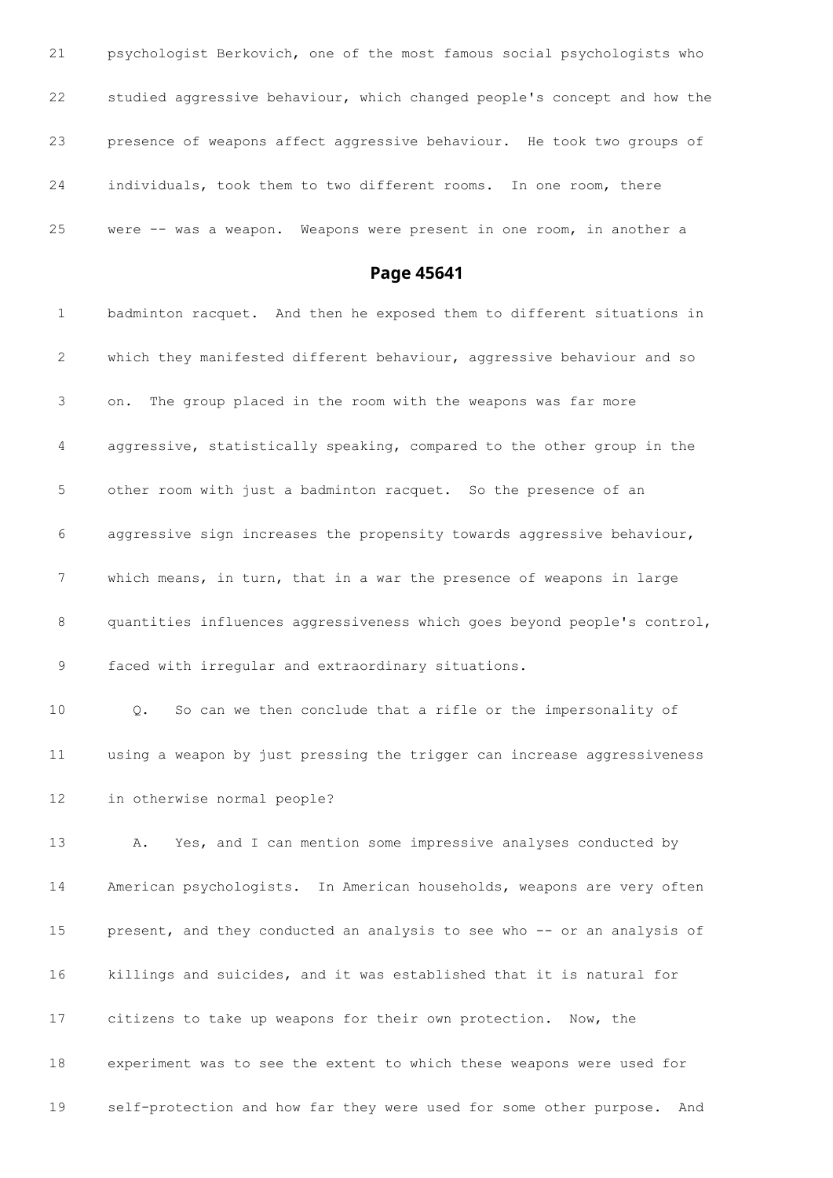21 psychologist Berkovich, one of the most famous social psychologists who

22 studied aggressive behaviour, which changed people's concept and how the

23 presence of weapons affect aggressive behaviour. He took two groups of

24 individuals, took them to two different rooms. In one room, there

25 were -- was a weapon. Weapons were present in one room, in another a

## Page 45641

1 badminton racquet. And then he exposed them to different situations in

2 which they manifested different behaviour, aggressive behaviour and so

3 on. The group placed in the room with the weapons was far more

4 aggressive, statistically speaking, compared to the other group in the

5 other room with just a badminton racquet. So the presence of an

6 aggressive sign increases the propensity towards aggressive behaviour,

7 which means, in turn, that in a war the presence of weapons in large

8 quantities influences aggressiveness which goes beyond people's control,

9 faced with irregular and extraordinary situations.

10 Q. So can we then conclude that a rifle or the impersonality of

11 using a weapon by just pressing the trigger can increase aggressiveness

12 in otherwise normal people?

13 A. Yes, and I can mention some impressive analyses conducted by

14 American psychologists. In American households, weapons are very often

15 present, and they conducted an analysis to see who -- or an analysis of

16 killings and suicides, and it was established that it is natural for

17 citizens to take up weapons for their own protection. Now, the

18 experiment was to see the extent to which these weapons were used for

19 self-protection and how far they were used for some other purpose. And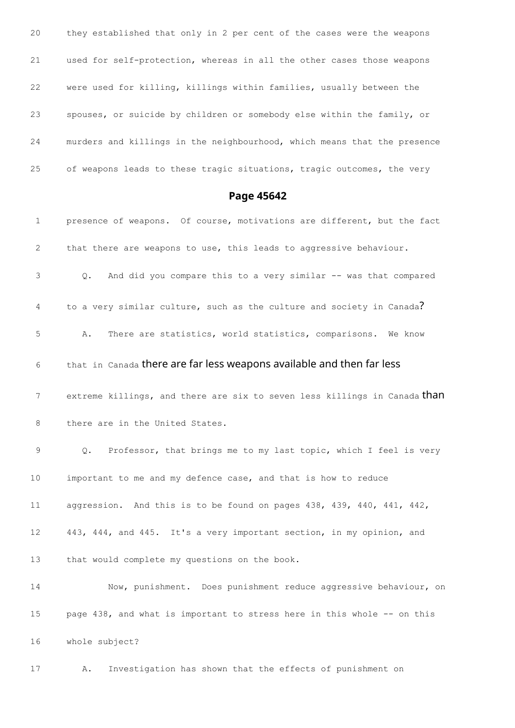20 they established that only in 2 per cent of the cases were the weapons

21 used for self-protection, whereas in all the other cases those weapons

22 were used for killing, killings within families, usually between the

23 spouses, or suicide by children or somebody else within the family, or

24 murders and killings in the neighbourhood, which means that the presence

25 of weapons leads to these tragic situations, tragic outcomes, the very

## Page 45642

1 presence of weapons. Of course, motivations are different, but the fact

2 that there are weapons to use, this leads to aggressive behaviour.

3 Q. And did you compare this to a very similar -- was that compared

4 to a very similar culture, such as the culture and society in Canada?

5 A. There are statistics, world statistics, comparisons. We know

6 that in Canada there are far less weapons available and then far less

7 extreme killings, and there are six to seven less killings in Canada than

8 there are in the United States.

9 Q. Professor, that brings me to my last topic, which I feel is very

10 important to me and my defence case, and that is how to reduce

11 aggression. And this is to be found on pages 438, 439, 440, 441, 442,

12 443, 444, and 445. It's a very important section, in my opinion, and

13 that would complete my questions on the book.

14 Now, punishment. Does punishment reduce aggressive behaviour, on

15 page 438, and what is important to stress here in this whole -- on this

16 whole subject?

17 A. Investigation has shown that the effects of punishment on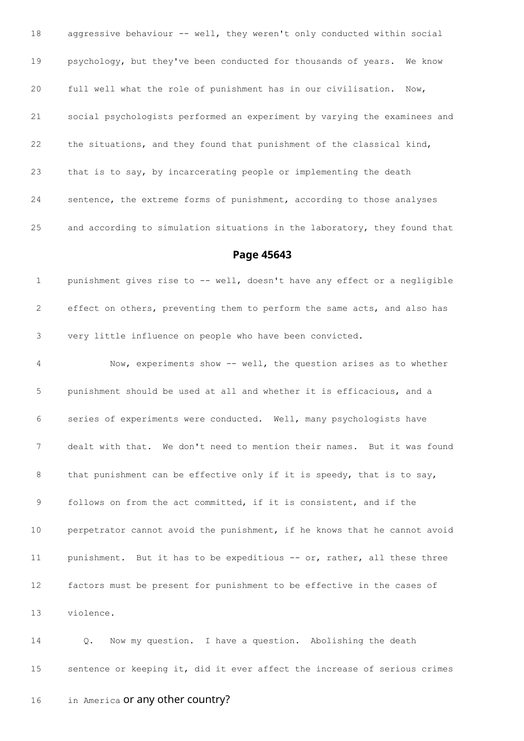18 aggressive behaviour -- well, they weren't only conducted within social

19 psychology, but they've been conducted for thousands of years. We know

20 full well what the role of punishment has in our civilisation. Now,

21 social psychologists performed an experiment by varying the examinees and

22 the situations, and they found that punishment of the classical kind,

23 that is to say, by incarcerating people or implementing the death

24 sentence, the extreme forms of punishment, according to those analyses

25 and according to simulation situations in the laboratory, they found that

## Page 45643

1 punishment gives rise to -- well, doesn't have any effect or a negligible

2 effect on others, preventing them to perform the same acts, and also has

3 very little influence on people who have been convicted.

4 Now, experiments show -- well, the question arises as to whether

5 punishment should be used at all and whether it is efficacious, and a

6 series of experiments were conducted. Well, many psychologists have

7 dealt with that. We don't need to mention their names. But it was found

8 that punishment can be effective only if it is speedy, that is to say,

9 follows on from the act committed, if it is consistent, and if the

10 perpetrator cannot avoid the punishment, if he knows that he cannot avoid

11 punishment. But it has to be expeditious -- or, rather, all these three

12 factors must be present for punishment to be effective in the cases of

13 violence.

14 Q. Now my question. I have a question. Abolishing the death

15 sentence or keeping it, did it ever affect the increase of serious crimes

16 in America or any other country?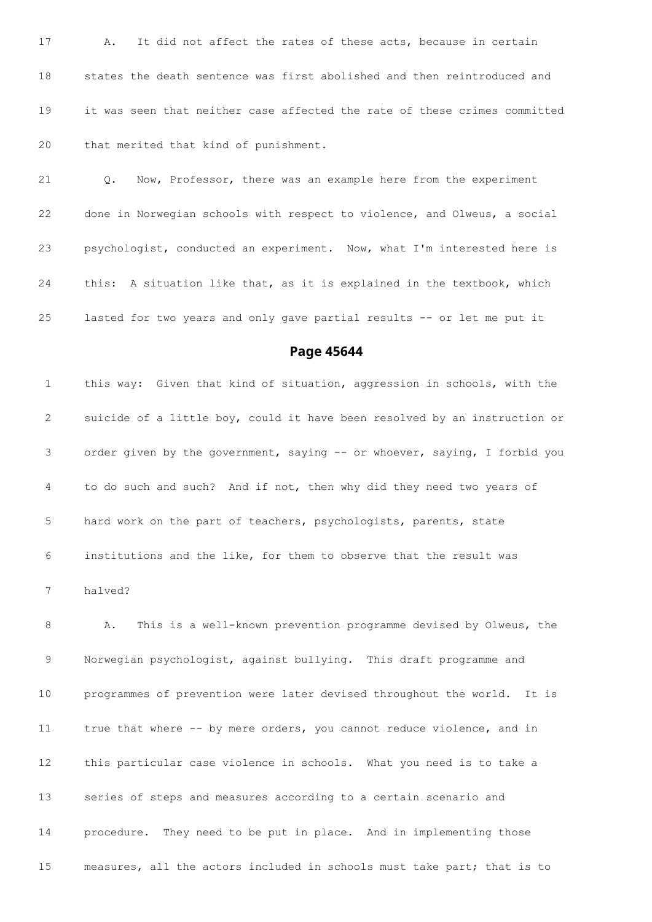17 A. It did not affect the rates of these acts, because in certain

18 states the death sentence was first abolished and then reintroduced and

19 it was seen that neither case affected the rate of these crimes committed

20 that merited that kind of punishment.

21 Q. Now, Professor, there was an example here from the experiment

22 done in Norwegian schools with respect to violence, and Olweus, a social

23 psychologist, conducted an experiment. Now, what I'm interested here is

24 this: A situation like that, as it is explained in the textbook, which

25 lasted for two years and only gave partial results -- or let me put it

## Page 45644

1 this way: Given that kind of situation, aggression in schools, with the

2 suicide of a little boy, could it have been resolved by an instruction or

3 order given by the government, saying -- or whoever, saying, I forbid you

4 to do such and such? And if not, then why did they need two years of

5 hard work on the part of teachers, psychologists, parents, state

6 institutions and the like, for them to observe that the result was

7 halved?

8 A. This is a well-known prevention programme devised by Olweus, the

9 Norwegian psychologist, against bullying. This draft programme and

10 programmes of prevention were later devised throughout the world. It is

11 true that where -- by mere orders, you cannot reduce violence, and in

12 this particular case violence in schools. What you need is to take a

13 series of steps and measures according to a certain scenario and

14 procedure. They need to be put in place. And in implementing those

15 measures, all the actors included in schools must take part; that is to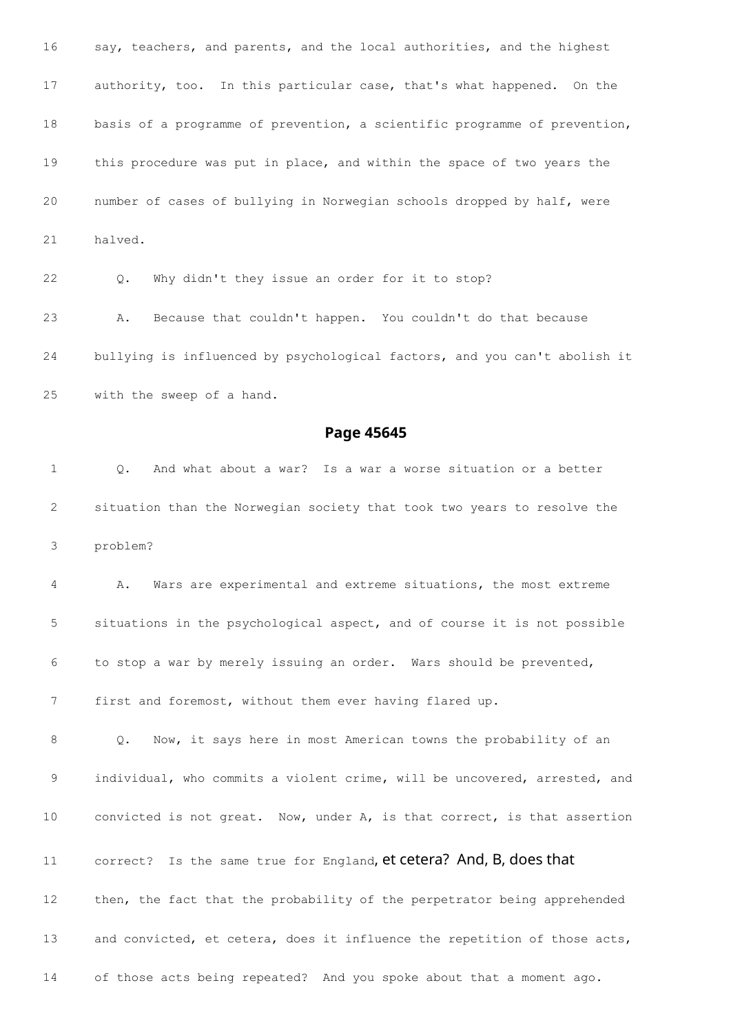16 say, teachers, and parents, and the local authorities, and the highest

17 authority, too. In this particular case, that's what happened. On the

18 basis of a programme of prevention, a scientific programme of prevention,

19 this procedure was put in place, and within the space of two years the

20 number of cases of bullying in Norwegian schools dropped by half, were

21 halved.

22 Q. Why didn't they issue an order for it to stop?

23 A. Because that couldn't happen. You couldn't do that because

24 bullying is influenced by psychological factors, and you can't abolish it

25 with the sweep of a hand.

## Page 45645

1 Q. And what about a war? Is a war a worse situation or a better

2 situation than the Norwegian society that took two years to resolve the

3 problem?

4 A. Wars are experimental and extreme situations, the most extreme

5 situations in the psychological aspect, and of course it is not possible

6 to stop a war by merely issuing an order. Wars should be prevented,

7 first and foremost, without them ever having flared up.

8 Q. Now, it says here in most American towns the probability of an

9 individual, who commits a violent crime, will be uncovered, arrested, and

10 convicted is not great. Now, under A, is that correct, is that assertion

11 correct? Is the same true for England, et cetera? And, B, does that

12 then, the fact that the probability of the perpetrator being apprehended

13 and convicted, et cetera, does it influence the repetition of those acts,

14 of those acts being repeated? And you spoke about that a moment ago.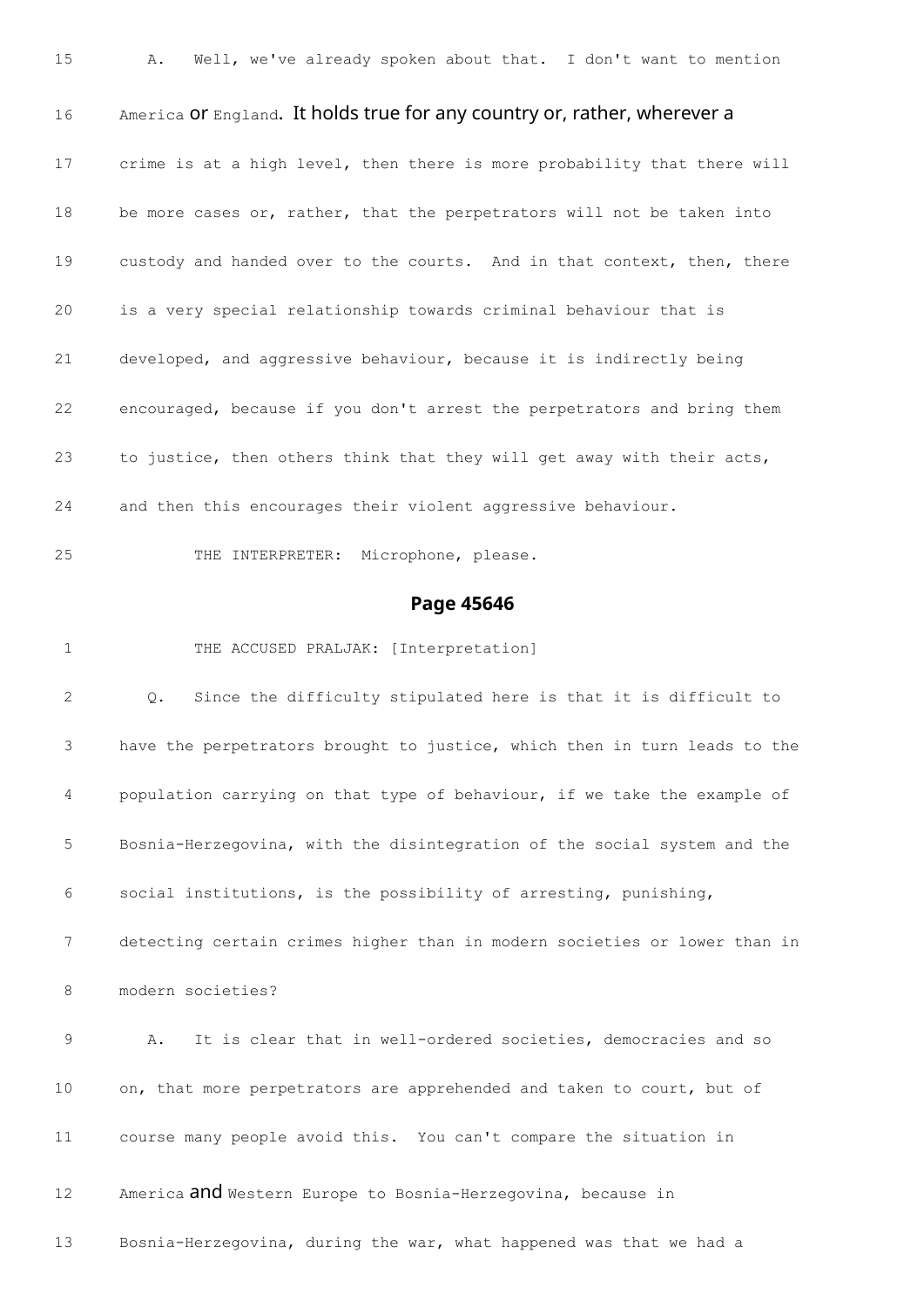15 A. Well, we've already spoken about that. I don't want to mention

16 America or England. It holds true for any country or, rather, wherever a

17 crime is at a high level, then there is more probability that there will

18 be more cases or, rather, that the perpetrators will not be taken into

19 custody and handed over to the courts. And in that context, then, there

20 is a very special relationship towards criminal behaviour that is

21 developed, and aggressive behaviour, because it is indirectly being

22 encouraged, because if you don't arrest the perpetrators and bring them

23 to justice, then others think that they will get away with their acts,

24 and then this encourages their violent aggressive behaviour.

25 THE INTERPRETER: Microphone, please.

## Page 45646

1 THE ACCUSED PRALJAK: [Interpretation]

2 Q. Since the difficulty stipulated here is that it is difficult to

3 have the perpetrators brought to justice, which then in turn leads to the

4 population carrying on that type of behaviour, if we take the example of

5 Bosnia-Herzegovina, with the disintegration of the social system and the

6 social institutions, is the possibility of arresting, punishing,

7 detecting certain crimes higher than in modern societies or lower than in

8 modern societies?

9 A. It is clear that in well-ordered societies, democracies and so

10 on, that more perpetrators are apprehended and taken to court, but of

11 course many people avoid this. You can't compare the situation in

12 America and Western Europe to Bosnia-Herzegovina, because in

13 Bosnia-Herzegovina, during the war, what happened was that we had a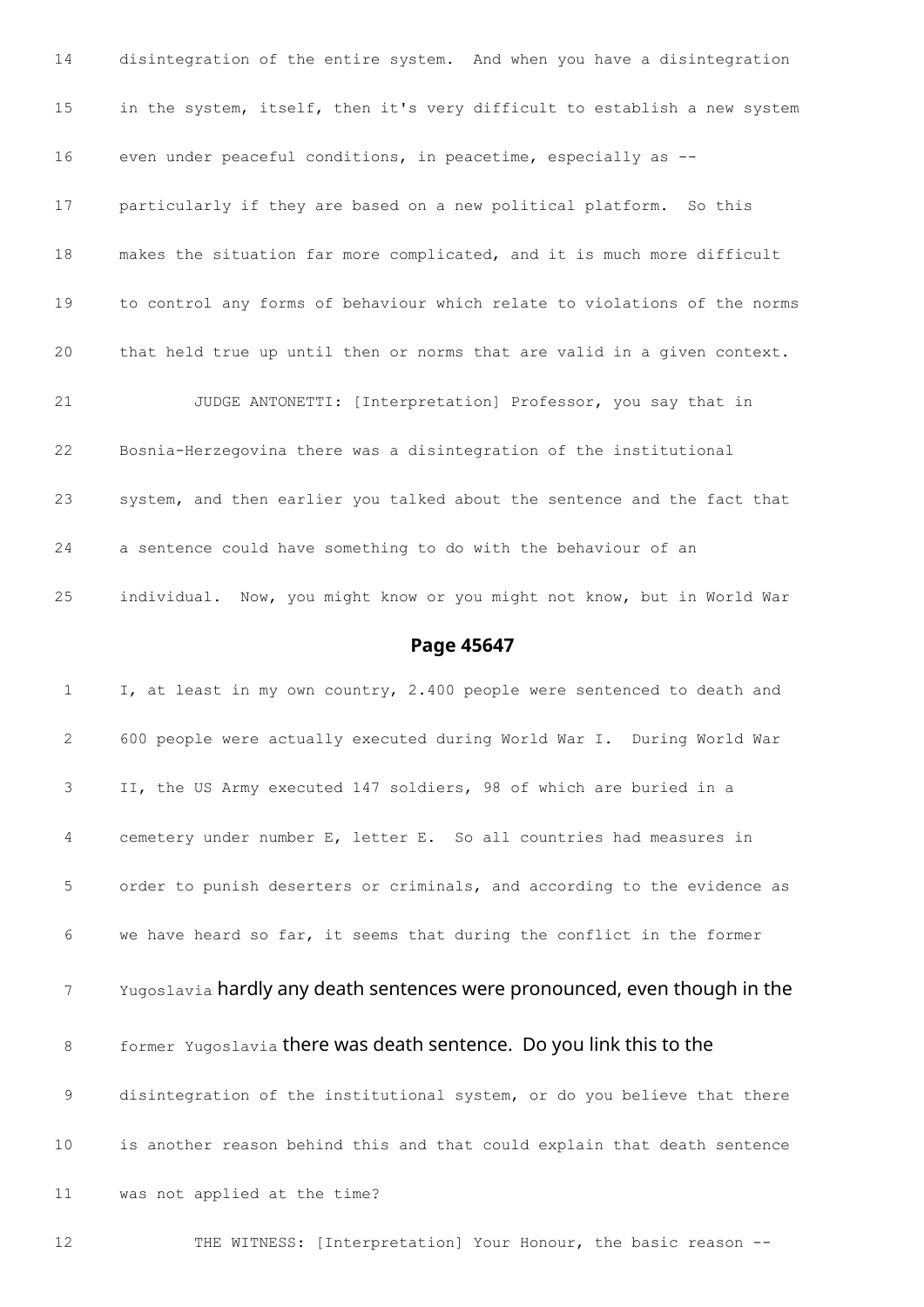14 disintegration of the entire system. And when you have a disintegration

15 in the system, itself, then it's very difficult to establish a new system

16 even under peaceful conditions, in peacetime, especially as --

17 particularly if they are based on a new political platform. So this

18 makes the situation far more complicated, and it is much more difficult

19 to control any forms of behaviour which relate to violations of the norms

20 that held true up until then or norms that are valid in a given context.

21 JUDGE ANTONETTI: [Interpretation] Professor, you say that in

22 Bosnia-Herzegovina there was a disintegration of the institutional

23 system, and then earlier you talked about the sentence and the fact that

24 a sentence could have something to do with the behaviour of an

25 individual. Now, you might know or you might not know, but in World War

**Page 45647**

1 I, at least in my own country, 2.400 people were sentenced to death and

2 600 people were actually executed during World War I. During World War

3 II, the US Army executed 147 soldiers, 98 of which are buried in a

4 cemetery under number E, letter E. So all countries had measures in

5 order to punish deserters or criminals, and according to the evidence as

6 we have heard so far, it seems that during the conflict in the former

7 Yugoslavia hardly any death sentences were pronounced, even though in the

8 former Yugoslavia there was death sentence. Do you link this to the

9 disintegration of the institutional system, or do you believe that there

10 is another reason behind this and that could explain that death sentence

11 was not applied at the time?

12 THE WITNESS: [Interpretation] Your Honour, the basic reason --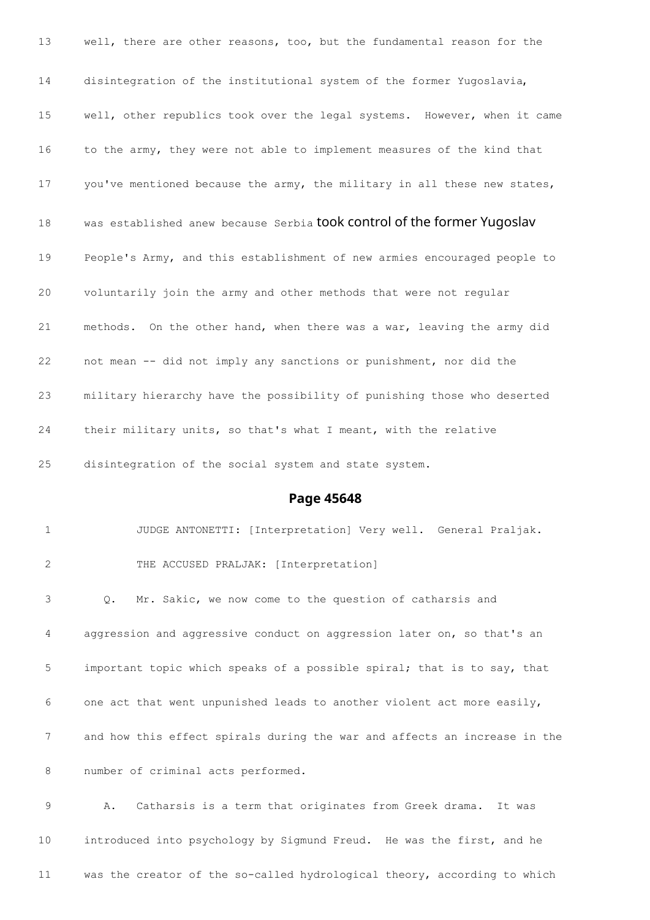13 well, there are other reasons, too, but the fundamental reason for the

14 disintegration of the institutional system of the former Yugoslavia,

15 well, other republics took over the legal systems. However, when it came

16 to the army, they were not able to implement measures of the kind that

17 you've mentioned because the army, the military in all these new states,

18 was established anew because Serbia took control of the former Yugoslav

19 People's Army, and this establishment of new armies encouraged people to

20 voluntarily join the army and other methods that were not regular

21 methods. On the other hand, when there was a war, leaving the army did

22 not mean -- did not imply any sanctions or punishment, nor did the

23 military hierarchy have the possibility of punishing those who deserted

24 their military units, so that's what I meant, with the relative

25 disintegration of the social system and state system.

## Page 45648

1 JUDGE ANTONETTI: [Interpretation] Very well. General Praljak.

2 THE ACCUSED PRALJAK: [Interpretation]

3 Q. Mr. Sakic, we now come to the question of catharsis and

4 aggression and aggressive conduct on aggression later on, so that's an

5 important topic which speaks of a possible spiral; that is to say, that

6 one act that went unpunished leads to another violent act more easily,

7 and how this effect spirals during the war and affects an increase in the

8 number of criminal acts performed.

9 A. Catharsis is a term that originates from Greek drama. It was

10 introduced into psychology by Sigmund Freud. He was the first, and he

11 was the creator of the so-called hydrological theory, according to which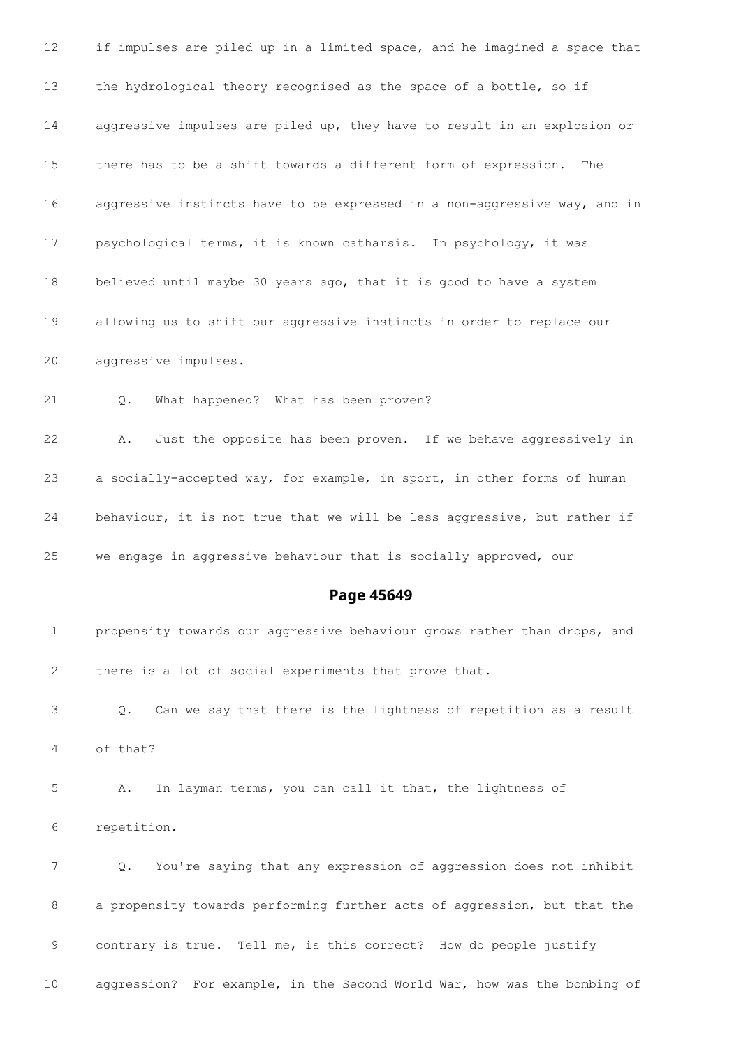if impulses are piled up in a limited space, and he imagined a space that the hydrological theory recognised as the space of a bottle, so if aggressive impulses are piled up, they have to result in an explosion or there has to be a shift towards a different form of expression. The aggressive instincts have to be expressed in a non-aggressive way, and in psychological terms, it is known catharsis. In psychology, it was believed until maybe 30 years ago, that it is good to have a system allowing us to shift our aggressive instincts in order to replace our aggressive impulses.

Q. What happened? What has been proven?

A. Just the opposite has been proven. If we behave aggressively in a socially-accepted way, for example, in sport, in other forms of human behaviour, it is not true that we will be less aggressive, but rather if we engage in aggressive behaviour that is socially approved, our

## Page 45649

propensity towards our aggressive behaviour grows rather than drops, and there is a lot of social experiments that prove that.

Q. Can we say that there is the lightness of repetition as a result of that?

A. In layman terms, you can call it that, the lightness of repetition.

Q. You're saying that any expression of aggression does not inhibit a propensity towards performing further acts of aggression, but that the contrary is true. Tell me, is this correct? How do people justify aggression? For example, in the Second World War, how was the bombing of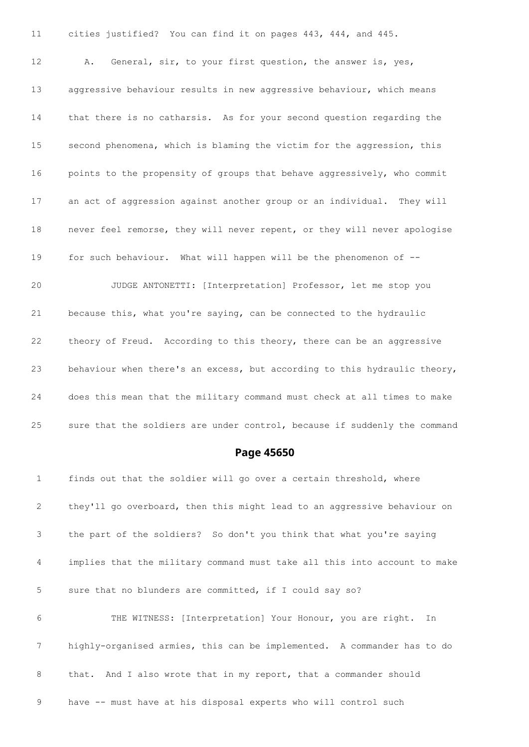11 cities justified? You can find it on pages 443, 444, and 445.

12 A. General, sir, to your first question, the answer is, yes,

13 aggressive behaviour results in new aggressive behaviour, which means

14 that there is no catharsis. As for your second question regarding the

15 second phenomena, which is blaming the victim for the aggression, this

16 points to the propensity of groups that behave aggressively, who commit

17 an act of aggression against another group or an individual. They will

18 never feel remorse, they will never repent, or they will never apologise

19 for such behaviour. What will happen will be the phenomenon of --

20 JUDGE ANTONETTI: [Interpretation] Professor, let me stop you

21 because this, what you're saying, can be connected to the hydraulic

22 theory of Freud. According to this theory, there can be an aggressive

23 behaviour when there's an excess, but according to this hydraulic theory,

24 does this mean that the military command must check at all times to make

25 sure that the soldiers are under control, because if suddenly the command

## Page 45650

1 finds out that the soldier will go over a certain threshold, where

2 they'll go overboard, then this might lead to an aggressive behaviour on

3 the part of the soldiers? So don't you think that what you're saying

4 implies that the military command must take all this into account to make

5 sure that no blunders are committed, if I could say so?

6 THE WITNESS: [Interpretation] Your Honour, you are right. In

7 highly-organised armies, this can be implemented. A commander has to do

8 that. And I also wrote that in my report, that a commander should

9 have -- must have at his disposal experts who will control such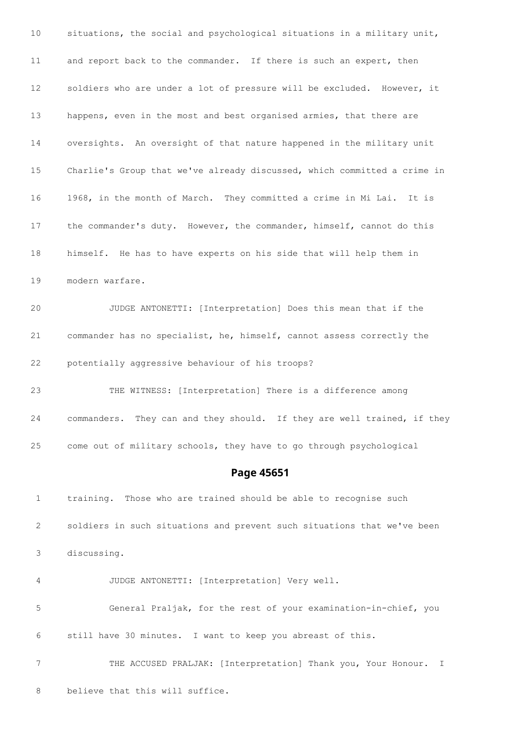10 situations, the social and psychological situations in a military unit,

11 and report back to the commander. If there is such an expert, then

12 soldiers who are under a lot of pressure will be excluded. However, it

13 happens, even in the most and best organised armies, that there are

14 oversights. An oversight of that nature happened in the military unit

15 Charlie's Group that we've already discussed, which committed a crime in

16 1968, in the month of March. They committed a crime in Mi Lai. It is

17 the commander's duty. However, the commander, himself, cannot do this

18 himself. He has to have experts on his side that will help them in

19 modern warfare.

20 JUDGE ANTONETTI: [Interpretation] Does this mean that if the

21 commander has no specialist, he, himself, cannot assess correctly the

22 potentially aggressive behaviour of his troops?

23 THE WITNESS: [Interpretation] There is a difference among

24 commanders. They can and they should. If they are well trained, if they

25 come out of military schools, they have to go through psychological

## Page 45651

1 training. Those who are trained should be able to recognise such

2 soldiers in such situations and prevent such situations that we've been

3 discussing.

4 JUDGE ANTONETTI: [Interpretation] Very well.

5 General Praljak, for the rest of your examination-in-chief, you

6 still have 30 minutes. I want to keep you abreast of this.

7 THE ACCUSED PRALJAK: [Interpretation] Thank you, Your Honour. I

8 believe that this will suffice.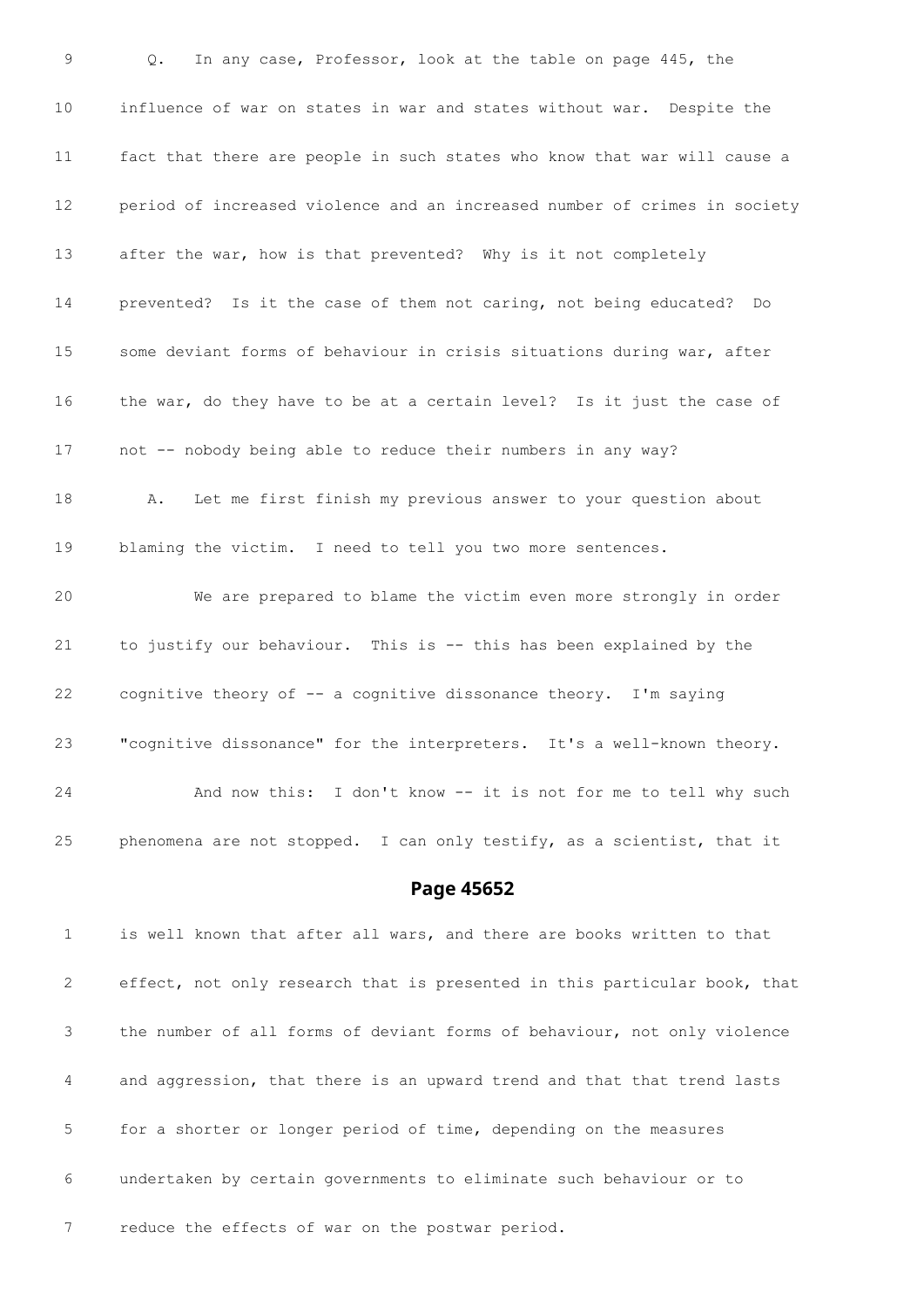9 Q. In any case, Professor, look at the table on page 445, the

10 influence of war on states in war and states without war. Despite the

11 fact that there are people in such states who know that war will cause a

12 period of increased violence and an increased number of crimes in society

13 after the war, how is that prevented? Why is it not completely

14 prevented? Is it the case of them not caring, not being educated? Do

15 some deviant forms of behaviour in crisis situations during war, after

16 the war, do they have to be at a certain level? Is it just the case of

17 not -- nobody being able to reduce their numbers in any way?

18 A. Let me first finish my previous answer to your question about

19 blaming the victim. I need to tell you two more sentences.

20 We are prepared to blame the victim even more strongly in order

21 to justify our behaviour. This is -- this has been explained by the

22 cognitive theory of -- a cognitive dissonance theory. I'm saying

23 "cognitive dissonance" for the interpreters. It's a well-known theory.

24 And now this: I don't know -- it is not for me to tell why such

25 phenomena are not stopped. I can only testify, as a scientist, that it

## Page 45652

1 is well known that after all wars, and there are books written to that

2 effect, not only research that is presented in this particular book, that

3 the number of all forms of deviant forms of behaviour, not only violence

4 and aggression, that there is an upward trend and that that trend lasts

5 for a shorter or longer period of time, depending on the measures

6 undertaken by certain governments to eliminate such behaviour or to

7 reduce the effects of war on the postwar period.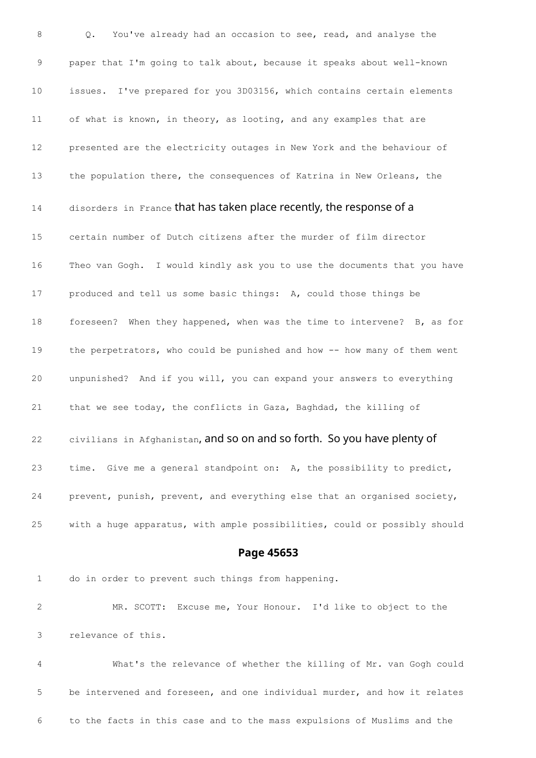8 Q. You've already had an occasion to see, read, and analyse the

9 paper that I'm going to talk about, because it speaks about well-known

10 issues. I've prepared for you 3D03156, which contains certain elements

11 of what is known, in theory, as looting, and any examples that are

12 presented are the electricity outages in New York and the behaviour of

13 the population there, the consequences of Katrina in New Orleans, the

14 disorders in France that has taken place recently, the response of a

15 certain number of Dutch citizens after the murder of film director

16 Theo van Gogh. I would kindly ask you to use the documents that you have

17 produced and tell us some basic things: A, could those things be

18 foreseen? When they happened, when was the time to intervene? B, as for

19 the perpetrators, who could be punished and how -- how many of them went

20 unpunished? And if you will, you can expand your answers to everything

21 that we see today, the conflicts in Gaza, Baghdad, the killing of

22 civilians in Afghanistan, and so on and so forth. So you have plenty of

23 time. Give me a general standpoint on: A, the possibility to predict,

24 prevent, punish, prevent, and everything else that an organised society,

25 with a huge apparatus, with ample possibilities, could or possibly should

## Page 45653

1 do in order to prevent such things from happening.

2 MR. SCOTT: Excuse me, Your Honour. I'd like to object to the

3 relevance of this.

4 What's the relevance of whether the killing of Mr. van Gogh could

5 be intervened and foreseen, and one individual murder, and how it relates

6 to the facts in this case and to the mass expulsions of Muslims and the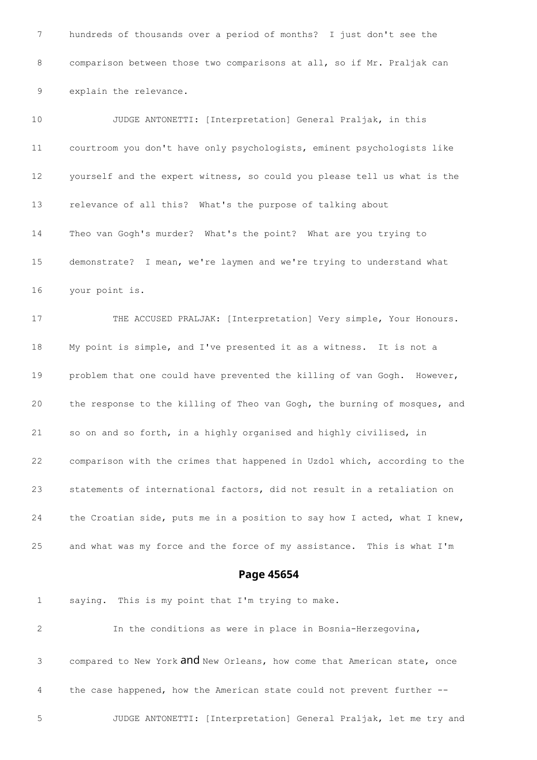7 hundreds of thousands over a period of months? I just don't see the

8 comparison between those two comparisons at all, so if Mr. Praljak can

9 explain the relevance.

10 JUDGE ANTONETTI: [Interpretation] General Praljak, in this

11 courtroom you don't have only psychologists, eminent psychologists like

12 yourself and the expert witness, so could you please tell us what is the

13 relevance of all this? What's the purpose of talking about

14 Theo van Gogh's murder? What's the point? What are you trying to

15 demonstrate? I mean, we're laymen and we're trying to understand what

16 your point is.

17 THE ACCUSED PRALJAK: [Interpretation] Very simple, Your Honours.

18 My point is simple, and I've presented it as a witness. It is not a

19 problem that one could have prevented the killing of van Gogh. However,

20 the response to the killing of Theo van Gogh, the burning of mosques, and

21 so on and so forth, in a highly organised and highly civilised, in

22 comparison with the crimes that happened in Uzdol which, according to the

23 statements of international factors, did not result in a retaliation on

24 the Croatian side, puts me in a position to say how I acted, what I knew,

25 and what was my force and the force of my assistance. This is what I'm

## Page 45654

1 saying. This is my point that I'm trying to make.

2 In the conditions as were in place in Bosnia-Herzegovina,

3 compared to New York and New Orleans, how come that American state, once

4 the case happened, how the American state could not prevent further --

5 JUDGE ANTONETTI: [Interpretation] General Praljak, let me try and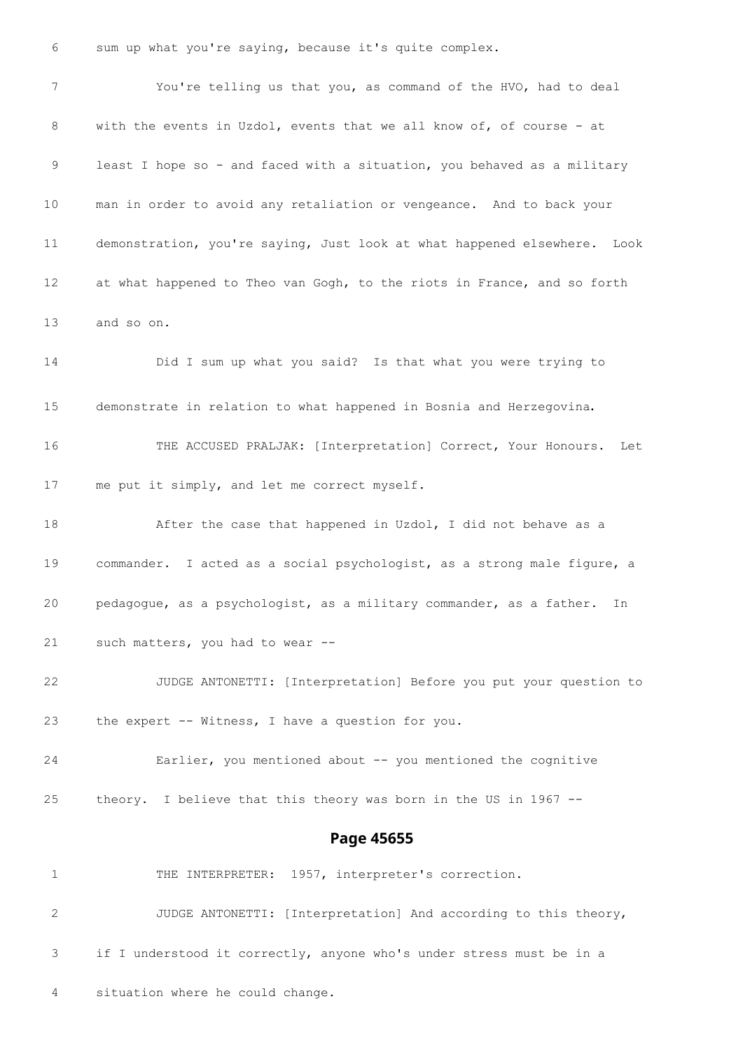6 sum up what you're saying, because it's quite complex.

7 You're telling us that you, as command of the HVO, had to deal

8 with the events in Uzdol, events that we all know of, of course - at

9 least I hope so - and faced with a situation, you behaved as a military

10 man in order to avoid any retaliation or vengeance. And to back your

11 demonstration, you're saying, Just look at what happened elsewhere. Look

12 at what happened to Theo van Gogh, to the riots in France, and so forth

13 and so on.

14 Did I sum up what you said? Is that what you were trying to

15 demonstrate in relation to what happened in Bosnia and Herzegovina.

16 THE ACCUSED PRALJAK: [Interpretation] Correct, Your Honours. Let

17 me put it simply, and let me correct myself.

18 After the case that happened in Uzdol, I did not behave as a

19 commander. I acted as a social psychologist, as a strong male figure, a

20 pedagogue, as a psychologist, as a military commander, as a father. In

21 such matters, you had to wear --

22 JUDGE ANTONETTI: [Interpretation] Before you put your question to

23 the expert -- Witness, I have a question for you.

24 Earlier, you mentioned about -- you mentioned the cognitive

25 theory. I believe that this theory was born in the US in 1967 --

## Page 45655

1 THE INTERPRETER: 1957, interpreter's correction.

2 JUDGE ANTONETTI: [Interpretation] And according to this theory,

3 if I understood it correctly, anyone who's under stress must be in a

4 situation where he could change.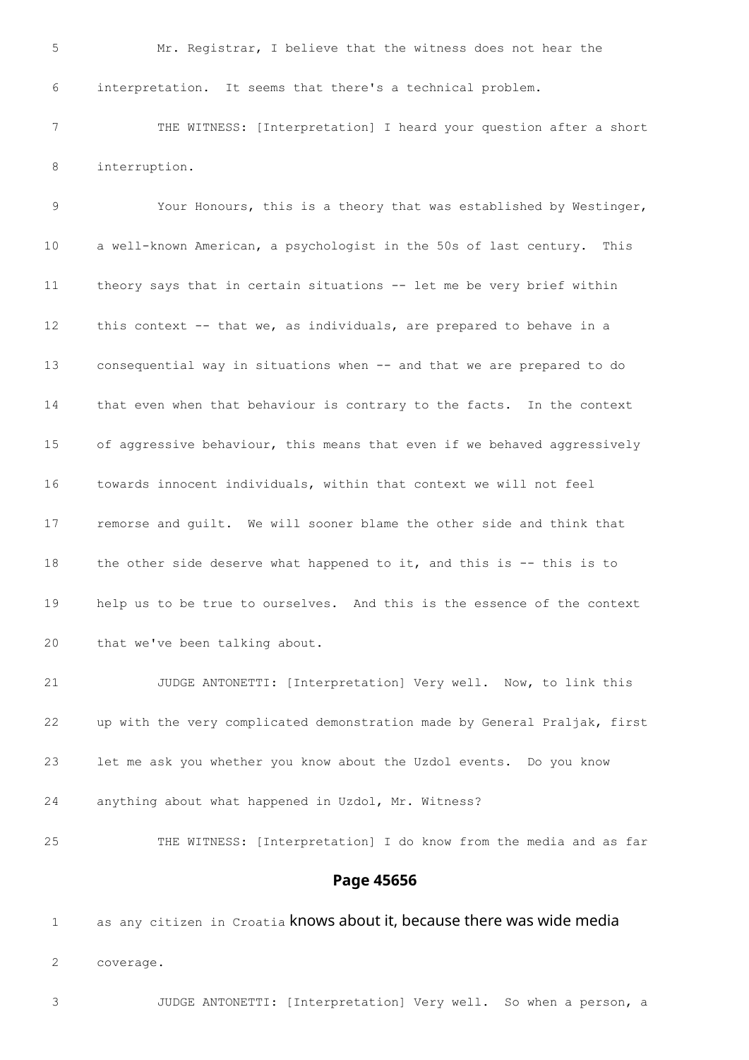5 Mr. Registrar, I believe that the witness does not hear the

6 interpretation. It seems that there's a technical problem.

7 THE WITNESS: [Interpretation] I heard your question after a short

8 interruption.

9 Your Honours, this is a theory that was established by Westinger,

10 a well-known American, a psychologist in the 50s of last century. This

11 theory says that in certain situations -- let me be very brief within

12 this context -- that we, as individuals, are prepared to behave in a

13 consequential way in situations when -- and that we are prepared to do

14 that even when that behaviour is contrary to the facts. In the context

15 of aggressive behaviour, this means that even if we behaved aggressively

16 towards innocent individuals, within that context we will not feel

17 remorse and guilt. We will sooner blame the other side and think that

18 the other side deserve what happened to it, and this is -- this is to

19 help us to be true to ourselves. And this is the essence of the context

20 that we've been talking about.

21 JUDGE ANTONETTI: [Interpretation] Very well. Now, to link this

22 up with the very complicated demonstration made by General Praljak, first

23 let me ask you whether you know about the Uzdol events. Do you know

24 anything about what happened in Uzdol, Mr. Witness?

25 THE WITNESS: [Interpretation] I do know from the media and as far

**Page 45656**

1 as any citizen in Croatia knows about it, because there was wide media

2 coverage.

3 JUDGE ANTONETTI: [Interpretation] Very well. So when a person, a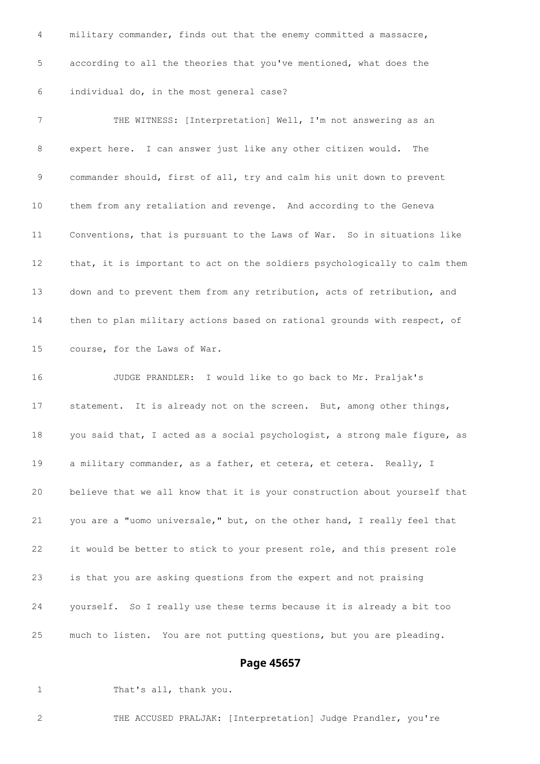4 military commander, finds out that the enemy committed a massacre,

5 according to all the theories that you've mentioned, what does the

6 individual do, in the most general case?

7 THE WITNESS: [Interpretation] Well, I'm not answering as an

8 expert here. I can answer just like any other citizen would. The

9 commander should, first of all, try and calm his unit down to prevent

10 them from any retaliation and revenge. And according to the Geneva

11 Conventions, that is pursuant to the Laws of War. So in situations like

12 that, it is important to act on the soldiers psychologically to calm them

13 down and to prevent them from any retribution, acts of retribution, and

14 then to plan military actions based on rational grounds with respect, of

15 course, for the Laws of War.

16 JUDGE PRANDLER: I would like to go back to Mr. Praljak's

17 statement. It is already not on the screen. But, among other things,

18 you said that, I acted as a social psychologist, a strong male figure, as

19 a military commander, as a father, et cetera, et cetera. Really, I

20 believe that we all know that it is your construction about yourself that

21 you are a "uomo universale," but, on the other hand, I really feel that

22 it would be better to stick to your present role, and this present role

23 is that you are asking questions from the expert and not praising

24 yourself. So I really use these terms because it is already a bit too

25 much to listen. You are not putting questions, but you are pleading.

## Page 45657

1 That's all, thank you.

2 THE ACCUSED PRALJAK: [Interpretation] Judge Prandler, you're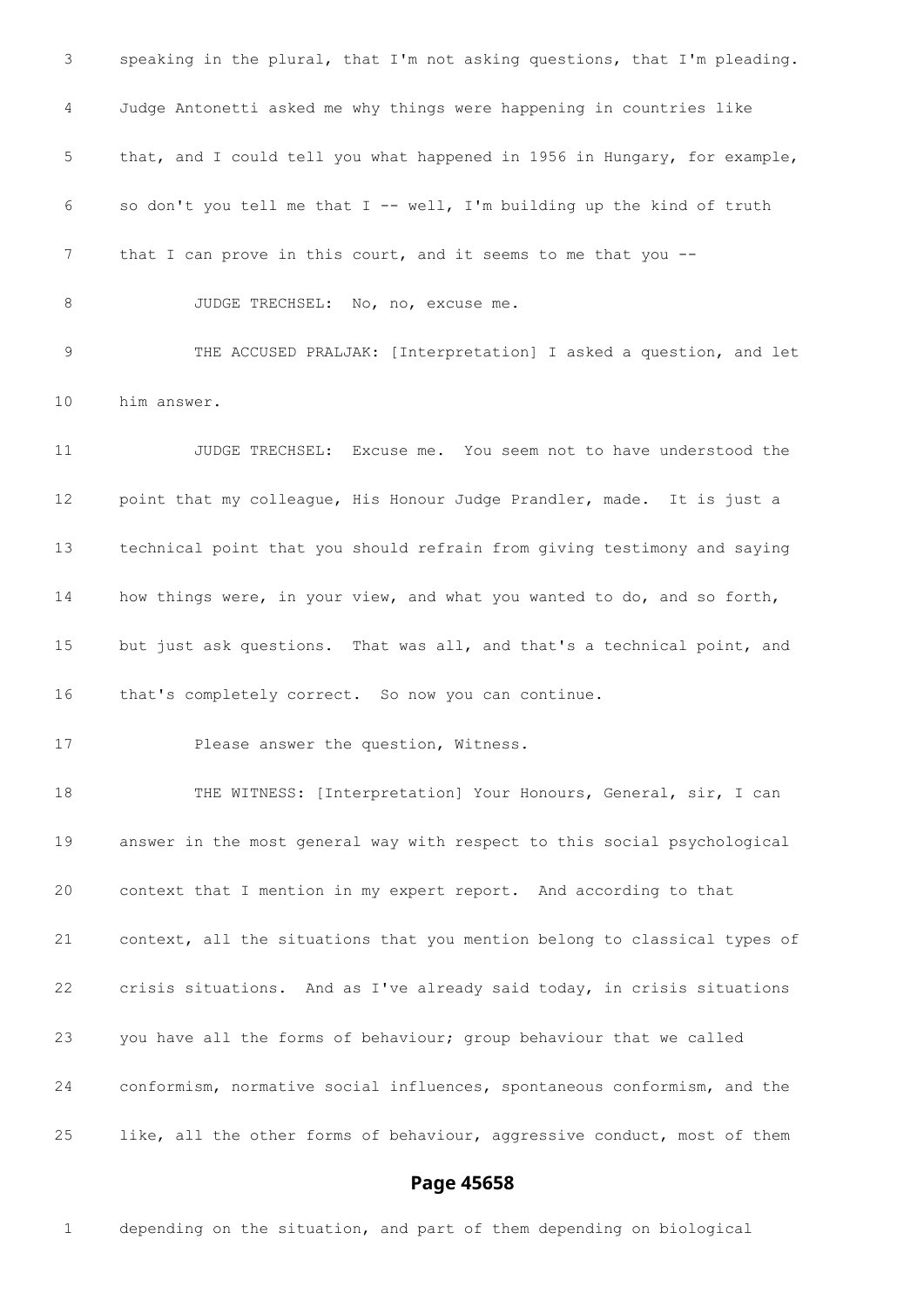3 speaking in the plural, that I'm not asking questions, that I'm pleading.

4 Judge Antonetti asked me why things were happening in countries like

5 that, and I could tell you what happened in 1956 in Hungary, for example,

6 so don't you tell me that I -- well, I'm building up the kind of truth

7 that I can prove in this court, and it seems to me that you --

8 JUDGE TRECHSEL: No, no, excuse me.

9 THE ACCUSED PRALJAK: [Interpretation] I asked a question, and let

10 him answer.

11 JUDGE TRECHSEL: Excuse me. You seem not to have understood the

12 point that my colleague, His Honour Judge Prandler, made. It is just a

13 technical point that you should refrain from giving testimony and saying

14 how things were, in your view, and what you wanted to do, and so forth,

15 but just ask questions. That was all, and that's a technical point, and

16 that's completely correct. So now you can continue.

17 Please answer the question, Witness.

18 THE WITNESS: [Interpretation] Your Honours, General, sir, I can

19 answer in the most general way with respect to this social psychological

20 context that I mention in my expert report. And according to that

21 context, all the situations that you mention belong to classical types of

22 crisis situations. And as I've already said today, in crisis situations

23 you have all the forms of behaviour; group behaviour that we called

24 conformism, normative social influences, spontaneous conformism, and the

25 like, all the other forms of behaviour, aggressive conduct, most of them

**Page 45658**

1 depending on the situation, and part of them depending on biological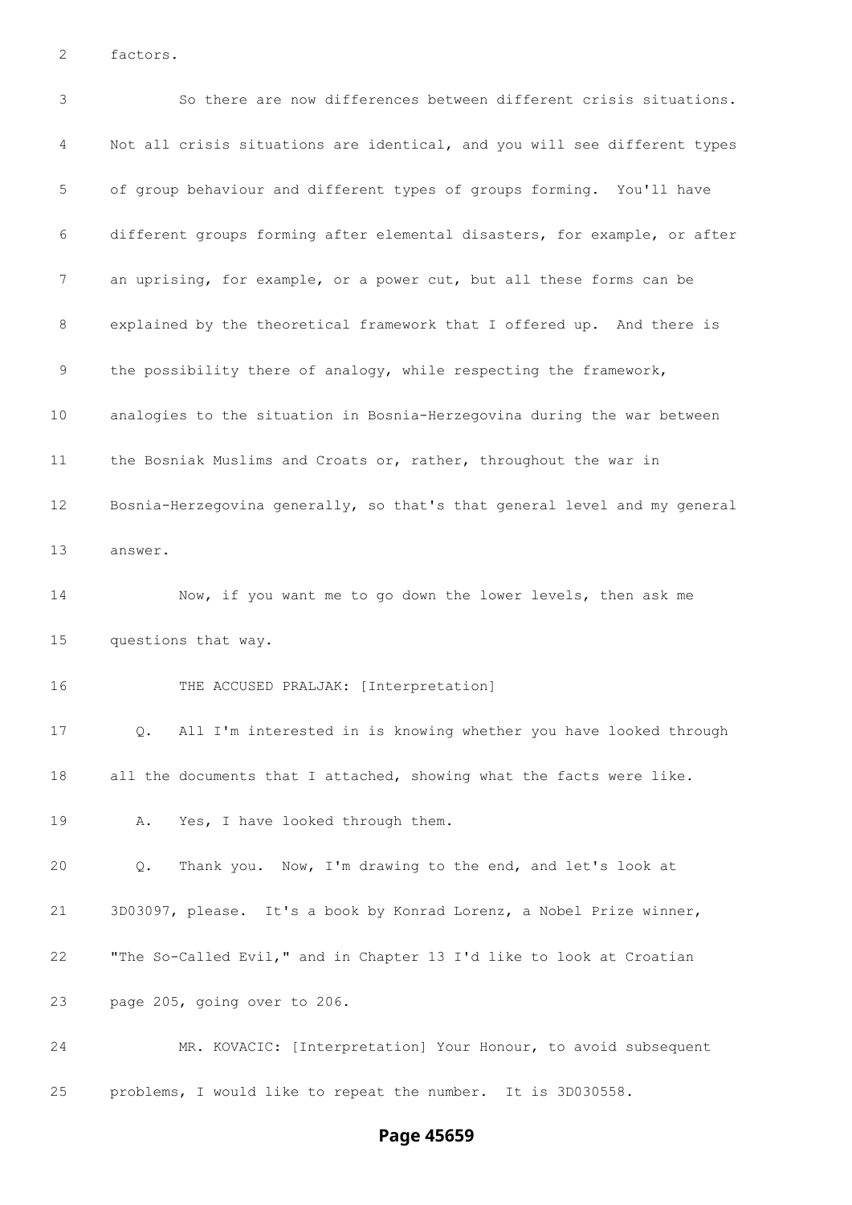factors.

So there are now differences between different crisis situations. Not all crisis situations are identical, and you will see different types of group behaviour and different types of groups forming. You'll have different groups forming after elemental disasters, for example, or after an uprising, for example, or a power cut, but all these forms can be explained by the theoretical framework that I offered up. And there is the possibility there of analogy, while respecting the framework, analogies to the situation in Bosnia-Herzegovina during the war between the Bosniak Muslims and Croats or, rather, throughout the war in Bosnia-Herzegovina generally, so that's that general level and my general answer.

Now, if you want me to go down the lower levels, then ask me questions that way.

THE ACCUSED PRALJAK: [Interpretation]

Q. All I'm interested in is knowing whether you have looked through all the documents that I attached, showing what the facts were like.

A. Yes, I have looked through them.

Q. Thank you. Now, I'm drawing to the end, and let's look at 3D03097, please. It's a book by Konrad Lorenz, a Nobel Prize winner, "The So-Called Evil," and in Chapter 13 I'd like to look at Croatian page 205, going over to 206.

MR. KOVACIC: [Interpretation] Your Honour, to avoid subsequent problems, I would like to repeat the number. It is 3D030558.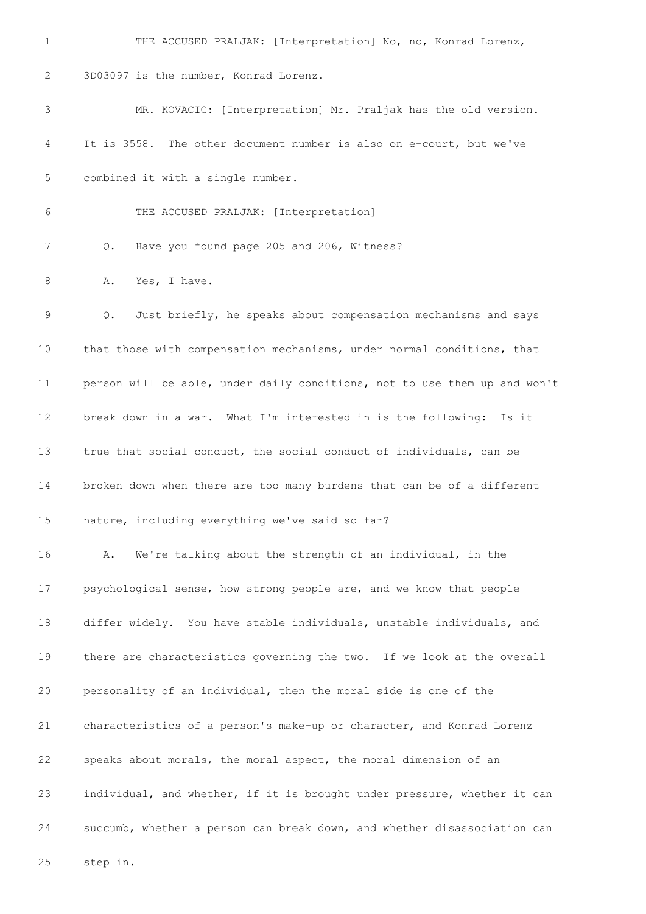THE ACCUSED PRALJAK: [Interpretation] No, no, Konrad Lorenz, 3D03097 is the number, Konrad Lorenz.

MR. KOVACIC: [Interpretation] Mr. Praljak has the old version. It is 3558. The other document number is also on e-court, but we've combined it with a single number.

THE ACCUSED PRALJAK: [Interpretation]

Q. Have you found page 205 and 206, Witness?

A. Yes, I have.

Q. Just briefly, he speaks about compensation mechanisms and says that those with compensation mechanisms, under normal conditions, that person will be able, under daily conditions, not to use them up and won't break down in a war. What I'm interested in is the following: Is it true that social conduct, the social conduct of individuals, can be broken down when there are too many burdens that can be of a different nature, including everything we've said so far?

A. We're talking about the strength of an individual, in the psychological sense, how strong people are, and we know that people differ widely. You have stable individuals, unstable individuals, and there are characteristics governing the two. If we look at the overall personality of an individual, then the moral side is one of the characteristics of a person's make-up or character, and Konrad Lorenz speaks about morals, the moral aspect, the moral dimension of an individual, and whether, if it is brought under pressure, whether it can succumb, whether a person can break down, and whether disassociation can step in.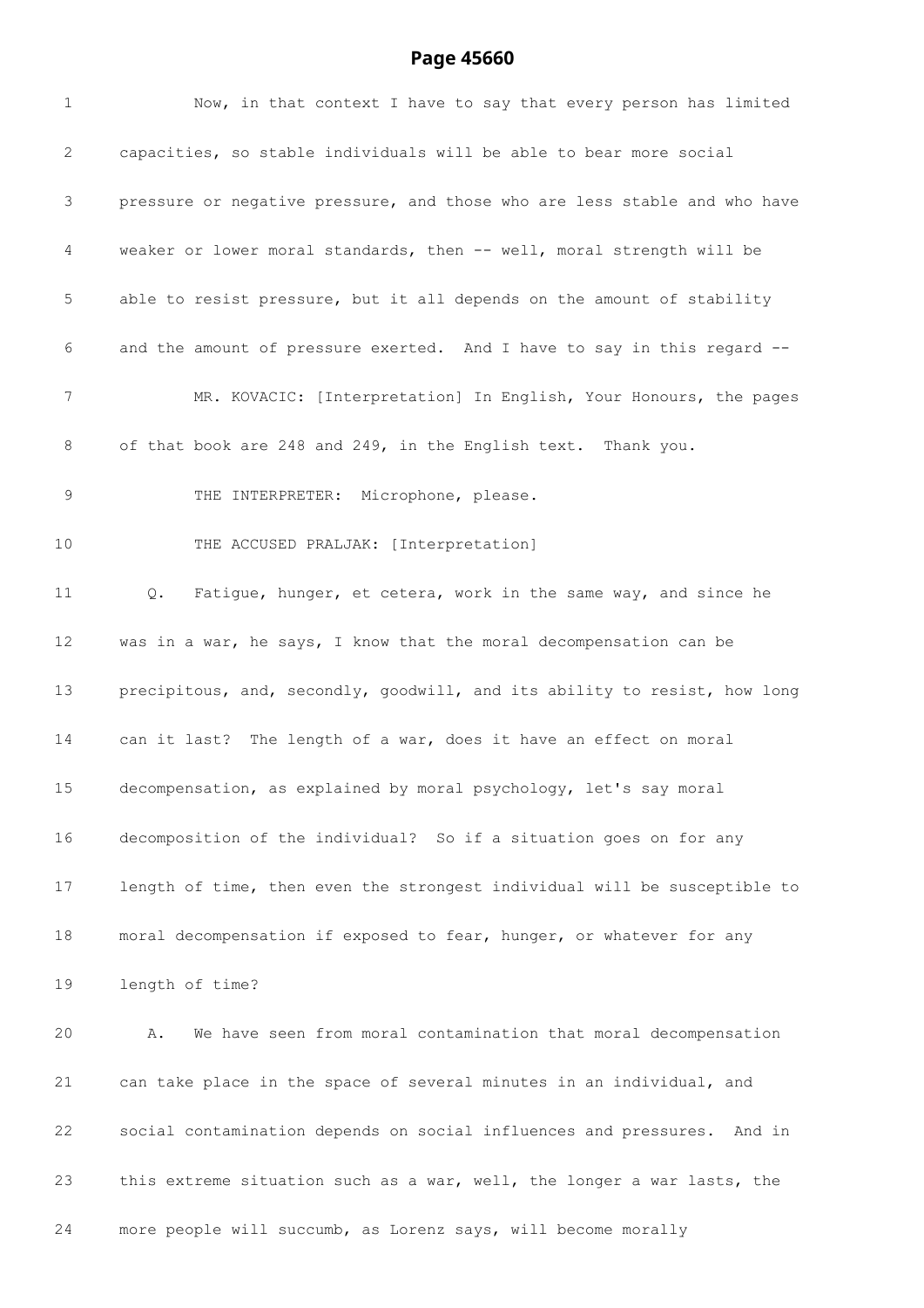Now, in that context I have to say that every person has limited capacities, so stable individuals will be able to bear more social pressure or negative pressure, and those who are less stable and who have weaker or lower moral standards, then -- well, moral strength will be able to resist pressure, but it all depends on the amount of stability and the amount of pressure exerted. And I have to say in this regard --

MR. KOVACIC: [Interpretation] In English, Your Honours, the pages of that book are 248 and 249, in the English text. Thank you.

THE INTERPRETER: Microphone, please.

THE ACCUSED PRALJAK: [Interpretation]

Q. Fatigue, hunger, et cetera, work in the same way, and since he was in a war, he says, I know that the moral decompensation can be precipitous, and, secondly, goodwill, and its ability to resist, how long can it last? The length of a war, does it have an effect on moral decompensation, as explained by moral psychology, let's say moral decomposition of the individual? So if a situation goes on for any length of time, then even the strongest individual will be susceptible to moral decompensation if exposed to fear, hunger, or whatever for any length of time?

A. We have seen from moral contamination that moral decompensation can take place in the space of several minutes in an individual, and social contamination depends on social influences and pressures. And in this extreme situation such as a war, well, the longer a war lasts, the more people will succumb, as Lorenz says, will become morally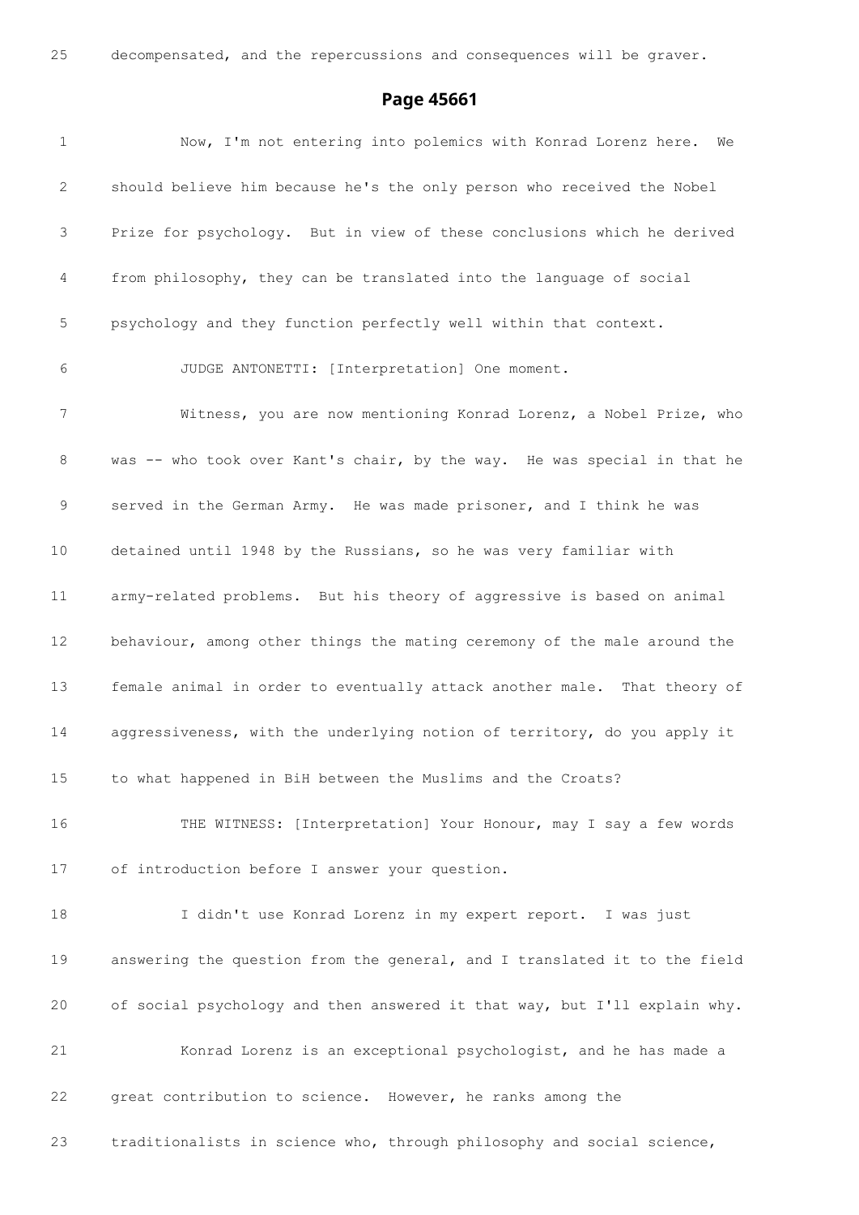25 decompensated, and the repercussions and consequences will be graver.

## Page 45661

1 Now, I'm not entering into polemics with Konrad Lorenz here. We

2 should believe him because he's the only person who received the Nobel

3 Prize for psychology. But in view of these conclusions which he derived

4 from philosophy, they can be translated into the language of social

5 psychology and they function perfectly well within that context.

6 JUDGE ANTONETTI: [Interpretation] One moment.

7 Witness, you are now mentioning Konrad Lorenz, a Nobel Prize, who

8 was -- who took over Kant's chair, by the way. He was special in that he

9 served in the German Army. He was made prisoner, and I think he was

10 detained until 1948 by the Russians, so he was very familiar with

11 army-related problems. But his theory of aggressive is based on animal

12 behaviour, among other things the mating ceremony of the male around the

13 female animal in order to eventually attack another male. That theory of

14 aggressiveness, with the underlying notion of territory, do you apply it

15 to what happened in BiH between the Muslims and the Croats?

16 THE WITNESS: [Interpretation] Your Honour, may I say a few words

17 of introduction before I answer your question.

18 I didn't use Konrad Lorenz in my expert report. I was just

19 answering the question from the general, and I translated it to the field

20 of social psychology and then answered it that way, but I'll explain why.

21 Konrad Lorenz is an exceptional psychologist, and he has made a

22 great contribution to science. However, he ranks among the

23 traditionalists in science who, through philosophy and social science,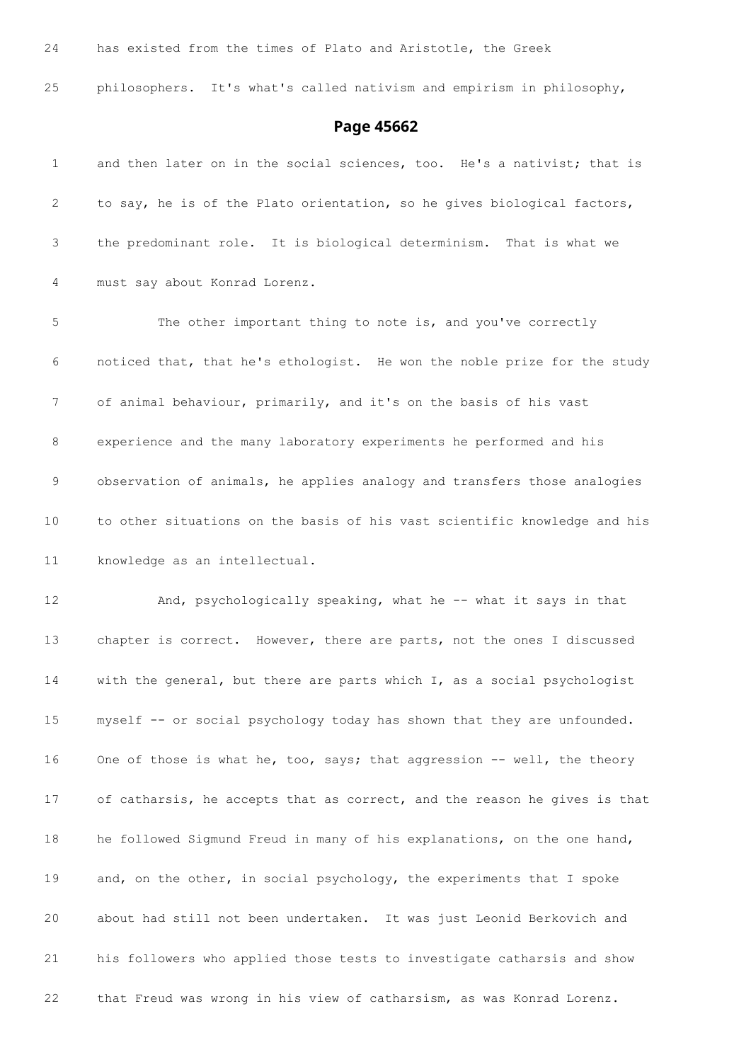24 has existed from the times of Plato and Aristotle, the Greek

25 philosophers. It's what's called nativism and empirism in philosophy,

## Page 45662

1 and then later on in the social sciences, too. He's a nativist; that is

2 to say, he is of the Plato orientation, so he gives biological factors,

3 the predominant role. It is biological determinism. That is what we

4 must say about Konrad Lorenz.

5 The other important thing to note is, and you've correctly

6 noticed that, that he's ethologist. He won the noble prize for the study

7 of animal behaviour, primarily, and it's on the basis of his vast

8 experience and the many laboratory experiments he performed and his

9 observation of animals, he applies analogy and transfers those analogies

10 to other situations on the basis of his vast scientific knowledge and his

11 knowledge as an intellectual.

12 And, psychologically speaking, what he -- what it says in that

13 chapter is correct. However, there are parts, not the ones I discussed

14 with the general, but there are parts which I, as a social psychologist

15 myself -- or social psychology today has shown that they are unfounded.

16 One of those is what he, too, says; that aggression -- well, the theory

17 of catharsis, he accepts that as correct, and the reason he gives is that

18 he followed Sigmund Freud in many of his explanations, on the one hand,

19 and, on the other, in social psychology, the experiments that I spoke

20 about had still not been undertaken. It was just Leonid Berkovich and

21 his followers who applied those tests to investigate catharsis and show

22 that Freud was wrong in his view of catharsism, as was Konrad Lorenz.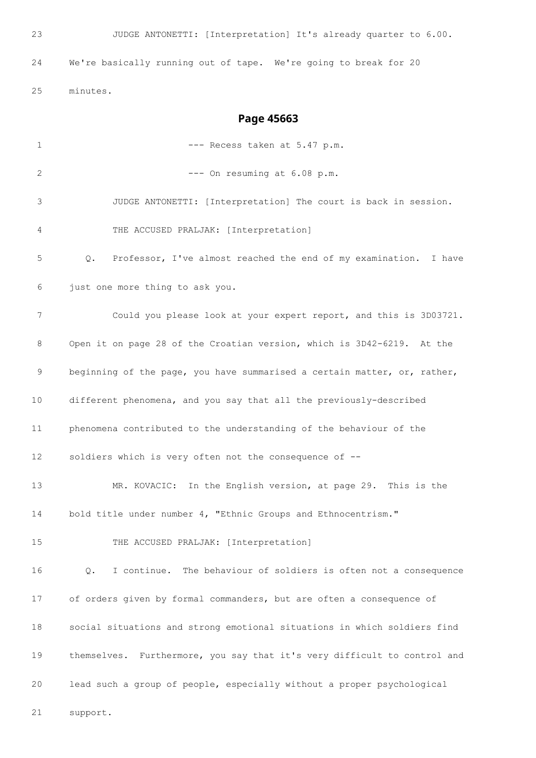23 JUDGE ANTONETTI: [Interpretation] It's already quarter to 6.00.

24 We're basically running out of tape. We're going to break for 20

25 minutes.

## Page 45663

1 --- Recess taken at 5.47 p.m.

2 --- On resuming at 6.08 p.m.

3 JUDGE ANTONETTI: [Interpretation] The court is back in session.

4 THE ACCUSED PRALJAK: [Interpretation]

5 Q. Professor, I've almost reached the end of my examination. I have

6 just one more thing to ask you.

7 Could you please look at your expert report, and this is 3D03721.

8 Open it on page 28 of the Croatian version, which is 3D42-6219. At the

9 beginning of the page, you have summarised a certain matter, or, rather,

10 different phenomena, and you say that all the previously-described

11 phenomena contributed to the understanding of the behaviour of the

12 soldiers which is very often not the consequence of --

13 MR. KOVACIC: In the English version, at page 29. This is the

14 bold title under number 4, "Ethnic Groups and Ethnocentrism."

15 THE ACCUSED PRALJAK: [Interpretation]

16 Q. I continue. The behaviour of soldiers is often not a consequence

17 of orders given by formal commanders, but are often a consequence of

18 social situations and strong emotional situations in which soldiers find

19 themselves. Furthermore, you say that it's very difficult to control and

20 lead such a group of people, especially without a proper psychological

21 support.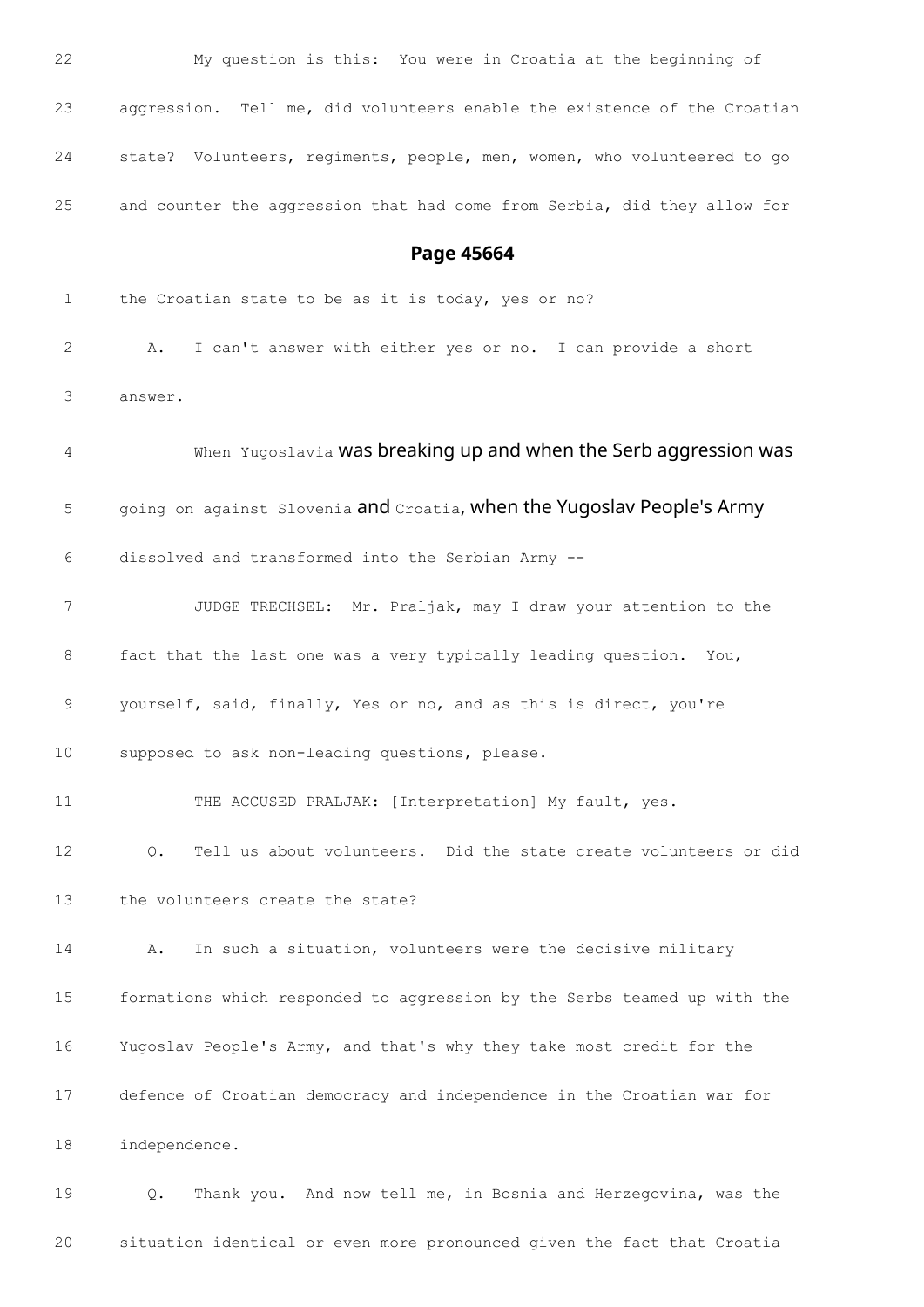22 My question is this: You were in Croatia at the beginning of

23 aggression. Tell me, did volunteers enable the existence of the Croatian

24 state? Volunteers, regiments, people, men, women, who volunteered to go

25 and counter the aggression that had come from Serbia, did they allow for

## Page 45664

1 the Croatian state to be as it is today, yes or no?

2 A. I can't answer with either yes or no. I can provide a short

3 answer.

4 When Yugoslavia was breaking up and when the Serb aggression was

5 going on against Slovenia and Croatia, when the Yugoslav People's Army

6 dissolved and transformed into the Serbian Army --

7 JUDGE TRECHSEL: Mr. Praljak, may I draw your attention to the

8 fact that the last one was a very typically leading question. You,

9 yourself, said, finally, Yes or no, and as this is direct, you're

10 supposed to ask non-leading questions, please.

11 THE ACCUSED PRALJAK: [Interpretation] My fault, yes.

12 Q. Tell us about volunteers. Did the state create volunteers or did

13 the volunteers create the state?

14 A. In such a situation, volunteers were the decisive military

15 formations which responded to aggression by the Serbs teamed up with the

16 Yugoslav People's Army, and that's why they take most credit for the

17 defence of Croatian democracy and independence in the Croatian war for

18 independence.

19 Q. Thank you. And now tell me, in Bosnia and Herzegovina, was the

20 situation identical or even more pronounced given the fact that Croatia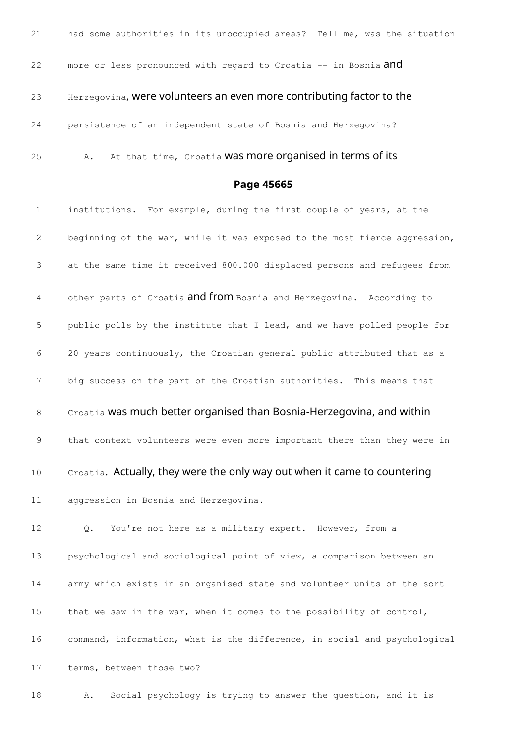21 had some authorities in its unoccupied areas? Tell me, was the situation

22 more or less pronounced with regard to Croatia -- in Bosnia and

23 Herzegovina, were volunteers an even more contributing factor to the

24 persistence of an independent state of Bosnia and Herzegovina?

25 A. At that time, Croatia was more organised in terms of its

**Page 45665**

1 institutions. For example, during the first couple of years, at the

2 beginning of the war, while it was exposed to the most fierce aggression,

3 at the same time it received 800.000 displaced persons and refugees from

4 other parts of Croatia and from Bosnia and Herzegovina. According to

5 public polls by the institute that I lead, and we have polled people for

6 20 years continuously, the Croatian general public attributed that as a

7 big success on the part of the Croatian authorities. This means that

8 Croatia was much better organised than Bosnia-Herzegovina, and within

9 that context volunteers were even more important there than they were in

10 Croatia. Actually, they were the only way out when it came to countering

11 aggression in Bosnia and Herzegovina.

12 Q. You're not here as a military expert. However, from a

13 psychological and sociological point of view, a comparison between an

14 army which exists in an organised state and volunteer units of the sort

15 that we saw in the war, when it comes to the possibility of control,

16 command, information, what is the difference, in social and psychological

17 terms, between those two?

18 A. Social psychology is trying to answer the question, and it is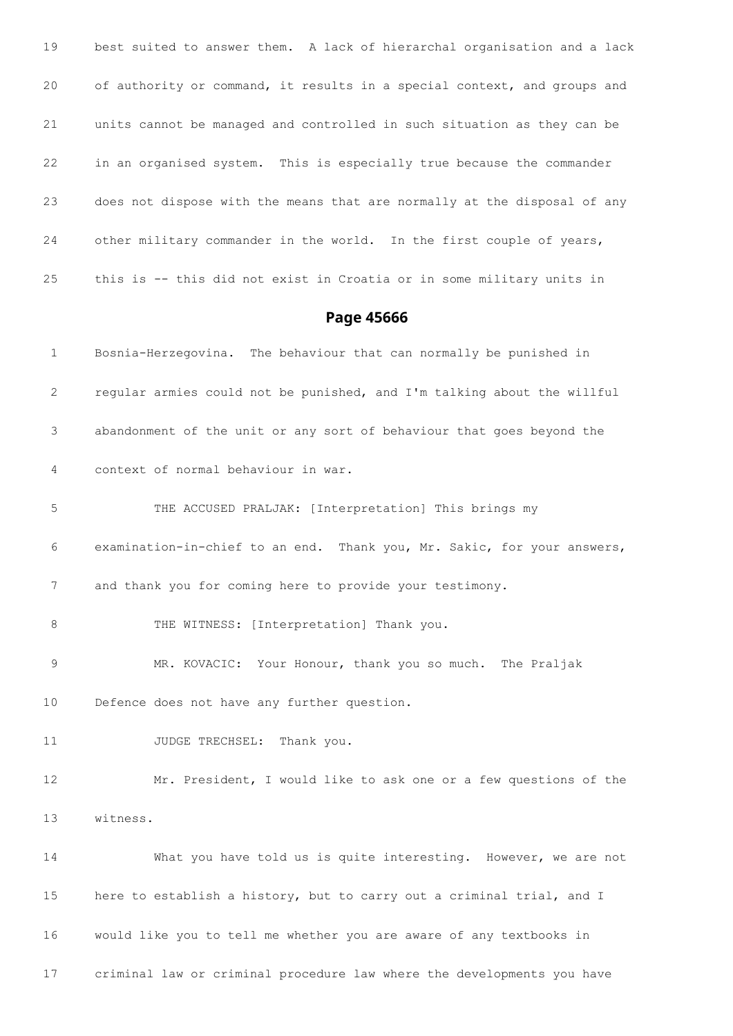19 best suited to answer them. A lack of hierarchal organisation and a lack

20 of authority or command, it results in a special context, and groups and

21 units cannot be managed and controlled in such situation as they can be

22 in an organised system. This is especially true because the commander

23 does not dispose with the means that are normally at the disposal of any

24 other military commander in the world. In the first couple of years,

25 this is -- this did not exist in Croatia or in some military units in

## Page 45666

1 Bosnia-Herzegovina. The behaviour that can normally be punished in

2 regular armies could not be punished, and I'm talking about the willful

3 abandonment of the unit or any sort of behaviour that goes beyond the

4 context of normal behaviour in war.

5 THE ACCUSED PRALJAK: [Interpretation] This brings my

6 examination-in-chief to an end. Thank you, Mr. Sakic, for your answers,

7 and thank you for coming here to provide your testimony.

8 THE WITNESS: [Interpretation] Thank you.

9 MR. KOVACIC: Your Honour, thank you so much. The Praljak

10 Defence does not have any further question.

11 JUDGE TRECHSEL: Thank you.

12 Mr. President, I would like to ask one or a few questions of the

13 witness.

14 What you have told us is quite interesting. However, we are not

15 here to establish a history, but to carry out a criminal trial, and I

16 would like you to tell me whether you are aware of any textbooks in

17 criminal law or criminal procedure law where the developments you have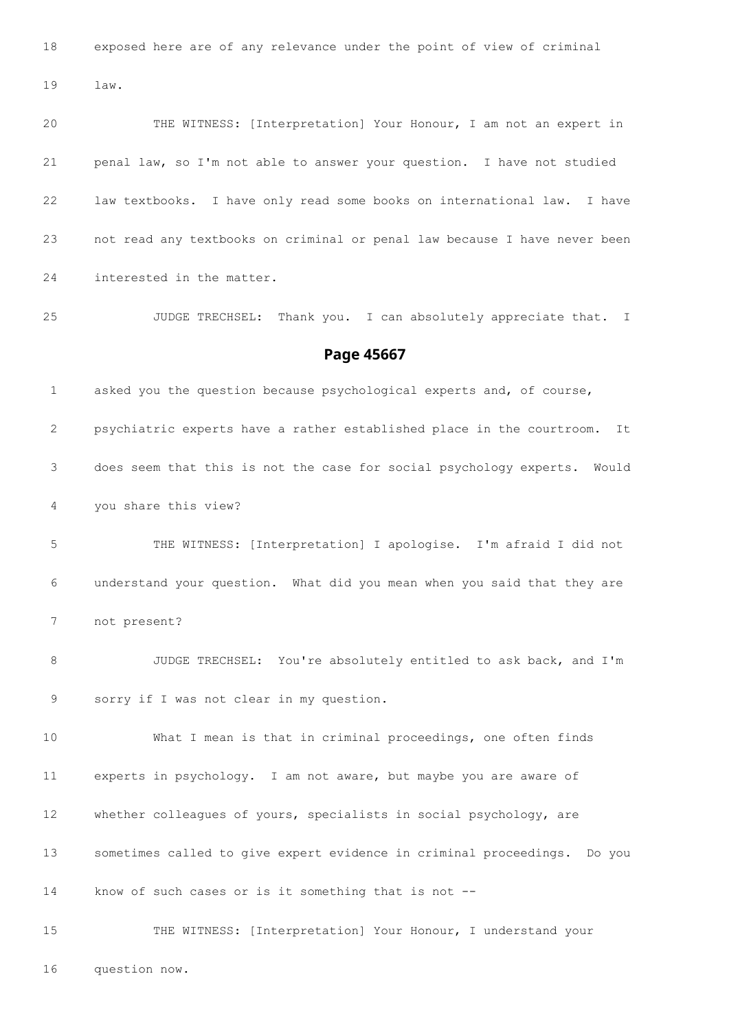18 exposed here are of any relevance under the point of view of criminal

19 law.

20 THE WITNESS: [Interpretation] Your Honour, I am not an expert in

21 penal law, so I'm not able to answer your question. I have not studied

22 law textbooks. I have only read some books on international law. I have

23 not read any textbooks on criminal or penal law because I have never been

24 interested in the matter.

25 JUDGE TRECHSEL: Thank you. I can absolutely appreciate that. I

## Page 45667

1 asked you the question because psychological experts and, of course,

2 psychiatric experts have a rather established place in the courtroom. It

3 does seem that this is not the case for social psychology experts. Would

4 you share this view?

5 THE WITNESS: [Interpretation] I apologise. I'm afraid I did not

6 understand your question. What did you mean when you said that they are

7 not present?

8 JUDGE TRECHSEL: You're absolutely entitled to ask back, and I'm

9 sorry if I was not clear in my question.

10 What I mean is that in criminal proceedings, one often finds

11 experts in psychology. I am not aware, but maybe you are aware of

12 whether colleagues of yours, specialists in social psychology, are

13 sometimes called to give expert evidence in criminal proceedings. Do you

14 know of such cases or is it something that is not --

15 THE WITNESS: [Interpretation] Your Honour, I understand your

16 question now.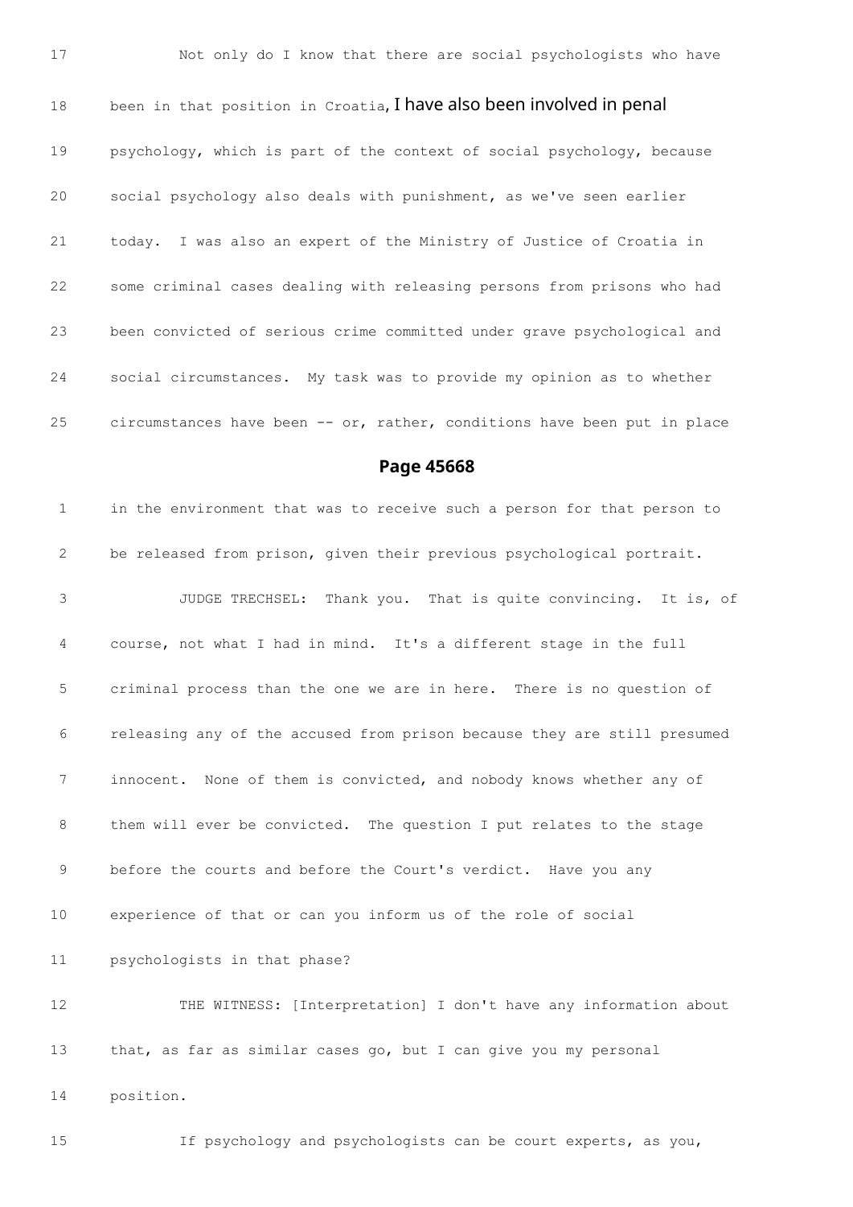17 Not only do I know that there are social psychologists who have

18 been in that position in Croatia, I have also been involved in penal

19 psychology, which is part of the context of social psychology, because

20 social psychology also deals with punishment, as we've seen earlier

21 today. I was also an expert of the Ministry of Justice of Croatia in

22 some criminal cases dealing with releasing persons from prisons who had

23 been convicted of serious crime committed under grave psychological and

24 social circumstances. My task was to provide my opinion as to whether

25 circumstances have been -- or, rather, conditions have been put in place

## Page 45668

1 in the environment that was to receive such a person for that person to

2 be released from prison, given their previous psychological portrait.

3 JUDGE TRECHSEL: Thank you. That is quite convincing. It is, of

4 course, not what I had in mind. It's a different stage in the full

5 criminal process than the one we are in here. There is no question of

6 releasing any of the accused from prison because they are still presumed

7 innocent. None of them is convicted, and nobody knows whether any of

8 them will ever be convicted. The question I put relates to the stage

9 before the courts and before the Court's verdict. Have you any

10 experience of that or can you inform us of the role of social

11 psychologists in that phase?

12 THE WITNESS: [Interpretation] I don't have any information about

13 that, as far as similar cases go, but I can give you my personal

14 position.

15 If psychology and psychologists can be court experts, as you,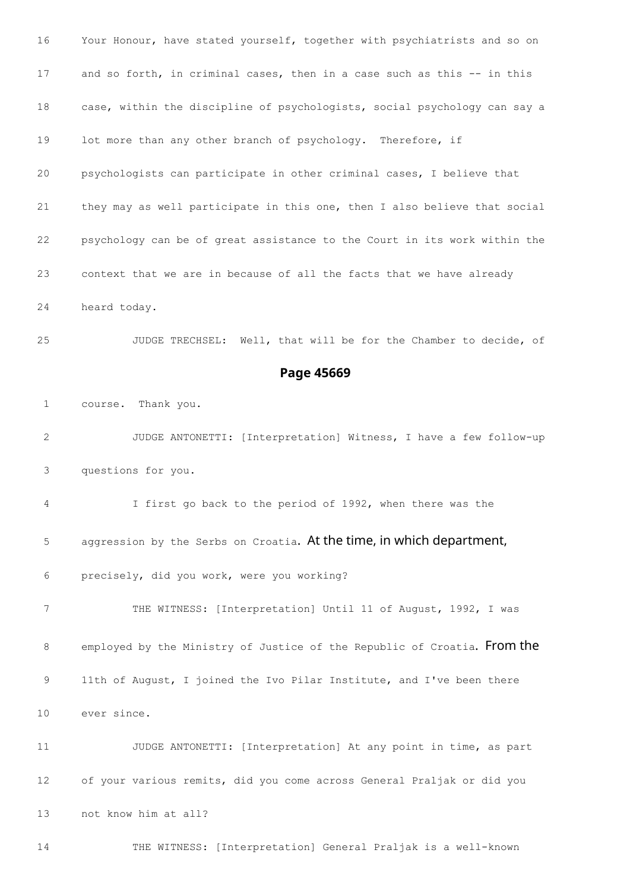16 Your Honour, have stated yourself, together with psychiatrists and so on

17 and so forth, in criminal cases, then in a case such as this -- in this

18 case, within the discipline of psychologists, social psychology can say a

19 lot more than any other branch of psychology. Therefore, if

20 psychologists can participate in other criminal cases, I believe that

21 they may as well participate in this one, then I also believe that social

22 psychology can be of great assistance to the Court in its work within the

23 context that we are in because of all the facts that we have already

24 heard today.

25 JUDGE TRECHSEL: Well, that will be for the Chamber to decide, of

**Page 45669**

1 course. Thank you.

2 JUDGE ANTONETTI: [Interpretation] Witness, I have a few follow-up

3 questions for you.

4 I first go back to the period of 1992, when there was the

5 aggression by the Serbs on Croatia. At the time, in which department,

6 precisely, did you work, were you working?

7 THE WITNESS: [Interpretation] Until 11 of August, 1992, I was

8 employed by the Ministry of Justice of the Republic of Croatia. From the

9 11th of August, I joined the Ivo Pilar Institute, and I've been there

10 ever since.

11 JUDGE ANTONETTI: [Interpretation] At any point in time, as part

12 of your various remits, did you come across General Praljak or did you

13 not know him at all?

14 THE WITNESS: [Interpretation] General Praljak is a well-known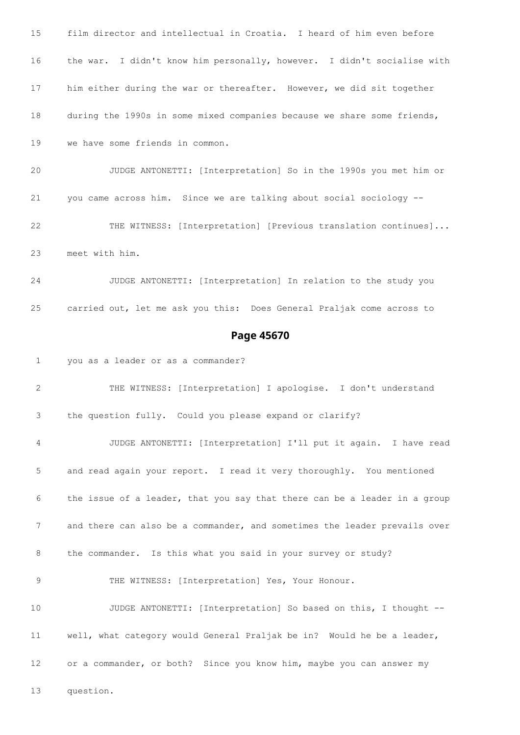15 film director and intellectual in Croatia. I heard of him even before

16 the war. I didn't know him personally, however. I didn't socialise with

17 him either during the war or thereafter. However, we did sit together

18 during the 1990s in some mixed companies because we share some friends,

19 we have some friends in common.

20 JUDGE ANTONETTI: [Interpretation] So in the 1990s you met him or

21 you came across him. Since we are talking about social sociology --

22 THE WITNESS: [Interpretation] [Previous translation continues]...

23 meet with him.

24 JUDGE ANTONETTI: [Interpretation] In relation to the study you

25 carried out, let me ask you this: Does General Praljak come across to

## Page 45670

1 you as a leader or as a commander?

2 THE WITNESS: [Interpretation] I apologise. I don't understand

3 the question fully. Could you please expand or clarify?

4 JUDGE ANTONETTI: [Interpretation] I'll put it again. I have read

5 and read again your report. I read it very thoroughly. You mentioned

6 the issue of a leader, that you say that there can be a leader in a group

7 and there can also be a commander, and sometimes the leader prevails over

8 the commander. Is this what you said in your survey or study?

9 THE WITNESS: [Interpretation] Yes, Your Honour.

10 JUDGE ANTONETTI: [Interpretation] So based on this, I thought --

11 well, what category would General Praljak be in? Would he be a leader,

12 or a commander, or both? Since you know him, maybe you can answer my

13 question.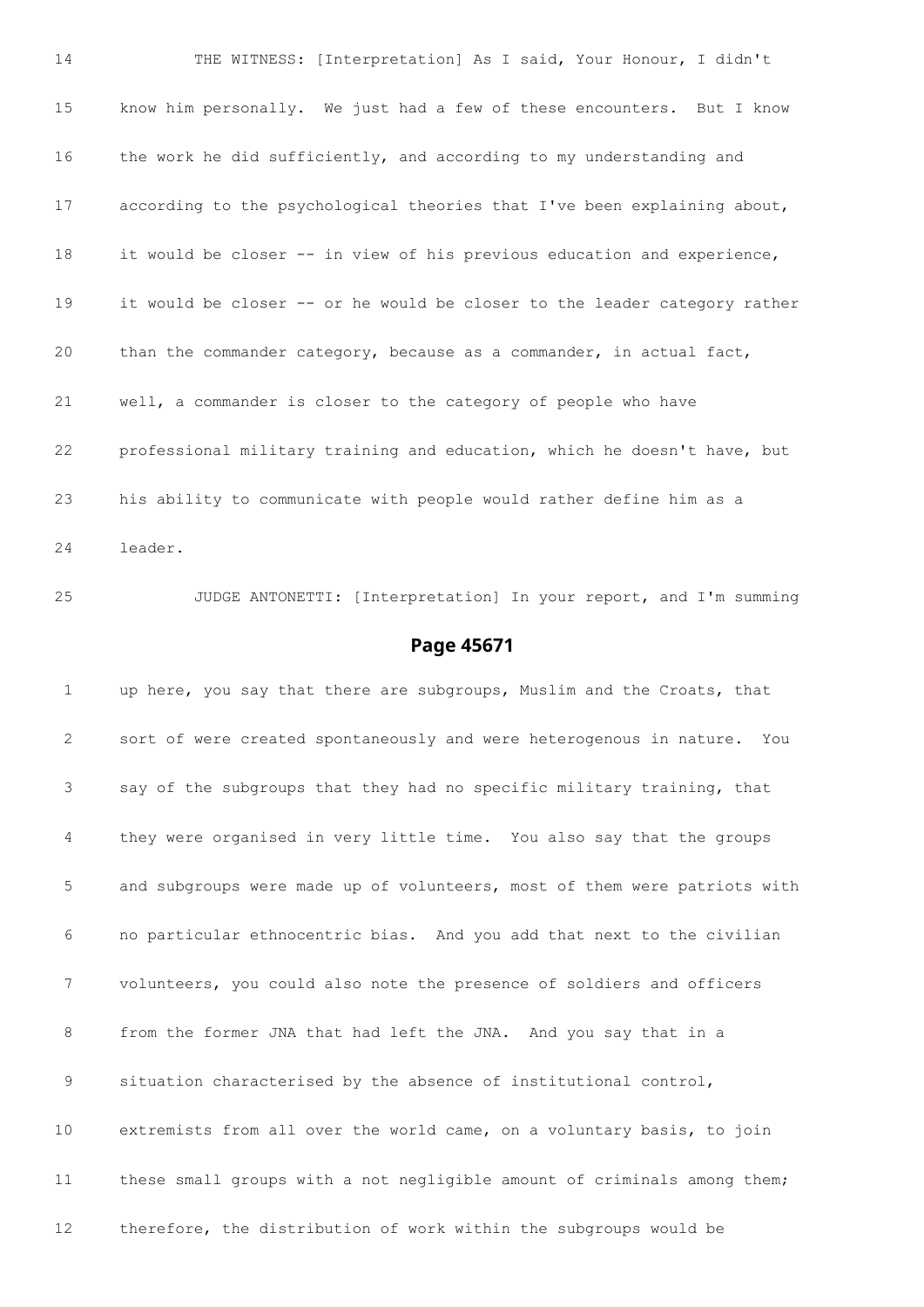14 THE WITNESS: [Interpretation] As I said, Your Honour, I didn't
15 know him personally. We just had a few of these encounters. But I know
16 the work he did sufficiently, and according to my understanding and
17 according to the psychological theories that I've been explaining about,
18 it would be closer -- in view of his previous education and experience,
19 it would be closer -- or he would be closer to the leader category rather
20 than the commander category, because as a commander, in actual fact,
21 well, a commander is closer to the category of people who have
22 professional military training and education, which he doesn't have, but
23 his ability to communicate with people would rather define him as a
24 leader.
25 JUDGE ANTONETTI: [Interpretation] In your report, and I'm summing

## Page 45671

1 up here, you say that there are subgroups, Muslim and the Croats, that
2 sort of were created spontaneously and were heterogenous in nature. You
3 say of the subgroups that they had no specific military training, that
4 they were organised in very little time. You also say that the groups
5 and subgroups were made up of volunteers, most of them were patriots with
6 no particular ethnocentric bias. And you add that next to the civilian
7 volunteers, you could also note the presence of soldiers and officers
8 from the former JNA that had left the JNA. And you say that in a
9 situation characterised by the absence of institutional control,
10 extremists from all over the world came, on a voluntary basis, to join
11 these small groups with a not negligible amount of criminals among them;
12 therefore, the distribution of work within the subgroups would be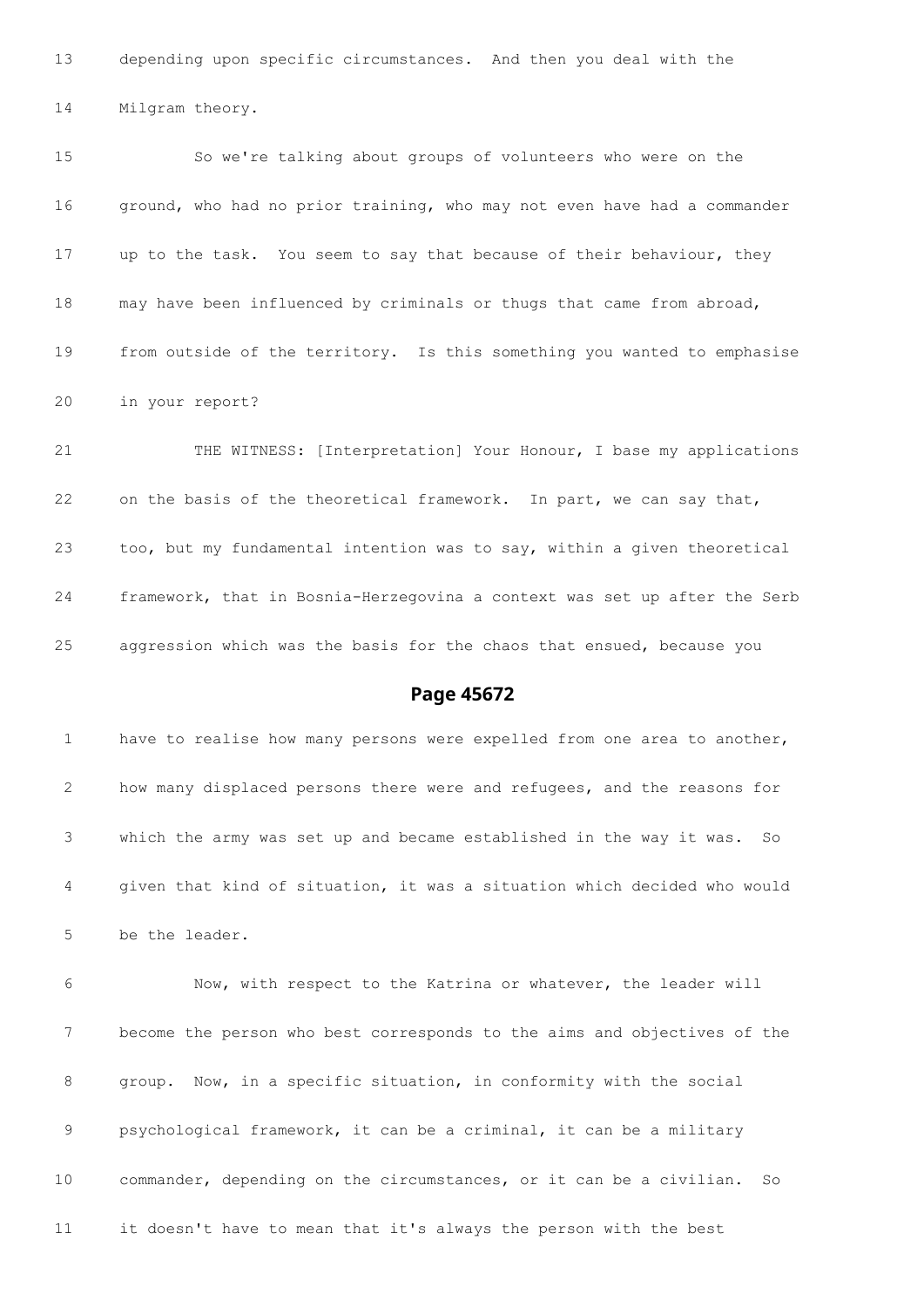13 depending upon specific circumstances. And then you deal with the

14 Milgram theory.

15 So we're talking about groups of volunteers who were on the

16 ground, who had no prior training, who may not even have had a commander

17 up to the task. You seem to say that because of their behaviour, they

18 may have been influenced by criminals or thugs that came from abroad,

19 from outside of the territory. Is this something you wanted to emphasise

20 in your report?

21 THE WITNESS: [Interpretation] Your Honour, I base my applications

22 on the basis of the theoretical framework. In part, we can say that,

23 too, but my fundamental intention was to say, within a given theoretical

24 framework, that in Bosnia-Herzegovina a context was set up after the Serb

25 aggression which was the basis for the chaos that ensued, because you

## Page 45672

1 have to realise how many persons were expelled from one area to another,

2 how many displaced persons there were and refugees, and the reasons for

3 which the army was set up and became established in the way it was. So

4 given that kind of situation, it was a situation which decided who would

5 be the leader.

6 Now, with respect to the Katrina or whatever, the leader will

7 become the person who best corresponds to the aims and objectives of the

8 group. Now, in a specific situation, in conformity with the social

9 psychological framework, it can be a criminal, it can be a military

10 commander, depending on the circumstances, or it can be a civilian. So

11 it doesn't have to mean that it's always the person with the best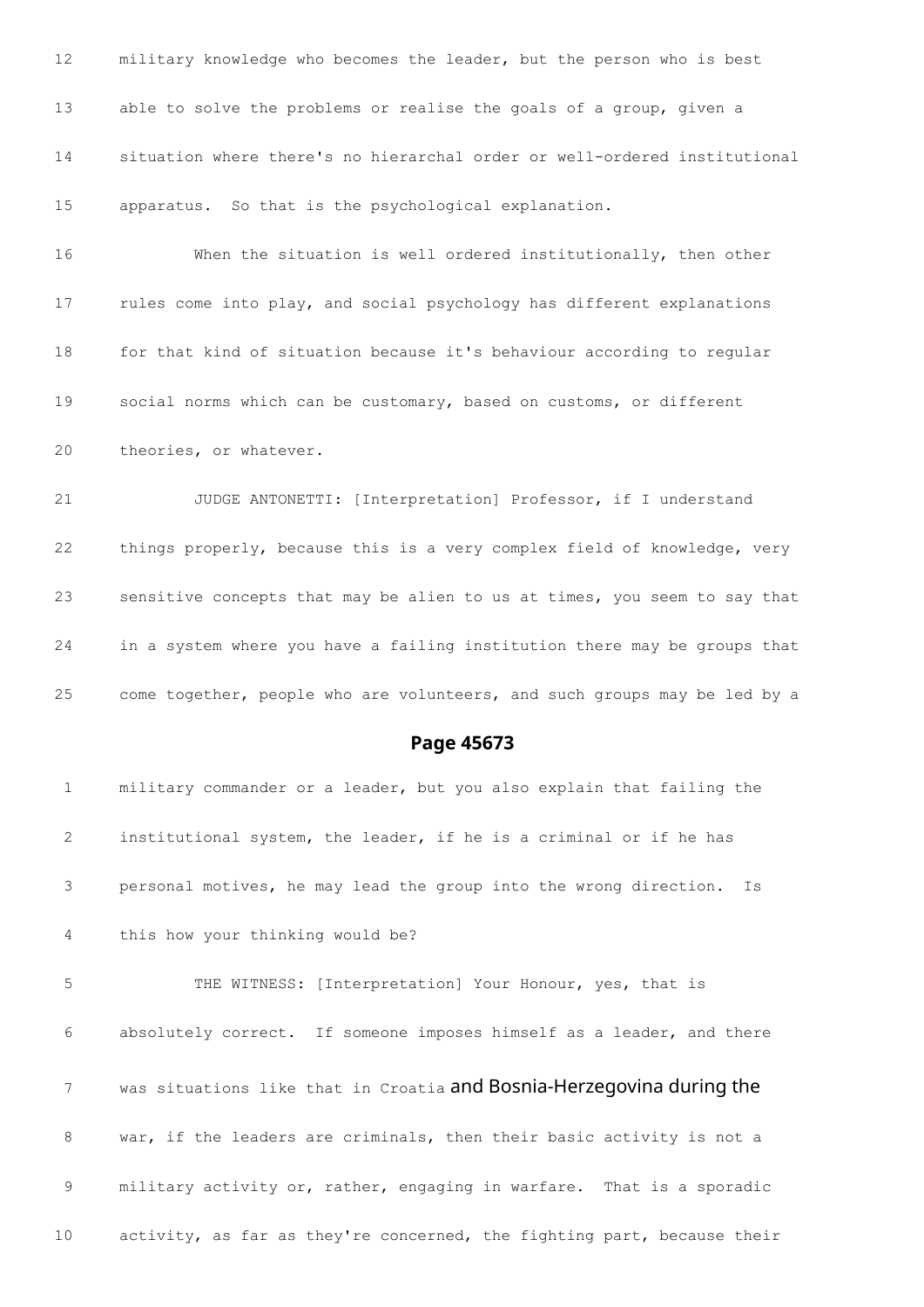12 military knowledge who becomes the leader, but the person who is best

13 able to solve the problems or realise the goals of a group, given a

14 situation where there's no hierarchal order or well-ordered institutional

15 apparatus. So that is the psychological explanation.

16 When the situation is well ordered institutionally, then other

17 rules come into play, and social psychology has different explanations

18 for that kind of situation because it's behaviour according to regular

19 social norms which can be customary, based on customs, or different

20 theories, or whatever.

21 JUDGE ANTONETTI: [Interpretation] Professor, if I understand

22 things properly, because this is a very complex field of knowledge, very

23 sensitive concepts that may be alien to us at times, you seem to say that

24 in a system where you have a failing institution there may be groups that

25 come together, people who are volunteers, and such groups may be led by a

## Page 45673

1 military commander or a leader, but you also explain that failing the

2 institutional system, the leader, if he is a criminal or if he has

3 personal motives, he may lead the group into the wrong direction. Is

4 this how your thinking would be?

5 THE WITNESS: [Interpretation] Your Honour, yes, that is

6 absolutely correct. If someone imposes himself as a leader, and there

7 was situations like that in Croatia and Bosnia-Herzegovina during the

8 war, if the leaders are criminals, then their basic activity is not a

9 military activity or, rather, engaging in warfare. That is a sporadic

10 activity, as far as they're concerned, the fighting part, because their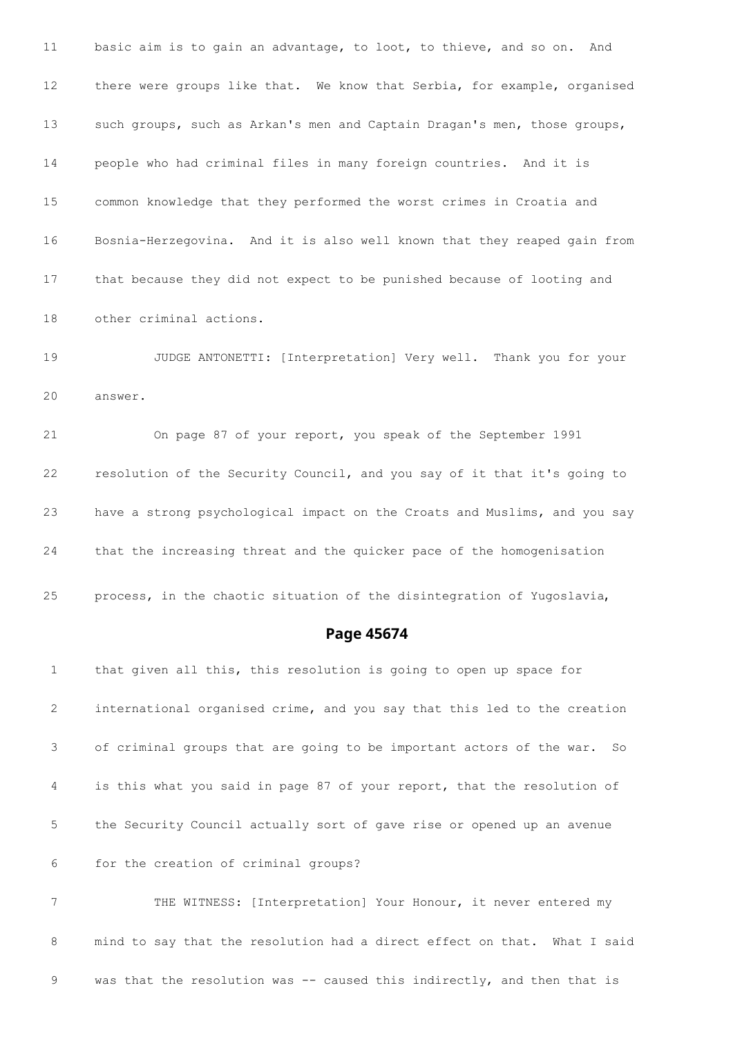11 basic aim is to gain an advantage, to loot, to thieve, and so on. And

12 there were groups like that. We know that Serbia, for example, organised

13 such groups, such as Arkan's men and Captain Dragan's men, those groups,

14 people who had criminal files in many foreign countries. And it is

15 common knowledge that they performed the worst crimes in Croatia and

16 Bosnia-Herzegovina. And it is also well known that they reaped gain from

17 that because they did not expect to be punished because of looting and

18 other criminal actions.

19 JUDGE ANTONETTI: [Interpretation] Very well. Thank you for your

20 answer.

21 On page 87 of your report, you speak of the September 1991

22 resolution of the Security Council, and you say of it that it's going to

23 have a strong psychological impact on the Croats and Muslims, and you say

24 that the increasing threat and the quicker pace of the homogenisation

25 process, in the chaotic situation of the disintegration of Yugoslavia,

## Page 45674

1 that given all this, this resolution is going to open up space for

2 international organised crime, and you say that this led to the creation

3 of criminal groups that are going to be important actors of the war. So

4 is this what you said in page 87 of your report, that the resolution of

5 the Security Council actually sort of gave rise or opened up an avenue

6 for the creation of criminal groups?

7 THE WITNESS: [Interpretation] Your Honour, it never entered my

8 mind to say that the resolution had a direct effect on that. What I said

9 was that the resolution was -- caused this indirectly, and then that is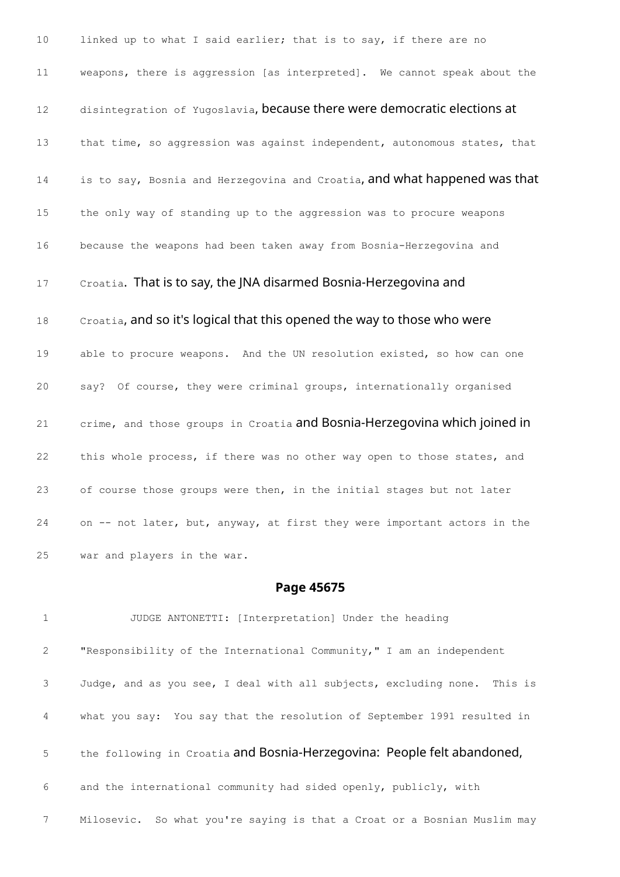10 linked up to what I said earlier; that is to say, if there are no

11 weapons, there is aggression [as interpreted]. We cannot speak about the

12 disintegration of Yugoslavia, because there were democratic elections at

13 that time, so aggression was against independent, autonomous states, that

14 is to say, Bosnia and Herzegovina and Croatia, and what happened was that

15 the only way of standing up to the aggression was to procure weapons

16 because the weapons had been taken away from Bosnia-Herzegovina and

17 Croatia. That is to say, the JNA disarmed Bosnia-Herzegovina and

18 Croatia, and so it's logical that this opened the way to those who were

19 able to procure weapons. And the UN resolution existed, so how can one

20 say? Of course, they were criminal groups, internationally organised

21 crime, and those groups in Croatia and Bosnia-Herzegovina which joined in

22 this whole process, if there was no other way open to those states, and

23 of course those groups were then, in the initial stages but not later

24 on -- not later, but, anyway, at first they were important actors in the

25 war and players in the war.

## Page 45675

1 JUDGE ANTONETTI: [Interpretation] Under the heading

2 "Responsibility of the International Community," I am an independent

3 Judge, and as you see, I deal with all subjects, excluding none. This is

4 what you say: You say that the resolution of September 1991 resulted in

5 the following in Croatia and Bosnia-Herzegovina: People felt abandoned,

6 and the international community had sided openly, publicly, with

7 Milosevic. So what you're saying is that a Croat or a Bosnian Muslim may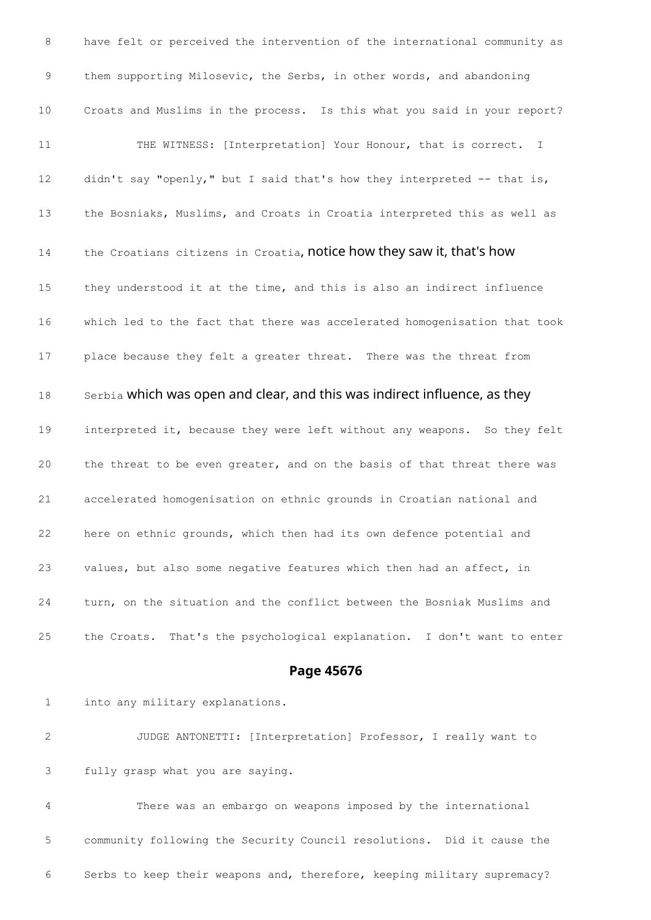8 have felt or perceived the intervention of the international community as

9 them supporting Milosevic, the Serbs, in other words, and abandoning

10 Croats and Muslims in the process. Is this what you said in your report?

11 THE WITNESS: [Interpretation] Your Honour, that is correct. I

12 didn't say "openly," but I said that's how they interpreted -- that is,

13 the Bosniaks, Muslims, and Croats in Croatia interpreted this as well as

14 the Croatians citizens in Croatia, notice how they saw it, that's how

15 they understood it at the time, and this is also an indirect influence

16 which led to the fact that there was accelerated homogenisation that took

17 place because they felt a greater threat. There was the threat from

18 Serbia which was open and clear, and this was indirect influence, as they

19 interpreted it, because they were left without any weapons. So they felt

20 the threat to be even greater, and on the basis of that threat there was

21 accelerated homogenisation on ethnic grounds in Croatian national and

22 here on ethnic grounds, which then had its own defence potential and

23 values, but also some negative features which then had an affect, in

24 turn, on the situation and the conflict between the Bosniak Muslims and

25 the Croats. That's the psychological explanation. I don't want to enter

## Page 45676

1 into any military explanations.

2 JUDGE ANTONETTI: [Interpretation] Professor, I really want to

3 fully grasp what you are saying.

4 There was an embargo on weapons imposed by the international

5 community following the Security Council resolutions. Did it cause the

6 Serbs to keep their weapons and, therefore, keeping military supremacy?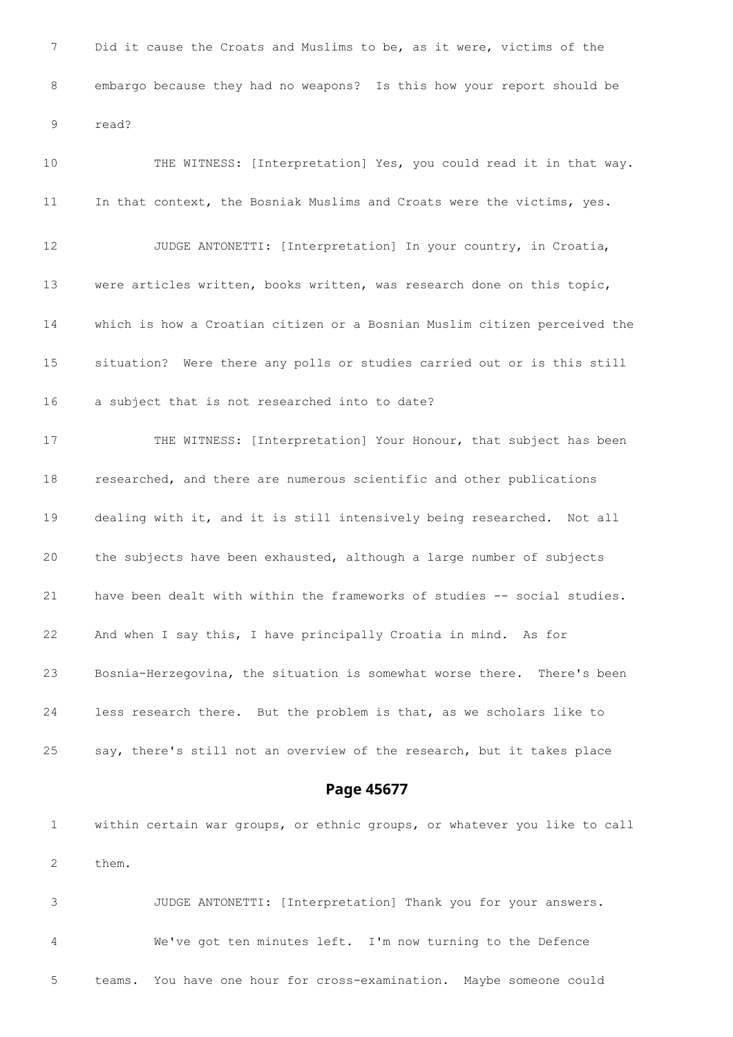7 Did it cause the Croats and Muslims to be, as it were, victims of the

8 embargo because they had no weapons? Is this how your report should be

9 read?

10 THE WITNESS: [Interpretation] Yes, you could read it in that way.

11 In that context, the Bosniak Muslims and Croats were the victims, yes.

12 JUDGE ANTONETTI: [Interpretation] In your country, in Croatia,

13 were articles written, books written, was research done on this topic,

14 which is how a Croatian citizen or a Bosnian Muslim citizen perceived the

15 situation? Were there any polls or studies carried out or is this still

16 a subject that is not researched into to date?

17 THE WITNESS: [Interpretation] Your Honour, that subject has been

18 researched, and there are numerous scientific and other publications

19 dealing with it, and it is still intensively being researched. Not all

20 the subjects have been exhausted, although a large number of subjects

21 have been dealt with within the frameworks of studies -- social studies.

22 And when I say this, I have principally Croatia in mind. As for

23 Bosnia-Herzegovina, the situation is somewhat worse there. There's been

24 less research there. But the problem is that, as we scholars like to

25 say, there's still not an overview of the research, but it takes place

## Page 45677

1 within certain war groups, or ethnic groups, or whatever you like to call

2 them.

3 JUDGE ANTONETTI: [Interpretation] Thank you for your answers.

4 We've got ten minutes left. I'm now turning to the Defence

5 teams. You have one hour for cross-examination. Maybe someone could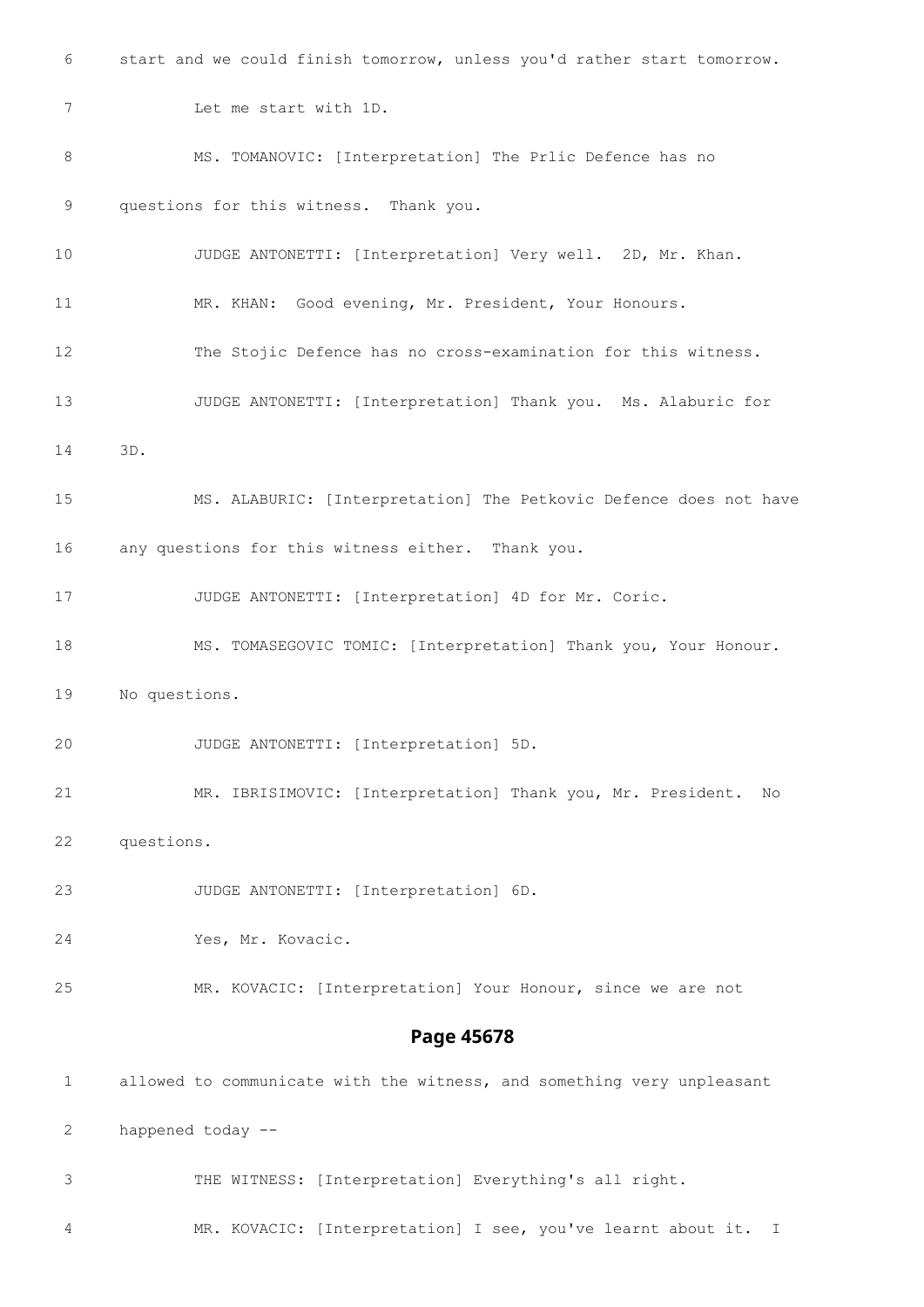6 start and we could finish tomorrow, unless you'd rather start tomorrow.

7 Let me start with 1D.

8 MS. TOMANOVIC: [Interpretation] The Prlic Defence has no

9 questions for this witness. Thank you.

10 JUDGE ANTONETTI: [Interpretation] Very well. 2D, Mr. Khan.

11 MR. KHAN: Good evening, Mr. President, Your Honours.

12 The Stojic Defence has no cross-examination for this witness.

13 JUDGE ANTONETTI: [Interpretation] Thank you. Ms. Alaburic for

14 3D.

15 MS. ALABURIC: [Interpretation] The Petkovic Defence does not have

16 any questions for this witness either. Thank you.

17 JUDGE ANTONETTI: [Interpretation] 4D for Mr. Coric.

18 MS. TOMASEGOVIC TOMIC: [Interpretation] Thank you, Your Honour.

19 No questions.

20 JUDGE ANTONETTI: [Interpretation] 5D.

21 MR. IBRISIMOVIC: [Interpretation] Thank you, Mr. President. No

22 questions.

23 JUDGE ANTONETTI: [Interpretation] 6D.

24 Yes, Mr. Kovacic.

25 MR. KOVACIC: [Interpretation] Your Honour, since we are not

## Page 45678

1 allowed to communicate with the witness, and something very unpleasant

2 happened today --

3 THE WITNESS: [Interpretation] Everything's all right.

4 MR. KOVACIC: [Interpretation] I see, you've learnt about it. I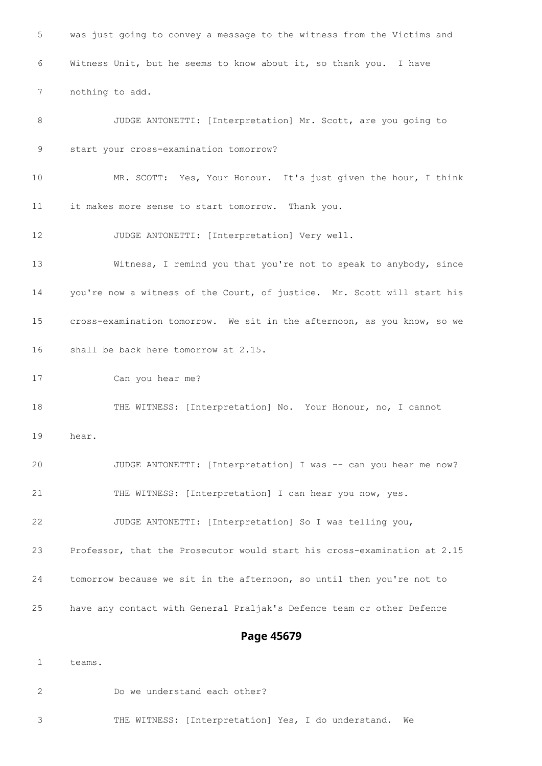5 was just going to convey a message to the witness from the Victims and

6 Witness Unit, but he seems to know about it, so thank you. I have

7 nothing to add.

8 JUDGE ANTONETTI: [Interpretation] Mr. Scott, are you going to

9 start your cross-examination tomorrow?

10 MR. SCOTT: Yes, Your Honour. It's just given the hour, I think

11 it makes more sense to start tomorrow. Thank you.

12 JUDGE ANTONETTI: [Interpretation] Very well.

13 Witness, I remind you that you're not to speak to anybody, since

14 you're now a witness of the Court, of justice. Mr. Scott will start his

15 cross-examination tomorrow. We sit in the afternoon, as you know, so we

16 shall be back here tomorrow at 2.15.

17 Can you hear me?

18 THE WITNESS: [Interpretation] No. Your Honour, no, I cannot

19 hear.

20 JUDGE ANTONETTI: [Interpretation] I was -- can you hear me now?

21 THE WITNESS: [Interpretation] I can hear you now, yes.

22 JUDGE ANTONETTI: [Interpretation] So I was telling you,

23 Professor, that the Prosecutor would start his cross-examination at 2.15

24 tomorrow because we sit in the afternoon, so until then you're not to

25 have any contact with General Praljak's Defence team or other Defence

## Page 45679

1 teams.

2 Do we understand each other?

3 THE WITNESS: [Interpretation] Yes, I do understand. We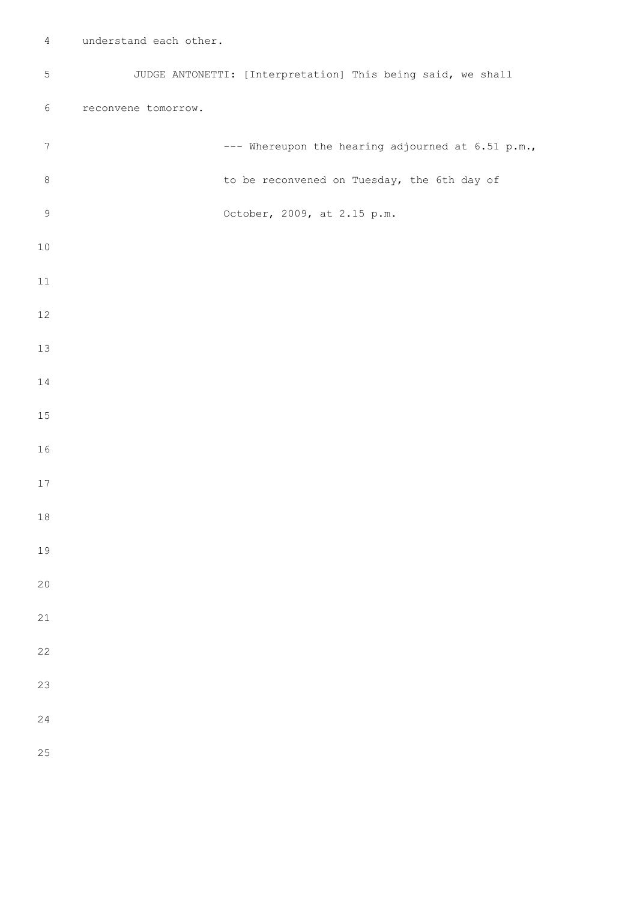understand each other.

JUDGE ANTONETTI: [Interpretation] This being said, we shall reconvene tomorrow.

--- Whereupon the hearing adjourned at 6.51 p.m., to be reconvened on Tuesday, the 6th day of October, 2009, at 2.15 p.m.